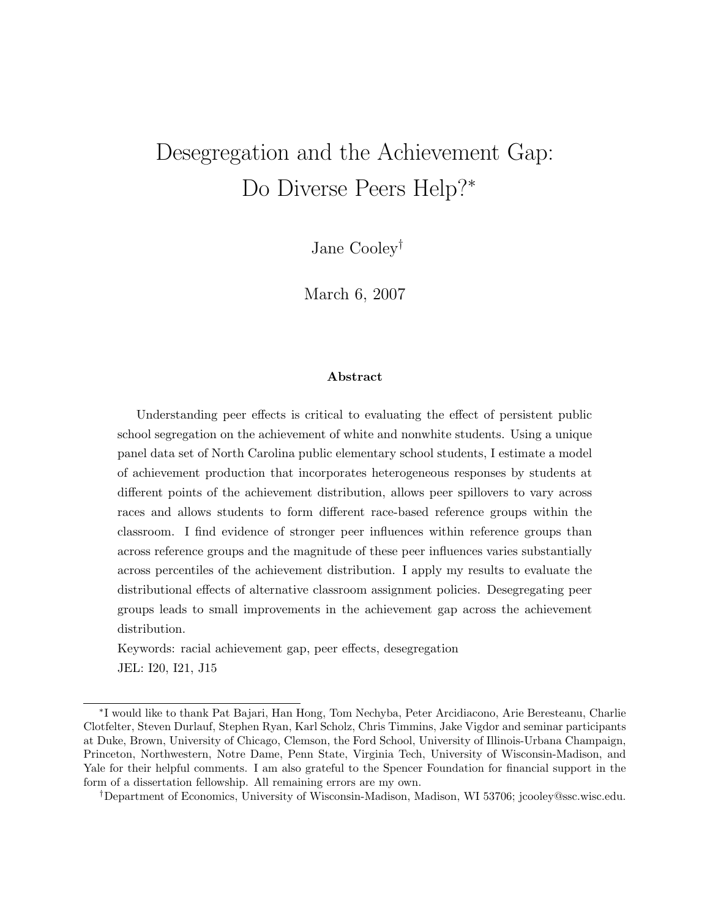# Desegregation and the Achievement Gap: Do Diverse Peers Help?*

Jane Cooley†

March 6, 2007

### Abstract

Understanding peer effects is critical to evaluating the effect of persistent public school segregation on the achievement of white and nonwhite students. Using a unique panel data set of North Carolina public elementary school students, I estimate a model of achievement production that incorporates heterogeneous responses by students at different points of the achievement distribution, allows peer spillovers to vary across races and allows students to form different race-based reference groups within the classroom. I find evidence of stronger peer influences within reference groups than across reference groups and the magnitude of these peer influences varies substantially across percentiles of the achievement distribution. I apply my results to evaluate the distributional effects of alternative classroom assignment policies. Desegregating peer groups leads to small improvements in the achievement gap across the achievement distribution.

Keywords: racial achievement gap, peer effects, desegregation

JEL: I20, I21, J15

---

*I would like to thank Pat Bajari, Han Hong, Tom Nechyba, Peter Arcidiacono, Arie Beresteanu, Charlie Clotfelter, Steven Durlauf, Stephen Ryan, Karl Scholz, Chris Timmins, Jake Vigdor and seminar participants at Duke, Brown, University of Chicago, Clemson, the Ford School, University of Illinois-Urbana Champaign, Princeton, Northwestern, Notre Dame, Penn State, Virginia Tech, University of Wisconsin-Madison, and Yale for their helpful comments. I am also grateful to the Spencer Foundation for financial support in the form of a dissertation fellowship. All remaining errors are my own.

†Department of Economics, University of Wisconsin-Madison, Madison, WI 53706; jcooley@ssc.wisc.edu.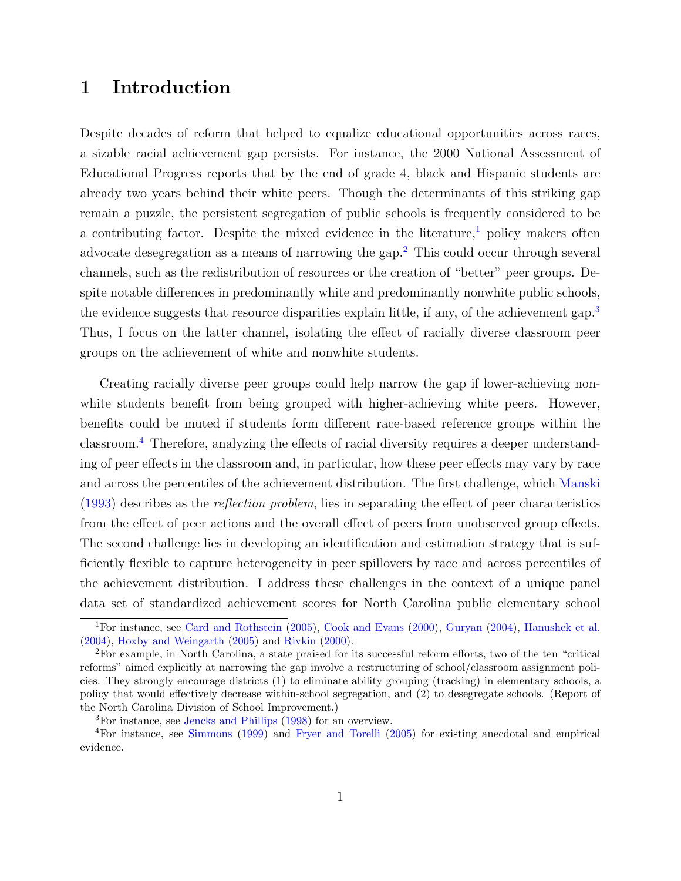# 1 Introduction

Despite decades of reform that helped to equalize educational opportunities across races, a sizable racial achievement gap persists. For instance, the 2000 National Assessment of Educational Progress reports that by the end of grade 4, black and Hispanic students are already two years behind their white peers. Though the determinants of this striking gap remain a puzzle, the persistent segregation of public schools is frequently considered to be a contributing factor. Despite the mixed evidence in the literature,[1] policy makers often advocate desegregation as a means of narrowing the gap.[2] This could occur through several channels, such as the redistribution of resources or the creation of "better" peer groups. Despite notable differences in predominantly white and predominantly nonwhite public schools, the evidence suggests that resource disparities explain little, if any, of the achievement gap.[3] Thus, I focus on the latter channel, isolating the effect of racially diverse classroom peer groups on the achievement of white and nonwhite students.

Creating racially diverse peer groups could help narrow the gap if lower-achieving nonwhite students benefit from being grouped with higher-achieving white peers. However, benefits could be muted if students form different race-based reference groups within the classroom.[4] Therefore, analyzing the effects of racial diversity requires a deeper understanding of peer effects in the classroom and, in particular, how these peer effects may vary by race and across the percentiles of the achievement distribution. The first challenge, which Manski (1993) describes as the *reflection problem*, lies in separating the effect of peer characteristics from the effect of peer actions and the overall effect of peers from unobserved group effects. The second challenge lies in developing an identification and estimation strategy that is sufficiently flexible to capture heterogeneity in peer spillovers by race and across percentiles of the achievement distribution. I address these challenges in the context of a unique panel data set of standardized achievement scores for North Carolina public elementary school

[1] For instance, see Card and Rothstein (2005), Cook and Evans (2000), Guryan (2004), Hanushek et al. (2004), Hoxby and Weingarth (2005) and Rivkin (2000).

[2] For example, in North Carolina, a state praised for its successful reform efforts, two of the ten "critical reforms" aimed explicitly at narrowing the gap involve a restructuring of school/classroom assignment policies. They strongly encourage districts (1) to eliminate ability grouping (tracking) in elementary schools, a policy that would effectively decrease within-school segregation, and (2) to desegregate schools. (Report of the North Carolina Division of School Improvement.)

[3] For instance, see Jencks and Phillips (1998) for an overview.

[4] For instance, see Simmons (1999) and Fryer and Torelli (2005) for existing anecdotal and empirical evidence.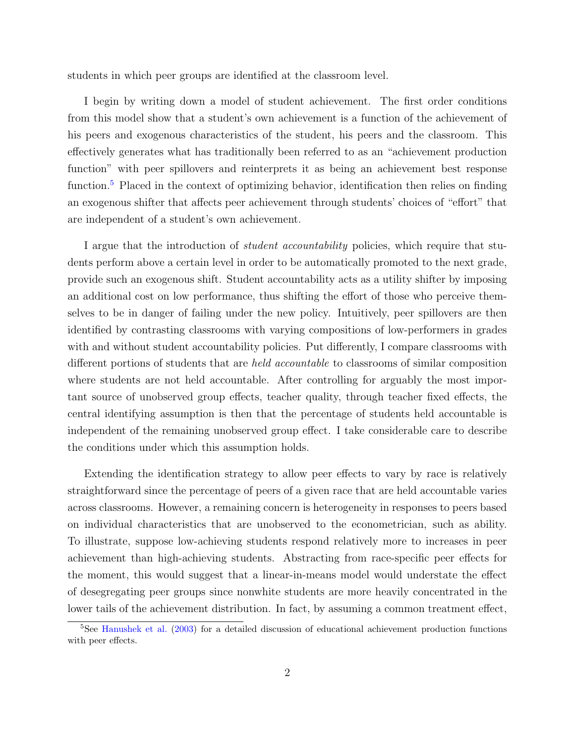students in which peer groups are identified at the classroom level.

I begin by writing down a model of student achievement. The first order conditions from this model show that a student's own achievement is a function of the achievement of his peers and exogenous characteristics of the student, his peers and the classroom. This effectively generates what has traditionally been referred to as an "achievement production function" with peer spillovers and reinterprets it as being an achievement best response function.[5] Placed in the context of optimizing behavior, identification then relies on finding an exogenous shifter that affects peer achievement through students' choices of "effort" that are independent of a student's own achievement.

I argue that the introduction of *student accountability* policies, which require that students perform above a certain level in order to be automatically promoted to the next grade, provide such an exogenous shift. Student accountability acts as a utility shifter by imposing an additional cost on low performance, thus shifting the effort of those who perceive themselves to be in danger of failing under the new policy. Intuitively, peer spillovers are then identified by contrasting classrooms with varying compositions of low-performers in grades with and without student accountability policies. Put differently, I compare classrooms with different portions of students that are *held accountable* to classrooms of similar composition where students are not held accountable. After controlling for arguably the most important source of unobserved group effects, teacher quality, through teacher fixed effects, the central identifying assumption is then that the percentage of students held accountable is independent of the remaining unobserved group effect. I take considerable care to describe the conditions under which this assumption holds.

Extending the identification strategy to allow peer effects to vary by race is relatively straightforward since the percentage of peers of a given race that are held accountable varies across classrooms. However, a remaining concern is heterogeneity in responses to peers based on individual characteristics that are unobserved to the econometrician, such as ability. To illustrate, suppose low-achieving students respond relatively more to increases in peer achievement than high-achieving students. Abstracting from race-specific peer effects for the moment, this would suggest that a linear-in-means model would understate the effect of desegregating peer groups since nonwhite students are more heavily concentrated in the lower tails of the achievement distribution. In fact, by assuming a common treatment effect,

[5]See Hanushek et al. (2003) for a detailed discussion of educational achievement production functions with peer effects.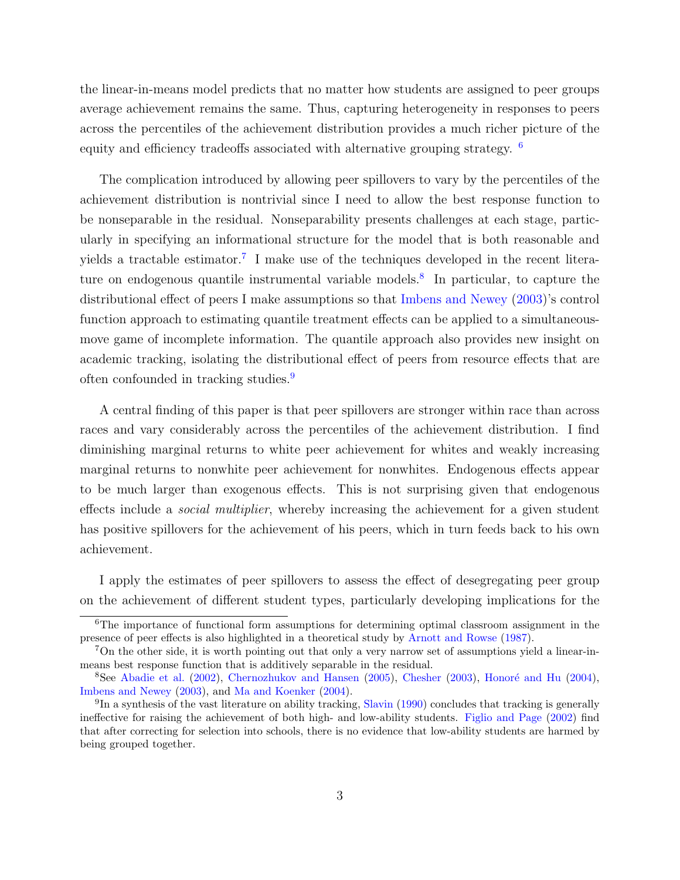the linear-in-means model predicts that no matter how students are assigned to peer groups average achievement remains the same. Thus, capturing heterogeneity in responses to peers across the percentiles of the achievement distribution provides a much richer picture of the equity and efficiency tradeoffs associated with alternative grouping strategy. [6]

The complication introduced by allowing peer spillovers to vary by the percentiles of the achievement distribution is nontrivial since I need to allow the best response function to be nonseparable in the residual. Nonseparability presents challenges at each stage, particularly in specifying an informational structure for the model that is both reasonable and yields a tractable estimator.[7] I make use of the techniques developed in the recent literature on endogenous quantile instrumental variable models.[8] In particular, to capture the distributional effect of peers I make assumptions so that Imbens and Newey (2003)'s control function approach to estimating quantile treatment effects can be applied to a simultaneous-move game of incomplete information. The quantile approach also provides new insight on academic tracking, isolating the distributional effect of peers from resource effects that are often confounded in tracking studies.[9]

A central finding of this paper is that peer spillovers are stronger within race than across races and vary considerably across the percentiles of the achievement distribution. I find diminishing marginal returns to white peer achievement for whites and weakly increasing marginal returns to nonwhite peer achievement for nonwhites. Endogenous effects appear to be much larger than exogenous effects. This is not surprising given that endogenous effects include a *social multiplier*, whereby increasing the achievement for a given student has positive spillovers for the achievement of his peers, which in turn feeds back to his own achievement.

I apply the estimates of peer spillovers to assess the effect of desegregating peer group on the achievement of different student types, particularly developing implications for the

---

[6] The importance of functional form assumptions for determining optimal classroom assignment in the presence of peer effects is also highlighted in a theoretical study by Arnott and Rowse (1987).

[7] On the other side, it is worth pointing out that only a very narrow set of assumptions yield a linear-in-means best response function that is additively separable in the residual.

[8] See Abadie et al. (2002), Chernozhukov and Hansen (2005), Chesher (2003), Honoré and Hu (2004), Imbens and Newey (2003), and Ma and Koenker (2004).

[9] In a synthesis of the vast literature on ability tracking, Slavin (1990) concludes that tracking is generally ineffective for raising the achievement of both high- and low-ability students. Figlio and Page (2002) find that after correcting for selection into schools, there is no evidence that low-ability students are harmed by being grouped together.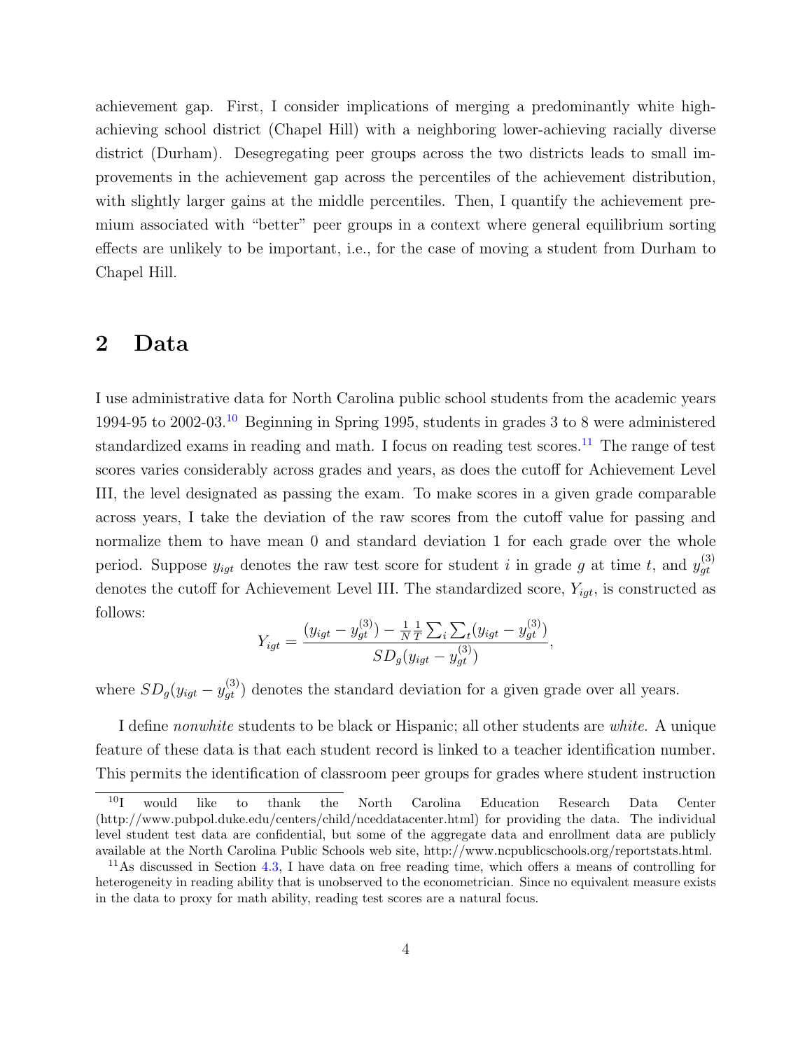achievement gap. First, I consider implications of merging a predominantly white high-achieving school district (Chapel Hill) with a neighboring lower-achieving racially diverse district (Durham). Desegregating peer groups across the two districts leads to small improvements in the achievement gap across the percentiles of the achievement distribution, with slightly larger gains at the middle percentiles. Then, I quantify the achievement premium associated with "better" peer groups in a context where general equilibrium sorting effects are unlikely to be important, i.e., for the case of moving a student from Durham to Chapel Hill.

## 2 Data

I use administrative data for North Carolina public school students from the academic years 1994-95 to 2002-03.[10] Beginning in Spring 1995, students in grades 3 to 8 were administered standardized exams in reading and math. I focus on reading test scores.[11] The range of test scores varies considerably across grades and years, as does the cutoff for Achievement Level III, the level designated as passing the exam. To make scores in a given grade comparable across years, I take the deviation of the raw scores from the cutoff value for passing and normalize them to have mean 0 and standard deviation 1 for each grade over the whole period. Suppose $y_{igt}$ denotes the raw test score for student $i$ in grade $g$ at time $t$, and $y_{gt}^{(3)}$ denotes the cutoff for Achievement Level III. The standardized score, $Y_{igt}$, is constructed as follows:

$$Y_{igt} = \frac{(y_{igt} - y_{gt}^{(3)}) - \frac{1}{N}\frac{1}{T}\sum_i \sum_t (y_{igt} - y_{gt}^{(3)})}{SD_g(y_{igt} - y_{gt}^{(3)})},$$

where $SD_g(y_{igt} - y_{gt}^{(3)})$ denotes the standard deviation for a given grade over all years.

I define *nonwhite* students to be black or Hispanic; all other students are *white*. A unique feature of these data is that each student record is linked to a teacher identification number. This permits the identification of classroom peer groups for grades where student instruction

[10] I would like to thank the North Carolina Education Research Data Center (http://www.pubpol.duke.edu/centers/child/nceddatacenter.html) for providing the data. The individual level student test data are confidential, but some of the aggregate data and enrollment data are publicly available at the North Carolina Public Schools web site, http://www.ncpublicschools.org/reportstats.html.

[11] As discussed in Section 4.3, I have data on free reading time, which offers a means of controlling for heterogeneity in reading ability that is unobserved to the econometrician. Since no equivalent measure exists in the data to proxy for math ability, reading test scores are a natural focus.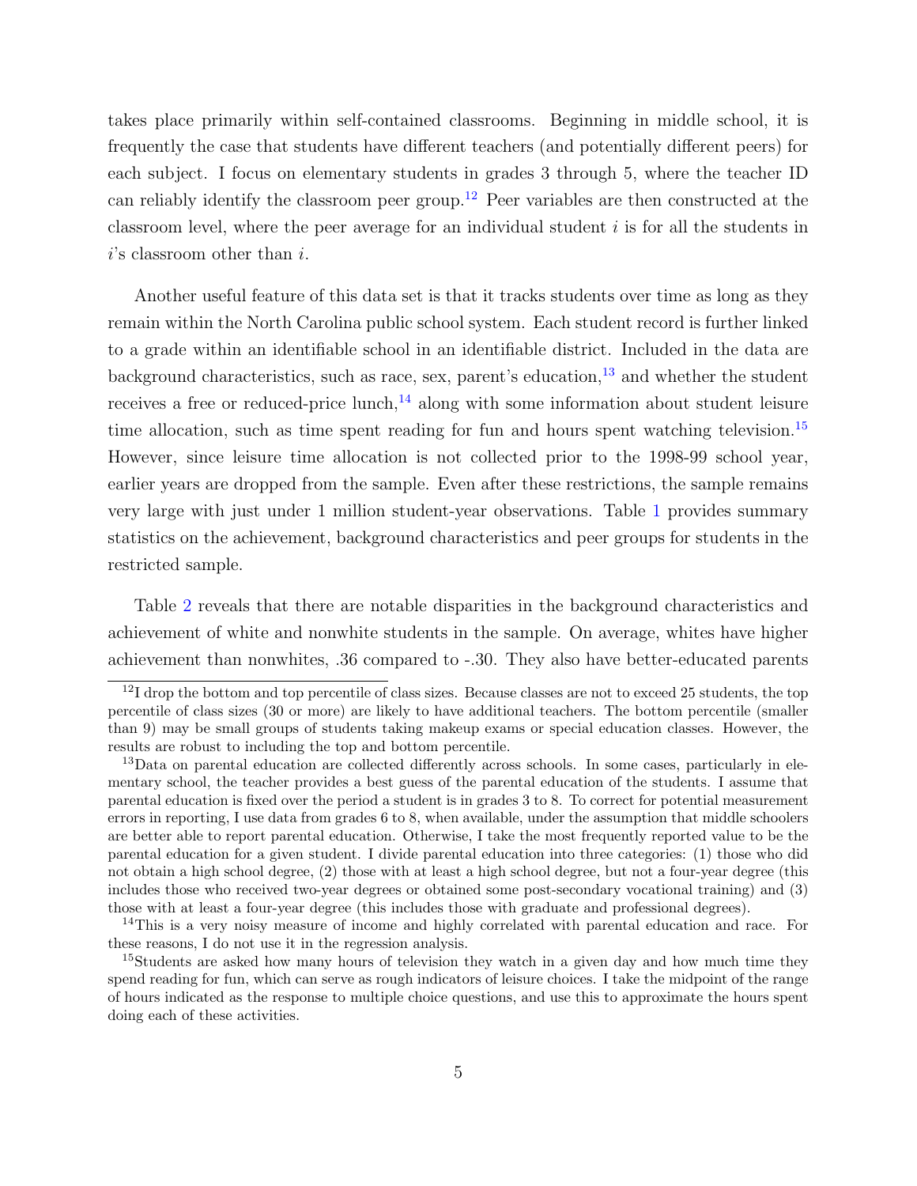takes place primarily within self-contained classrooms. Beginning in middle school, it is frequently the case that students have different teachers (and potentially different peers) for each subject. I focus on elementary students in grades 3 through 5, where the teacher ID can reliably identify the classroom peer group.[12] Peer variables are then constructed at the classroom level, where the peer average for an individual student $i$ is for all the students in $i$'s classroom other than $i$.

Another useful feature of this data set is that it tracks students over time as long as they remain within the North Carolina public school system. Each student record is further linked to a grade within an identifiable school in an identifiable district. Included in the data are background characteristics, such as race, sex, parent's education,[13] and whether the student receives a free or reduced-price lunch,[14] along with some information about student leisure time allocation, such as time spent reading for fun and hours spent watching television.[15] However, since leisure time allocation is not collected prior to the 1998-99 school year, earlier years are dropped from the sample. Even after these restrictions, the sample remains very large with just under 1 million student-year observations. Table 1 provides summary statistics on the achievement, background characteristics and peer groups for students in the restricted sample.

Table 2 reveals that there are notable disparities in the background characteristics and achievement of white and nonwhite students in the sample. On average, whites have higher achievement than nonwhites, .36 compared to -.30. They also have better-educated parents

---

[12] I drop the bottom and top percentile of class sizes. Because classes are not to exceed 25 students, the top percentile of class sizes (30 or more) are likely to have additional teachers. The bottom percentile (smaller than 9) may be small groups of students taking makeup exams or special education classes. However, the results are robust to including the top and bottom percentile.

[13] Data on parental education are collected differently across schools. In some cases, particularly in elementary school, the teacher provides a best guess of the parental education of the students. I assume that parental education is fixed over the period a student is in grades 3 to 8. To correct for potential measurement errors in reporting, I use data from grades 6 to 8, when available, under the assumption that middle schoolers are better able to report parental education. Otherwise, I take the most frequently reported value to be the parental education for a given student. I divide parental education into three categories: (1) those who did not obtain a high school degree, (2) those with at least a high school degree, but not a four-year degree (this includes those who received two-year degrees or obtained some post-secondary vocational training) and (3) those with at least a four-year degree (this includes those with graduate and professional degrees).

[14] This is a very noisy measure of income and highly correlated with parental education and race. For these reasons, I do not use it in the regression analysis.

[15] Students are asked how many hours of television they watch in a given day and how much time they spend reading for fun, which can serve as rough indicators of leisure choices. I take the midpoint of the range of hours indicated as the response to multiple choice questions, and use this to approximate the hours spent doing each of these activities.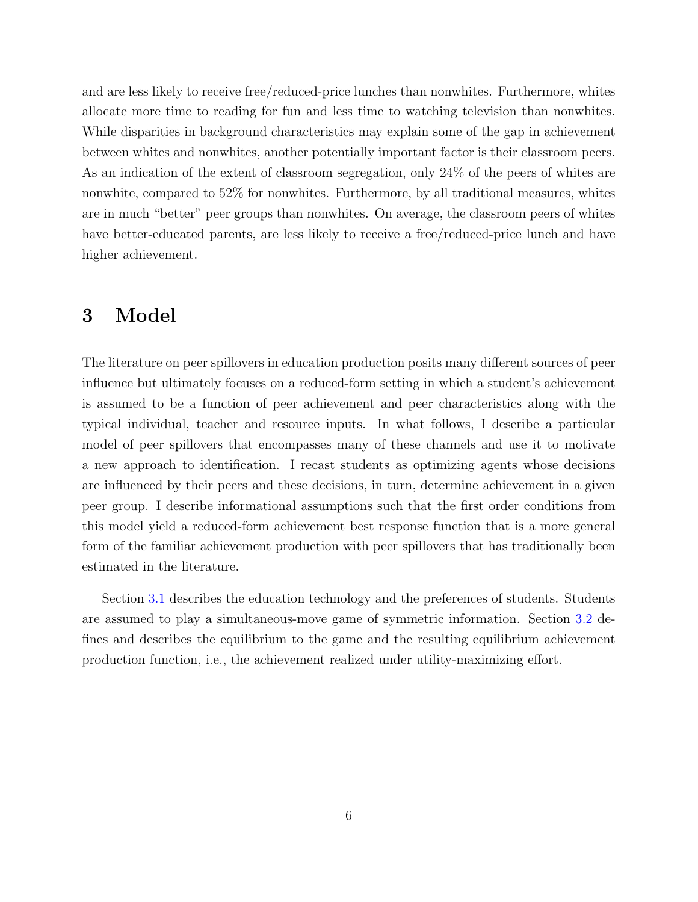and are less likely to receive free/reduced-price lunches than nonwhites. Furthermore, whites allocate more time to reading for fun and less time to watching television than nonwhites. While disparities in background characteristics may explain some of the gap in achievement between whites and nonwhites, another potentially important factor is their classroom peers. As an indication of the extent of classroom segregation, only 24% of the peers of whites are nonwhite, compared to 52% for nonwhites. Furthermore, by all traditional measures, whites are in much "better" peer groups than nonwhites. On average, the classroom peers of whites have better-educated parents, are less likely to receive a free/reduced-price lunch and have higher achievement.

# 3 Model

The literature on peer spillovers in education production posits many different sources of peer influence but ultimately focuses on a reduced-form setting in which a student's achievement is assumed to be a function of peer achievement and peer characteristics along with the typical individual, teacher and resource inputs. In what follows, I describe a particular model of peer spillovers that encompasses many of these channels and use it to motivate a new approach to identification. I recast students as optimizing agents whose decisions are influenced by their peers and these decisions, in turn, determine achievement in a given peer group. I describe informational assumptions such that the first order conditions from this model yield a reduced-form achievement best response function that is a more general form of the familiar achievement production with peer spillovers that has traditionally been estimated in the literature.

Section 3.1 describes the education technology and the preferences of students. Students are assumed to play a simultaneous-move game of symmetric information. Section 3.2 defines and describes the equilibrium to the game and the resulting equilibrium achievement production function, i.e., the achievement realized under utility-maximizing effort.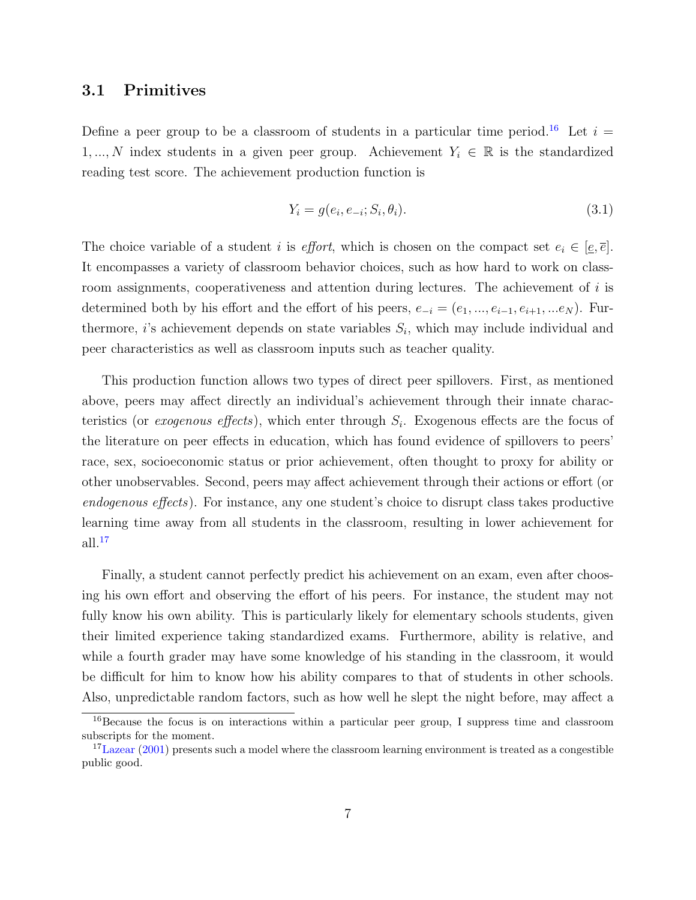### 3.1 Primitives

Define a peer group to be a classroom of students in a particular time period.[16] Let $i = 1, ..., N$ index students in a given peer group. Achievement $Y_i \in \mathbb{R}$ is the standardized reading test score. The achievement production function is

$$Y_i = g(e_i, e_{-i}; S_i, \theta_i). \tag{3.1}$$

The choice variable of a student $i$ is *effort*, which is chosen on the compact set $e_i \in [\underline{e}, \overline{e}]$. It encompasses a variety of classroom behavior choices, such as how hard to work on classroom assignments, cooperativeness and attention during lectures. The achievement of $i$ is determined both by his effort and the effort of his peers, $e_{-i} = (e_1, ..., e_{i-1}, e_{i+1}, ...e_N)$. Furthermore, $i$'s achievement depends on state variables $S_i$, which may include individual and peer characteristics as well as classroom inputs such as teacher quality.

This production function allows two types of direct peer spillovers. First, as mentioned above, peers may affect directly an individual's achievement through their innate characteristics (or *exogenous effects*), which enter through $S_i$. Exogenous effects are the focus of the literature on peer effects in education, which has found evidence of spillovers to peers' race, sex, socioeconomic status or prior achievement, often thought to proxy for ability or other unobservables. Second, peers may affect achievement through their actions or effort (or *endogenous effects*). For instance, any one student's choice to disrupt class takes productive learning time away from all students in the classroom, resulting in lower achievement for all.[17]

Finally, a student cannot perfectly predict his achievement on an exam, even after choosing his own effort and observing the effort of his peers. For instance, the student may not fully know his own ability. This is particularly likely for elementary schools students, given their limited experience taking standardized exams. Furthermore, ability is relative, and while a fourth grader may have some knowledge of his standing in the classroom, it would be difficult for him to know how his ability compares to that of students in other schools. Also, unpredictable random factors, such as how well he slept the night before, may affect a

[16] Because the focus is on interactions within a particular peer group, I suppress time and classroom subscripts for the moment.

[17] Lazear (2001) presents such a model where the classroom learning environment is treated as a congestible public good.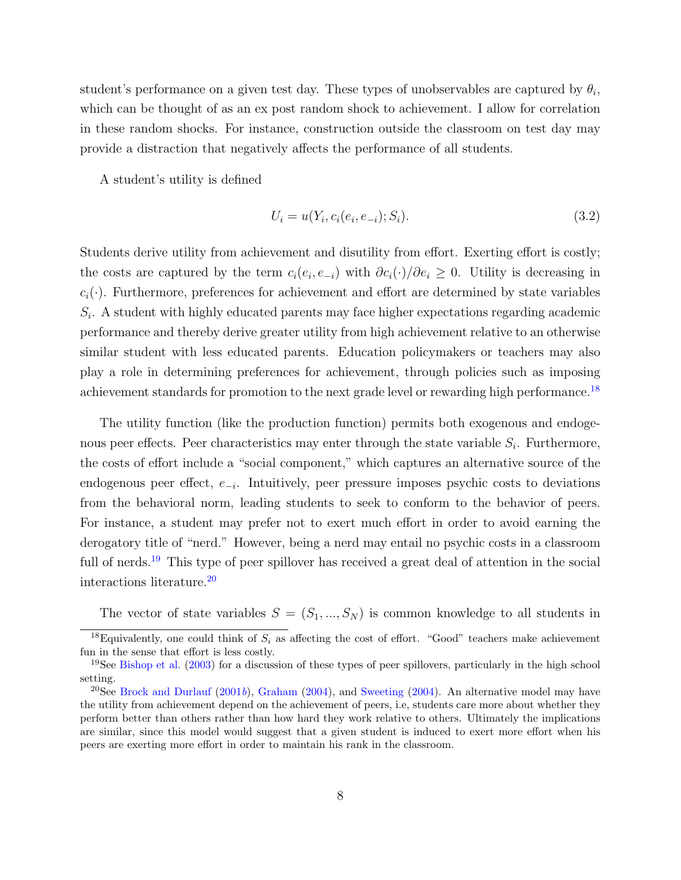student's performance on a given test day. These types of unobservables are captured by $\theta_i$, which can be thought of as an ex post random shock to achievement. I allow for correlation in these random shocks. For instance, construction outside the classroom on test day may provide a distraction that negatively affects the performance of all students.

A student's utility is defined

$$U_i = u(Y_i, c_i(e_i, e_{-i}); S_i). \tag{3.2}$$

Students derive utility from achievement and disutility from effort. Exerting effort is costly; the costs are captured by the term $c_i(e_i, e_{-i})$ with $\partial c_i(\cdot)/\partial e_i \geq 0$. Utility is decreasing in $c_i(\cdot)$. Furthermore, preferences for achievement and effort are determined by state variables $S_i$. A student with highly educated parents may face higher expectations regarding academic performance and thereby derive greater utility from high achievement relative to an otherwise similar student with less educated parents. Education policymakers or teachers may also play a role in determining preferences for achievement, through policies such as imposing achievement standards for promotion to the next grade level or rewarding high performance.[18]

The utility function (like the production function) permits both exogenous and endogenous peer effects. Peer characteristics may enter through the state variable $S_i$. Furthermore, the costs of effort include a "social component," which captures an alternative source of the endogenous peer effect, $e_{-i}$. Intuitively, peer pressure imposes psychic costs to deviations from the behavioral norm, leading students to seek to conform to the behavior of peers. For instance, a student may prefer not to exert much effort in order to avoid earning the derogatory title of "nerd." However, being a nerd may entail no psychic costs in a classroom full of nerds.[19] This type of peer spillover has received a great deal of attention in the social interactions literature.[20]

The vector of state variables $S = (S_1, ..., S_N)$ is common knowledge to all students in

[18]Equivalently, one could think of $S_i$ as affecting the cost of effort. "Good" teachers make achievement fun in the sense that effort is less costly.

[19]See Bishop et al. (2003) for a discussion of these types of peer spillovers, particularly in the high school setting.

[20]See Brock and Durlauf (2001*b*), Graham (2004), and Sweeting (2004). An alternative model may have the utility from achievement depend on the achievement of peers, i.e, students care more about whether they perform better than others rather than how hard they work relative to others. Ultimately the implications are similar, since this model would suggest that a given student is induced to exert more effort when his peers are exerting more effort in order to maintain his rank in the classroom.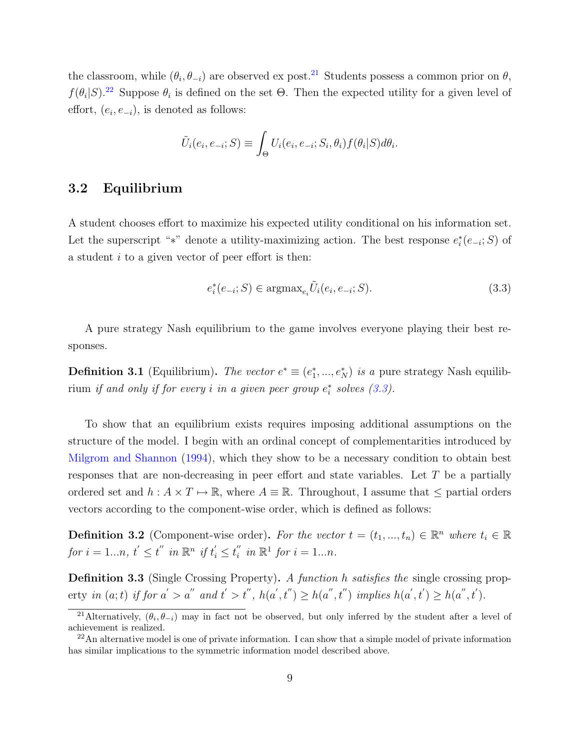the classroom, while $(\theta_i, \theta_{-i})$ are observed ex post.[21] Students possess a common prior on $\theta$, $f(\theta_i|S)$.[22] Suppose $\theta_i$ is defined on the set $\Theta$. Then the expected utility for a given level of effort, $(e_i, e_{-i})$, is denoted as follows:

$$\tilde{U}_i(e_i, e_{-i}; S) \equiv \int_\Theta U_i(e_i, e_{-i}; S_i, \theta_i) f(\theta_i|S) d\theta_i.$$

## 3.2 Equilibrium

A student chooses effort to maximize his expected utility conditional on his information set. Let the superscript "$*$" denote a utility-maximizing action. The best response $e_i^*(e_{-i}; S)$ of a student $i$ to a given vector of peer effort is then:

$$e_i^*(e_{-i}; S) \in \text{argmax}_{e_i} \tilde{U}_i(e_i, e_{-i}; S). \tag{3.3}$$

A pure strategy Nash equilibrium to the game involves everyone playing their best responses.

**Definition 3.1** (Equilibrium)**.** *The vector $e^* \equiv (e_1^*, ..., e_N^*)$ is a* pure strategy Nash equilibrium *if and only if for every $i$ in a given peer group $e_i^*$ solves (3.3).*

To show that an equilibrium exists requires imposing additional assumptions on the structure of the model. I begin with an ordinal concept of complementarities introduced by Milgrom and Shannon (1994), which they show to be a necessary condition to obtain best responses that are non-decreasing in peer effort and state variables. Let $T$ be a partially ordered set and $h : A \times T \mapsto \mathbb{R}$, where $A \equiv \mathbb{R}$. Throughout, I assume that $\leq$ partial orders vectors according to the component-wise order, which is defined as follows:

**Definition 3.2** (Component-wise order)**.** *For the vector $t = (t_1, ..., t_n) \in \mathbb{R}^n$ where $t_i \in \mathbb{R}$ for $i = 1...n$, $t' \leq t''$ in $\mathbb{R}^n$ if $t_i' \leq t_i''$ in $\mathbb{R}^1$ for $i = 1...n$.*

**Definition 3.3** (Single Crossing Property)**.** *A function $h$ satisfies the* single crossing property *in $(a; t)$ if for $a' > a''$ and $t' > t''$, $h(a', t'') \geq h(a'', t'')$ implies $h(a', t') \geq h(a'', t')$.*

[21] Alternatively, $(\theta_i, \theta_{-i})$ may in fact not be observed, but only inferred by the student after a level of achievement is realized.

[22] An alternative model is one of private information. I can show that a simple model of private information has similar implications to the symmetric information model described above.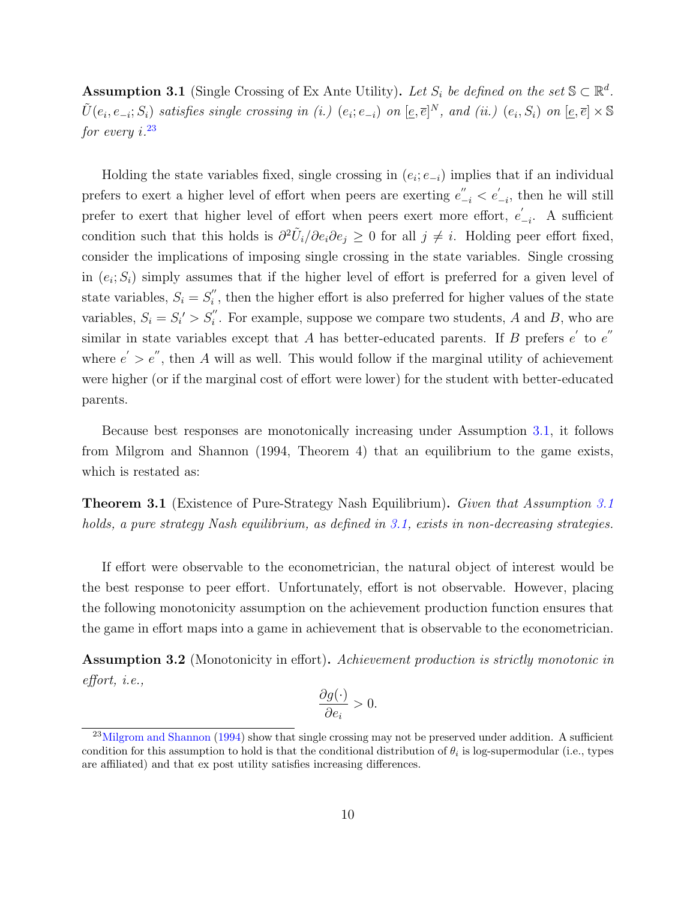**Assumption 3.1** (Single Crossing of Ex Ante Utility)**.** *Let $S_i$ be defined on the set $\mathbb{S} \subset \mathbb{R}^d$. $\tilde{U}(e_i, e_{-i}; S_i)$ satisfies single crossing in (i.) $(e_i; e_{-i})$ on $[\underline{e}, \overline{e}]^N$, and (ii.) $(e_i, S_i)$ on $[\underline{e}, \overline{e}] \times \mathbb{S}$ for every $i$.*[23]

Holding the state variables fixed, single crossing in $(e_i; e_{-i})$ implies that if an individual prefers to exert a higher level of effort when peers are exerting $e^{''}_{-i} < e^{'}_{-i}$, then he will still prefer to exert that higher level of effort when peers exert more effort, $e^{'}_{-i}$. A sufficient condition such that this holds is $\partial^2 \tilde{U}_i / \partial e_i \partial e_j \geq 0$ for all $j \neq i$. Holding peer effort fixed, consider the implications of imposing single crossing in the state variables. Single crossing in $(e_i; S_i)$ simply assumes that if the higher level of effort is preferred for a given level of state variables, $S_i = S^{''}_i$, then the higher effort is also preferred for higher values of the state variables, $S_i = S_i' > S^{''}_i$. For example, suppose we compare two students, $A$ and $B$, who are similar in state variables except that $A$ has better-educated parents. If $B$ prefers $e^{'}$ to $e^{''}$ where $e^{'} > e^{''}$, then $A$ will as well. This would follow if the marginal utility of achievement were higher (or if the marginal cost of effort were lower) for the student with better-educated parents.

Because best responses are monotonically increasing under Assumption 3.1, it follows from Milgrom and Shannon (1994, Theorem 4) that an equilibrium to the game exists, which is restated as:

**Theorem 3.1** (Existence of Pure-Strategy Nash Equilibrium)**.** *Given that Assumption 3.1 holds, a pure strategy Nash equilibrium, as defined in 3.1, exists in non-decreasing strategies.*

If effort were observable to the econometrician, the natural object of interest would be the best response to peer effort. Unfortunately, effort is not observable. However, placing the following monotonicity assumption on the achievement production function ensures that the game in effort maps into a game in achievement that is observable to the econometrician.

**Assumption 3.2** (Monotonicity in effort)**.** *Achievement production is strictly monotonic in effort, i.e.,*

$$\frac{\partial g(\cdot)}{\partial e_i} > 0.$$

[23] Milgrom and Shannon (1994) show that single crossing may not be preserved under addition. A sufficient condition for this assumption to hold is that the conditional distribution of $\theta_i$ is log-supermodular (i.e., types are affiliated) and that ex post utility satisfies increasing differences.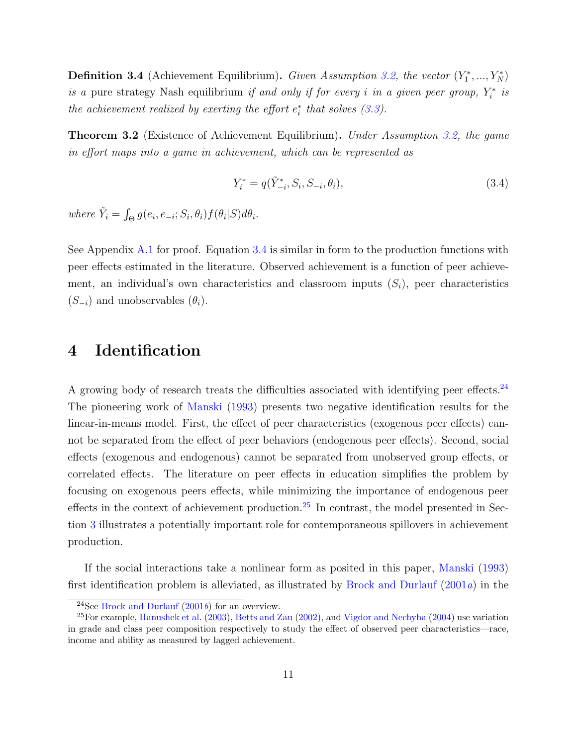**Definition 3.4** (Achievement Equilibrium)**.** *Given Assumption 3.2, the vector* $(Y_1^*, ..., Y_N^*)$ *is a* pure strategy Nash equilibrium *if and only if for every* $i$ *in a given peer group,* $Y_i^*$ *is the achievement realized by exerting the effort* $e_i^*$ *that solves (3.3).*

**Theorem 3.2** (Existence of Achievement Equilibrium)**.** *Under Assumption 3.2, the game in effort maps into a game in achievement, which can be represented as*

$$Y_i^* = q(\tilde{Y}_{-i}^*, S_i, S_{-i}, \theta_i), \tag{3.4}$$

*where* $\tilde{Y}_i = \int_\Theta g(e_i, e_{-i}; S_i, \theta_i) f(\theta_i|S) d\theta_i$*.*

See Appendix A.1 for proof. Equation 3.4 is similar in form to the production functions with peer effects estimated in the literature. Observed achievement is a function of peer achievement, an individual's own characteristics and classroom inputs ($S_i$), peer characteristics ($S_{-i}$) and unobservables ($\theta_i$).

# 4 Identification

A growing body of research treats the difficulties associated with identifying peer effects.[24] The pioneering work of Manski (1993) presents two negative identification results for the linear-in-means model. First, the effect of peer characteristics (exogenous peer effects) cannot be separated from the effect of peer behaviors (endogenous peer effects). Second, social effects (exogenous and endogenous) cannot be separated from unobserved group effects, or correlated effects. The literature on peer effects in education simplifies the problem by focusing on exogenous peers effects, while minimizing the importance of endogenous peer effects in the context of achievement production.[25] In contrast, the model presented in Section 3 illustrates a potentially important role for contemporaneous spillovers in achievement production.

If the social interactions take a nonlinear form as posited in this paper, Manski (1993) first identification problem is alleviated, as illustrated by Brock and Durlauf (2001*a*) in the

[24] See Brock and Durlauf (2001*b*) for an overview.

[25] For example, Hanushek et al. (2003), Betts and Zau (2002), and Vigdor and Nechyba (2004) use variation in grade and class peer composition respectively to study the effect of observed peer characteristics—race, income and ability as measured by lagged achievement.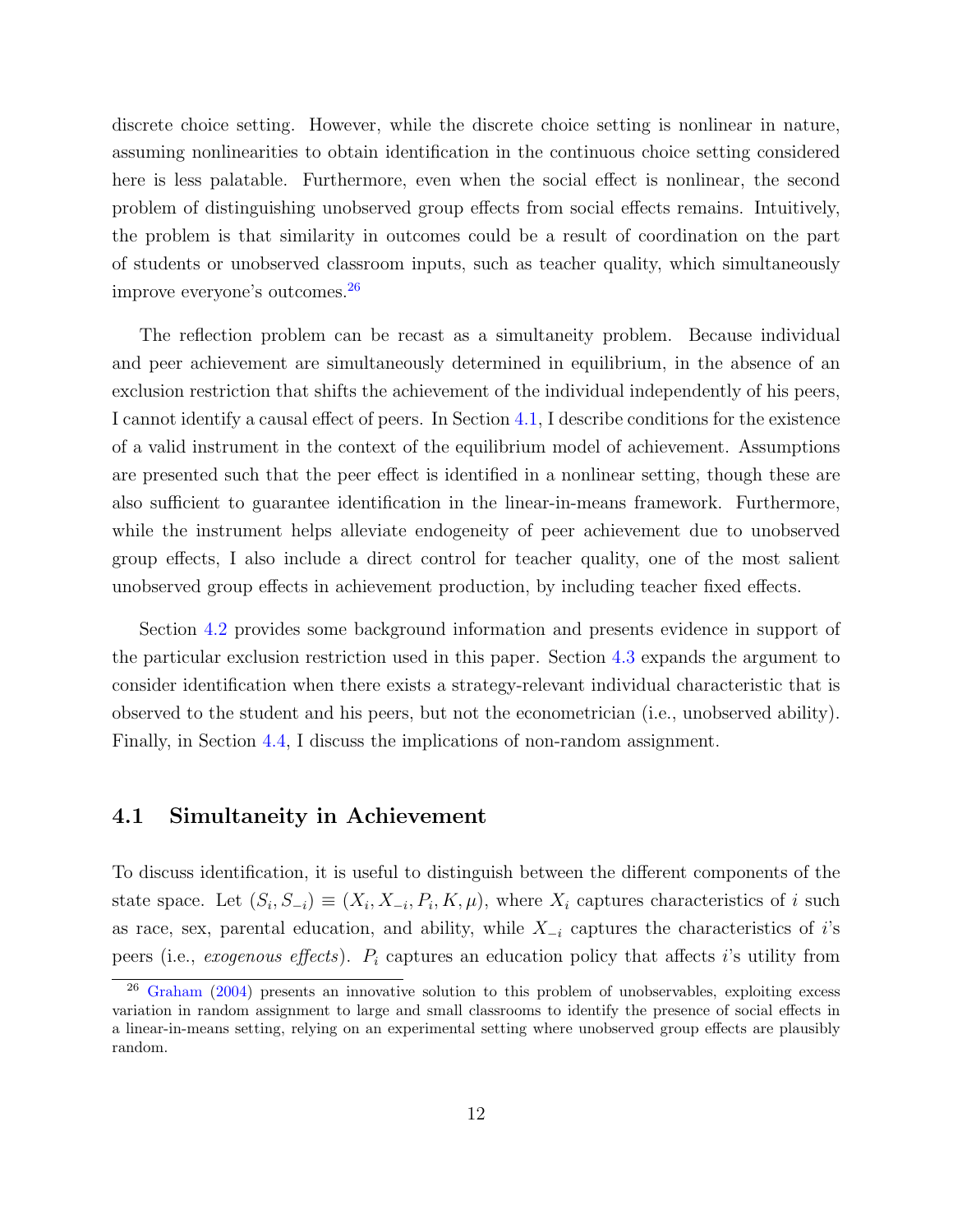discrete choice setting. However, while the discrete choice setting is nonlinear in nature, assuming nonlinearities to obtain identification in the continuous choice setting considered here is less palatable. Furthermore, even when the social effect is nonlinear, the second problem of distinguishing unobserved group effects from social effects remains. Intuitively, the problem is that similarity in outcomes could be a result of coordination on the part of students or unobserved classroom inputs, such as teacher quality, which simultaneously improve everyone's outcomes.[26]

The reflection problem can be recast as a simultaneity problem. Because individual and peer achievement are simultaneously determined in equilibrium, in the absence of an exclusion restriction that shifts the achievement of the individual independently of his peers, I cannot identify a causal effect of peers. In Section 4.1, I describe conditions for the existence of a valid instrument in the context of the equilibrium model of achievement. Assumptions are presented such that the peer effect is identified in a nonlinear setting, though these are also sufficient to guarantee identification in the linear-in-means framework. Furthermore, while the instrument helps alleviate endogeneity of peer achievement due to unobserved group effects, I also include a direct control for teacher quality, one of the most salient unobserved group effects in achievement production, by including teacher fixed effects.

Section 4.2 provides some background information and presents evidence in support of the particular exclusion restriction used in this paper. Section 4.3 expands the argument to consider identification when there exists a strategy-relevant individual characteristic that is observed to the student and his peers, but not the econometrician (i.e., unobserved ability). Finally, in Section 4.4, I discuss the implications of non-random assignment.

## 4.1 Simultaneity in Achievement

To discuss identification, it is useful to distinguish between the different components of the state space. Let $(S_i, S_{-i}) \equiv (X_i, X_{-i}, P_i, K, \mu)$, where $X_i$ captures characteristics of $i$ such as race, sex, parental education, and ability, while $X_{-i}$ captures the characteristics of $i$'s peers (i.e., *exogenous effects*). $P_i$ captures an education policy that affects $i$'s utility from

[26] Graham (2004) presents an innovative solution to this problem of unobservables, exploiting excess variation in random assignment to large and small classrooms to identify the presence of social effects in a linear-in-means setting, relying on an experimental setting where unobserved group effects are plausibly random.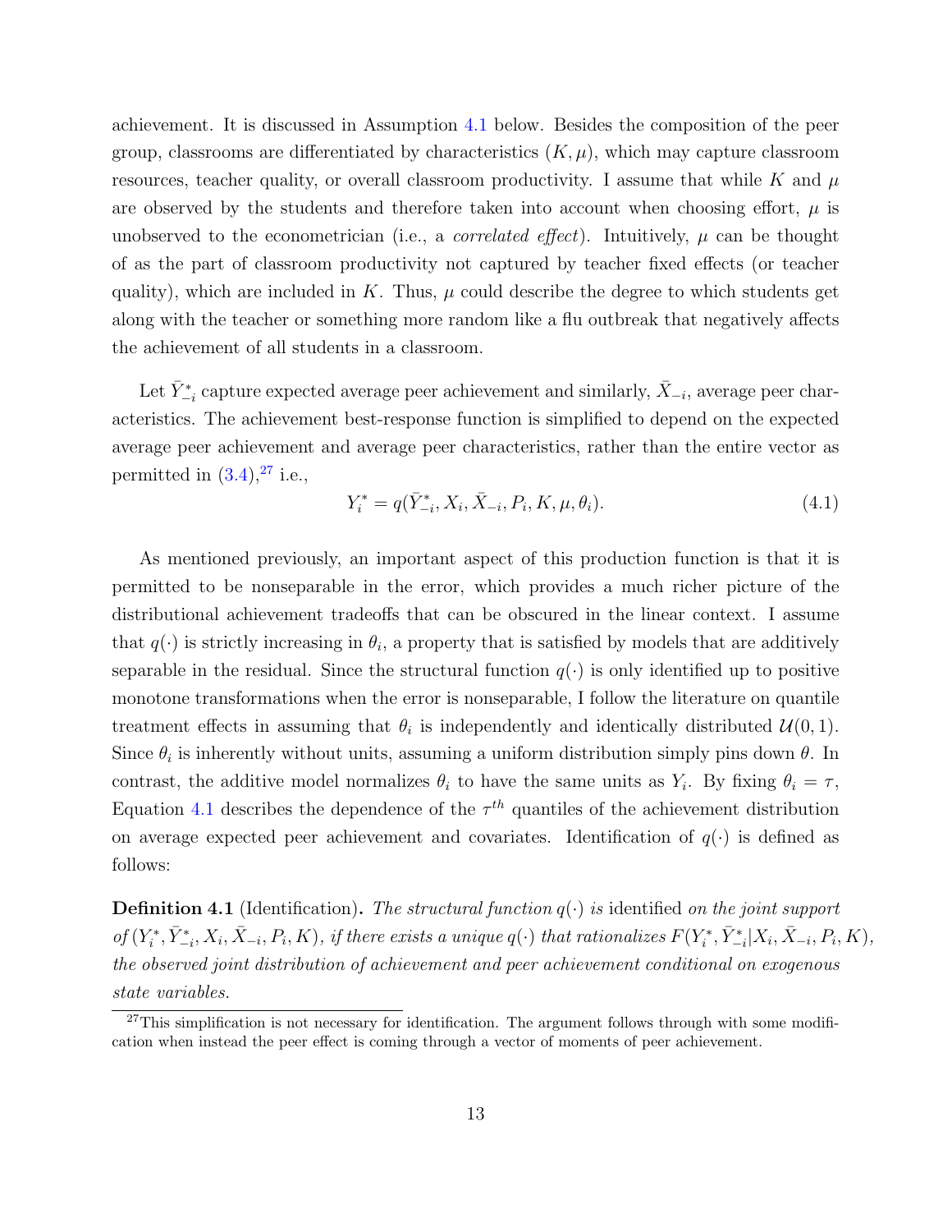achievement. It is discussed in Assumption 4.1 below. Besides the composition of the peer group, classrooms are differentiated by characteristics $(K, \mu)$, which may capture classroom resources, teacher quality, or overall classroom productivity. I assume that while $K$ and $\mu$ are observed by the students and therefore taken into account when choosing effort, $\mu$ is unobserved to the econometrician (i.e., a *correlated effect*). Intuitively, $\mu$ can be thought of as the part of classroom productivity not captured by teacher fixed effects (or teacher quality), which are included in $K$. Thus, $\mu$ could describe the degree to which students get along with the teacher or something more random like a flu outbreak that negatively affects the achievement of all students in a classroom.

Let $\bar{Y}^*_{-i}$ capture expected average peer achievement and similarly, $\bar{X}_{-i}$, average peer characteristics. The achievement best-response function is simplified to depend on the expected average peer achievement and average peer characteristics, rather than the entire vector as permitted in (3.4),[27] i.e.,

$$Y^*_i = q(\bar{Y}^*_{-i}, X_i, \bar{X}_{-i}, P_i, K, \mu, \theta_i). \tag{4.1}$$

As mentioned previously, an important aspect of this production function is that it is permitted to be nonseparable in the error, which provides a much richer picture of the distributional achievement tradeoffs that can be obscured in the linear context. I assume that $q(\cdot)$ is strictly increasing in $\theta_i$, a property that is satisfied by models that are additively separable in the residual. Since the structural function $q(\cdot)$ is only identified up to positive monotone transformations when the error is nonseparable, I follow the literature on quantile treatment effects in assuming that $\theta_i$ is independently and identically distributed $\mathcal{U}(0, 1)$. Since $\theta_i$ is inherently without units, assuming a uniform distribution simply pins down $\theta$. In contrast, the additive model normalizes $\theta_i$ to have the same units as $Y_i$. By fixing $\theta_i = \tau$, Equation 4.1 describes the dependence of the $\tau^{th}$ quantiles of the achievement distribution on average expected peer achievement and covariates. Identification of $q(\cdot)$ is defined as follows:

**Definition 4.1** (Identification)**.** *The structural function $q(\cdot)$ is* identified *on the joint support of $(Y^*_i, \bar{Y}^*_{-i}, X_i, \bar{X}_{-i}, P_i, K)$, if there exists a unique $q(\cdot)$ that rationalizes $F(Y^*_i, \bar{Y}^*_{-i} | X_i, \bar{X}_{-i}, P_i, K)$, the observed joint distribution of achievement and peer achievement conditional on exogenous state variables.*

[27] This simplification is not necessary for identification. The argument follows through with some modification when instead the peer effect is coming through a vector of moments of peer achievement.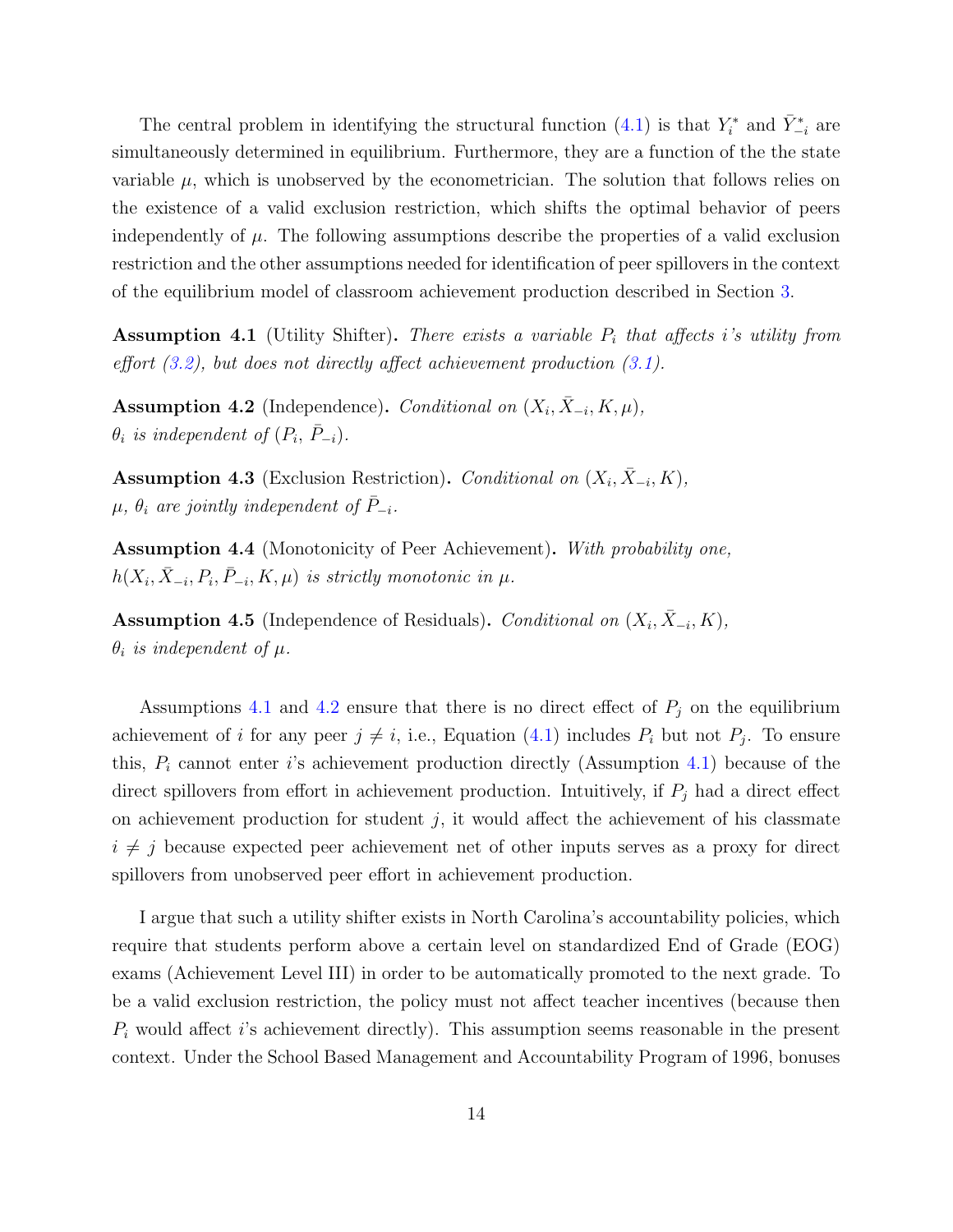The central problem in identifying the structural function (4.1) is that $Y_i^*$ and $\bar{Y}_{-i}^*$ are simultaneously determined in equilibrium. Furthermore, they are a function of the the state variable $\mu$, which is unobserved by the econometrician. The solution that follows relies on the existence of a valid exclusion restriction, which shifts the optimal behavior of peers independently of $\mu$. The following assumptions describe the properties of a valid exclusion restriction and the other assumptions needed for identification of peer spillovers in the context of the equilibrium model of classroom achievement production described in Section 3.

**Assumption 4.1** (Utility Shifter). *There exists a variable $P_i$ that affects i's utility from effort (3.2), but does not directly affect achievement production (3.1).*

**Assumption 4.2** (Independence). *Conditional on $(X_i, \bar{X}_{-i}, K, \mu)$, $\theta_i$ is independent of $(P_i,\ \bar{P}_{-i})$.*

**Assumption 4.3** (Exclusion Restriction). *Conditional on $(X_i, \bar{X}_{-i}, K)$, $\mu$, $\theta_i$ are jointly independent of $\bar{P}_{-i}$.*

**Assumption 4.4** (Monotonicity of Peer Achievement). *With probability one, $h(X_i, \bar{X}_{-i}, P_i, \bar{P}_{-i}, K, \mu)$ is strictly monotonic in $\mu$.*

**Assumption 4.5** (Independence of Residuals). *Conditional on $(X_i, \bar{X}_{-i}, K)$, $\theta_i$ is independent of $\mu$.*

Assumptions 4.1 and 4.2 ensure that there is no direct effect of $P_j$ on the equilibrium achievement of $i$ for any peer $j \neq i$, i.e., Equation (4.1) includes $P_i$ but not $P_j$. To ensure this, $P_i$ cannot enter $i$'s achievement production directly (Assumption 4.1) because of the direct spillovers from effort in achievement production. Intuitively, if $P_j$ had a direct effect on achievement production for student $j$, it would affect the achievement of his classmate $i \neq j$ because expected peer achievement net of other inputs serves as a proxy for direct spillovers from unobserved peer effort in achievement production.

I argue that such a utility shifter exists in North Carolina's accountability policies, which require that students perform above a certain level on standardized End of Grade (EOG) exams (Achievement Level III) in order to be automatically promoted to the next grade. To be a valid exclusion restriction, the policy must not affect teacher incentives (because then $P_i$ would affect $i$'s achievement directly). This assumption seems reasonable in the present context. Under the School Based Management and Accountability Program of 1996, bonuses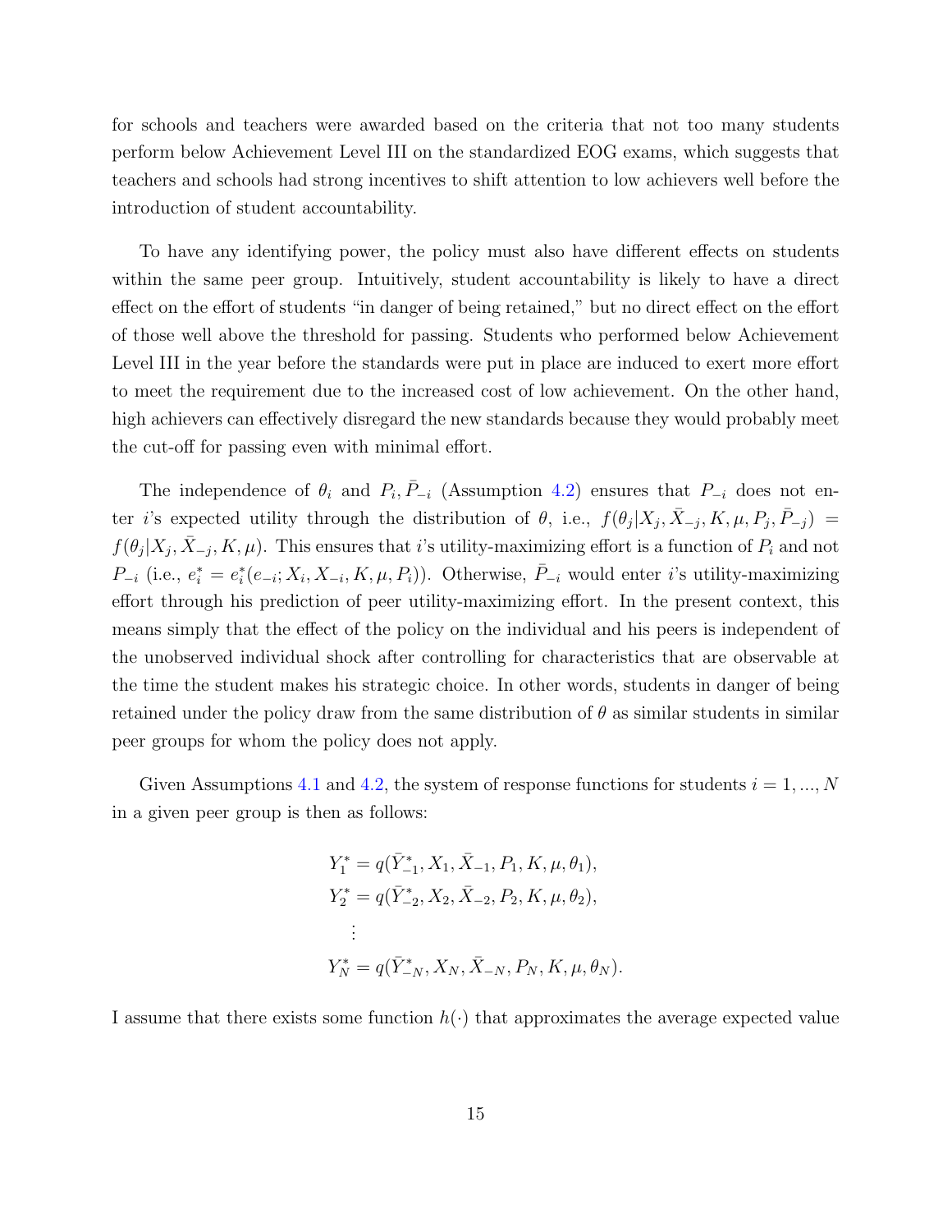for schools and teachers were awarded based on the criteria that not too many students perform below Achievement Level III on the standardized EOG exams, which suggests that teachers and schools had strong incentives to shift attention to low achievers well before the introduction of student accountability.

To have any identifying power, the policy must also have different effects on students within the same peer group. Intuitively, student accountability is likely to have a direct effect on the effort of students "in danger of being retained," but no direct effect on the effort of those well above the threshold for passing. Students who performed below Achievement Level III in the year before the standards were put in place are induced to exert more effort to meet the requirement due to the increased cost of low achievement. On the other hand, high achievers can effectively disregard the new standards because they would probably meet the cut-off for passing even with minimal effort.

The independence of $\theta_i$ and $P_i, \bar{P}_{-i}$ (Assumption 4.2) ensures that $P_{-i}$ does not enter $i$'s expected utility through the distribution of $\theta$, i.e., $f(\theta_j | X_j, \bar{X}_{-j}, K, \mu, P_j, \bar{P}_{-j}) = f(\theta_j | X_j, \bar{X}_{-j}, K, \mu)$. This ensures that $i$'s utility-maximizing effort is a function of $P_i$ and not $P_{-i}$ (i.e., $e_i^* = e_i^*(e_{-i}; X_i, X_{-i}, K, \mu, P_i)$). Otherwise, $\bar{P}_{-i}$ would enter $i$'s utility-maximizing effort through his prediction of peer utility-maximizing effort. In the present context, this means simply that the effect of the policy on the individual and his peers is independent of the unobserved individual shock after controlling for characteristics that are observable at the time the student makes his strategic choice. In other words, students in danger of being retained under the policy draw from the same distribution of $\theta$ as similar students in similar peer groups for whom the policy does not apply.

Given Assumptions 4.1 and 4.2, the system of response functions for students $i = 1, ..., N$ in a given peer group is then as follows:

$$
\begin{aligned}
Y_1^* &= q(\bar{Y}_{-1}^*, X_1, \bar{X}_{-1}, P_1, K, \mu, \theta_1), \\
Y_2^* &= q(\bar{Y}_{-2}^*, X_2, \bar{X}_{-2}, P_2, K, \mu, \theta_2), \\
&\vdots \\
Y_N^* &= q(\bar{Y}_{-N}^*, X_N, \bar{X}_{-N}, P_N, K, \mu, \theta_N).
\end{aligned}
$$

I assume that there exists some function $h(\cdot)$ that approximates the average expected value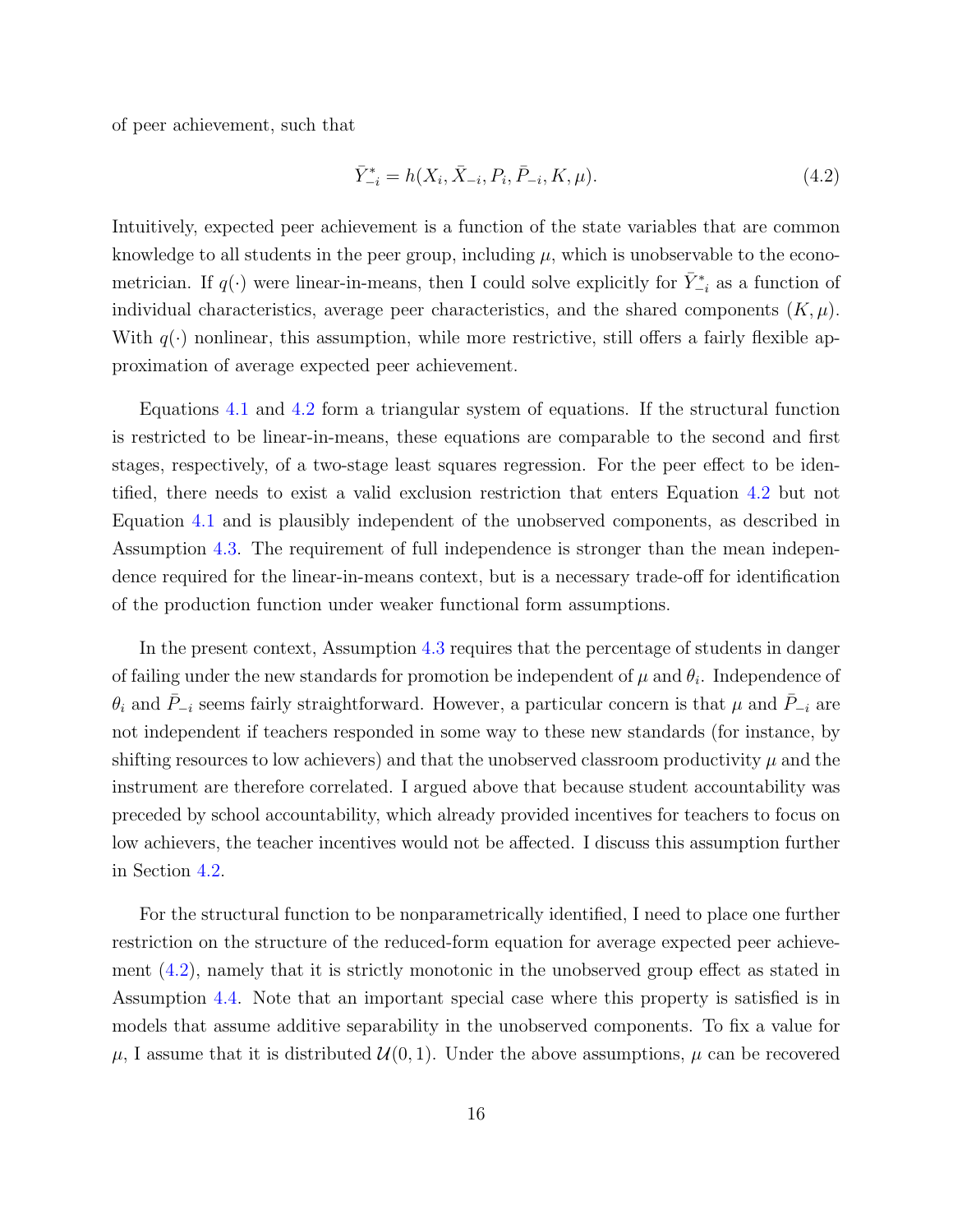of peer achievement, such that

$$\bar{Y}^*_{-i} = h(X_i, \bar{X}_{-i}, P_i, \bar{P}_{-i}, K, \mu). \tag{4.2}$$

Intuitively, expected peer achievement is a function of the state variables that are common knowledge to all students in the peer group, including $\mu$, which is unobservable to the econometrician. If $q(\cdot)$ were linear-in-means, then I could solve explicitly for $\bar{Y}^*_{-i}$ as a function of individual characteristics, average peer characteristics, and the shared components $(K, \mu)$. With $q(\cdot)$ nonlinear, this assumption, while more restrictive, still offers a fairly flexible approximation of average expected peer achievement.

Equations 4.1 and 4.2 form a triangular system of equations. If the structural function is restricted to be linear-in-means, these equations are comparable to the second and first stages, respectively, of a two-stage least squares regression. For the peer effect to be identified, there needs to exist a valid exclusion restriction that enters Equation 4.2 but not Equation 4.1 and is plausibly independent of the unobserved components, as described in Assumption 4.3. The requirement of full independence is stronger than the mean independence required for the linear-in-means context, but is a necessary trade-off for identification of the production function under weaker functional form assumptions.

In the present context, Assumption 4.3 requires that the percentage of students in danger of failing under the new standards for promotion be independent of $\mu$ and $\theta_i$. Independence of $\theta_i$ and $\bar{P}_{-i}$ seems fairly straightforward. However, a particular concern is that $\mu$ and $\bar{P}_{-i}$ are not independent if teachers responded in some way to these new standards (for instance, by shifting resources to low achievers) and that the unobserved classroom productivity $\mu$ and the instrument are therefore correlated. I argued above that because student accountability was preceded by school accountability, which already provided incentives for teachers to focus on low achievers, the teacher incentives would not be affected. I discuss this assumption further in Section 4.2.

For the structural function to be nonparametrically identified, I need to place one further restriction on the structure of the reduced-form equation for average expected peer achievement (4.2), namely that it is strictly monotonic in the unobserved group effect as stated in Assumption 4.4. Note that an important special case where this property is satisfied is in models that assume additive separability in the unobserved components. To fix a value for $\mu$, I assume that it is distributed $\mathcal{U}(0, 1)$. Under the above assumptions, $\mu$ can be recovered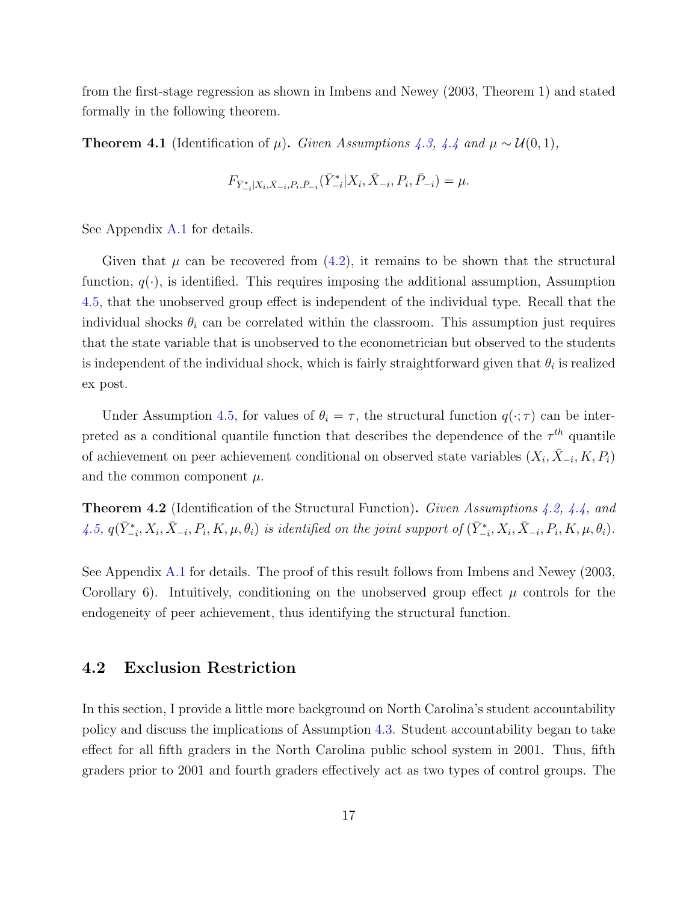from the first-stage regression as shown in Imbens and Newey (2003, Theorem 1) and stated formally in the following theorem.

**Theorem 4.1** (Identification of $\mu$)**.** *Given Assumptions 4.3, 4.4 and* $\mu \sim \mathcal{U}(0,1)$*,*

$$F_{\bar{Y}^*_{-i}|X_i,\bar{X}_{-i},P_i,\bar{P}_{-i}}(\bar{Y}^*_{-i}|X_i,\bar{X}_{-i},P_i,\bar{P}_{-i}) = \mu.$$

See Appendix A.1 for details.

Given that $\mu$ can be recovered from (4.2), it remains to be shown that the structural function, $q(\cdot)$, is identified. This requires imposing the additional assumption, Assumption 4.5, that the unobserved group effect is independent of the individual type. Recall that the individual shocks $\theta_i$ can be correlated within the classroom. This assumption just requires that the state variable that is unobserved to the econometrician but observed to the students is independent of the individual shock, which is fairly straightforward given that $\theta_i$ is realized ex post.

Under Assumption 4.5, for values of $\theta_i = \tau$, the structural function $q(\cdot;\tau)$ can be interpreted as a conditional quantile function that describes the dependence of the $\tau^{th}$ quantile of achievement on peer achievement conditional on observed state variables $(X_i, \bar{X}_{-i}, K, P_i)$ and the common component $\mu$.

**Theorem 4.2** (Identification of the Structural Function)**.** *Given Assumptions 4.2, 4.4, and 4.5,* $q(\bar{Y}^*_{-i}, X_i, \bar{X}_{-i}, P_i, K, \mu, \theta_i)$ *is identified on the joint support of* $(\bar{Y}^*_{-i}, X_i, \bar{X}_{-i}, P_i, K, \mu, \theta_i)$*.*

See Appendix A.1 for details. The proof of this result follows from Imbens and Newey (2003, Corollary 6). Intuitively, conditioning on the unobserved group effect $\mu$ controls for the endogeneity of peer achievement, thus identifying the structural function.

## 4.2 Exclusion Restriction

In this section, I provide a little more background on North Carolina's student accountability policy and discuss the implications of Assumption 4.3. Student accountability began to take effect for all fifth graders in the North Carolina public school system in 2001. Thus, fifth graders prior to 2001 and fourth graders effectively act as two types of control groups. The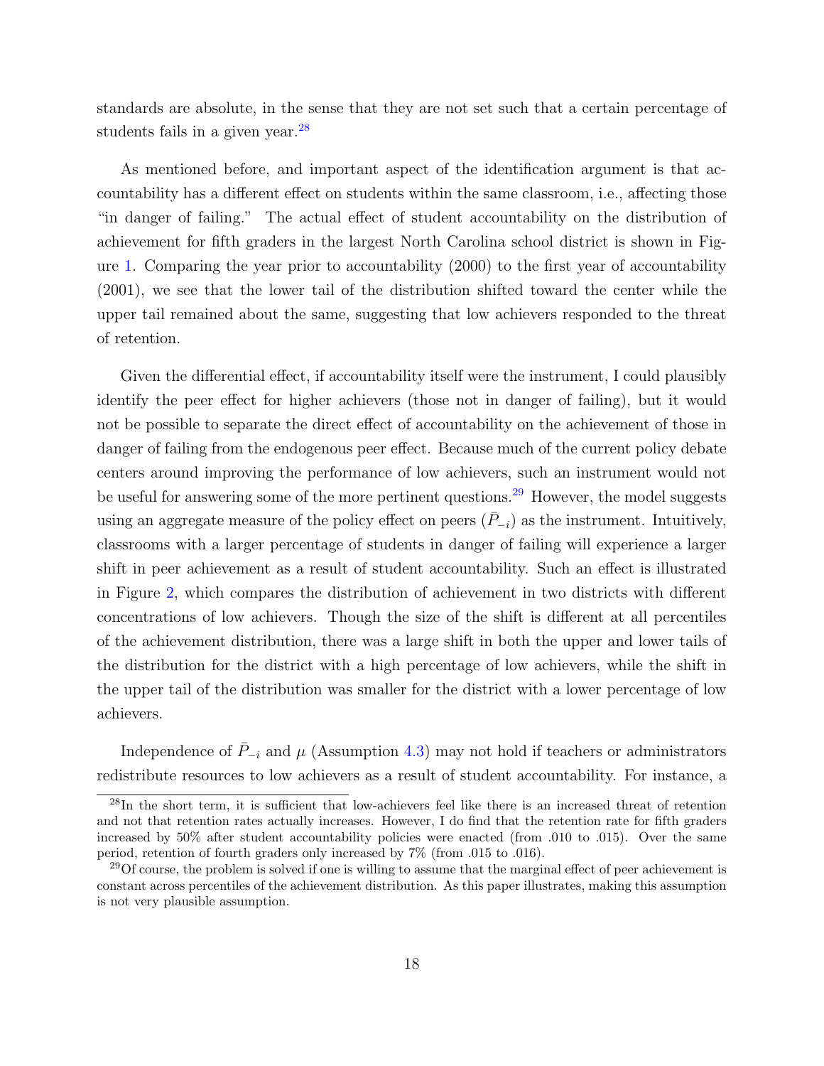standards are absolute, in the sense that they are not set such that a certain percentage of students fails in a given year.[28]

As mentioned before, and important aspect of the identification argument is that accountability has a different effect on students within the same classroom, i.e., affecting those "in danger of failing." The actual effect of student accountability on the distribution of achievement for fifth graders in the largest North Carolina school district is shown in Figure 1. Comparing the year prior to accountability (2000) to the first year of accountability (2001), we see that the lower tail of the distribution shifted toward the center while the upper tail remained about the same, suggesting that low achievers responded to the threat of retention.

Given the differential effect, if accountability itself were the instrument, I could plausibly identify the peer effect for higher achievers (those not in danger of failing), but it would not be possible to separate the direct effect of accountability on the achievement of those in danger of failing from the endogenous peer effect. Because much of the current policy debate centers around improving the performance of low achievers, such an instrument would not be useful for answering some of the more pertinent questions.[29] However, the model suggests using an aggregate measure of the policy effect on peers ($\bar{P}_{-i}$) as the instrument. Intuitively, classrooms with a larger percentage of students in danger of failing will experience a larger shift in peer achievement as a result of student accountability. Such an effect is illustrated in Figure 2, which compares the distribution of achievement in two districts with different concentrations of low achievers. Though the size of the shift is different at all percentiles of the achievement distribution, there was a large shift in both the upper and lower tails of the distribution for the district with a high percentage of low achievers, while the shift in the upper tail of the distribution was smaller for the district with a lower percentage of low achievers.

Independence of $\bar{P}_{-i}$ and $\mu$ (Assumption 4.3) may not hold if teachers or administrators redistribute resources to low achievers as a result of student accountability. For instance, a

[28] In the short term, it is sufficient that low-achievers feel like there is an increased threat of retention and not that retention rates actually increases. However, I do find that the retention rate for fifth graders increased by 50% after student accountability policies were enacted (from .010 to .015). Over the same period, retention of fourth graders only increased by 7% (from .015 to .016).

[29] Of course, the problem is solved if one is willing to assume that the marginal effect of peer achievement is constant across percentiles of the achievement distribution. As this paper illustrates, making this assumption is not very plausible assumption.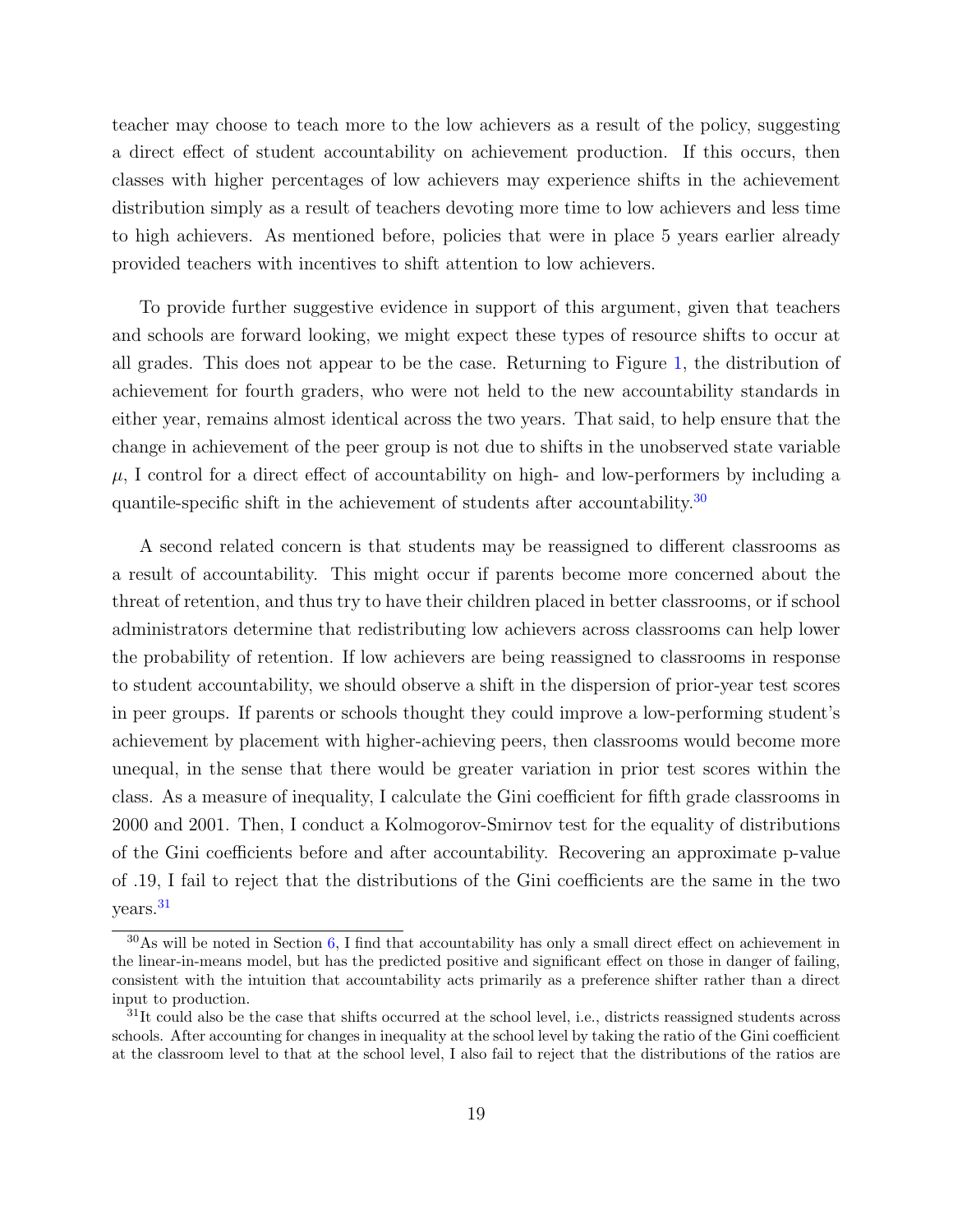teacher may choose to teach more to the low achievers as a result of the policy, suggesting a direct effect of student accountability on achievement production. If this occurs, then classes with higher percentages of low achievers may experience shifts in the achievement distribution simply as a result of teachers devoting more time to low achievers and less time to high achievers. As mentioned before, policies that were in place 5 years earlier already provided teachers with incentives to shift attention to low achievers.

To provide further suggestive evidence in support of this argument, given that teachers and schools are forward looking, we might expect these types of resource shifts to occur at all grades. This does not appear to be the case. Returning to Figure 1, the distribution of achievement for fourth graders, who were not held to the new accountability standards in either year, remains almost identical across the two years. That said, to help ensure that the change in achievement of the peer group is not due to shifts in the unobserved state variable $\mu$, I control for a direct effect of accountability on high- and low-performers by including a quantile-specific shift in the achievement of students after accountability.[30]

A second related concern is that students may be reassigned to different classrooms as a result of accountability. This might occur if parents become more concerned about the threat of retention, and thus try to have their children placed in better classrooms, or if school administrators determine that redistributing low achievers across classrooms can help lower the probability of retention. If low achievers are being reassigned to classrooms in response to student accountability, we should observe a shift in the dispersion of prior-year test scores in peer groups. If parents or schools thought they could improve a low-performing student's achievement by placement with higher-achieving peers, then classrooms would become more unequal, in the sense that there would be greater variation in prior test scores within the class. As a measure of inequality, I calculate the Gini coefficient for fifth grade classrooms in 2000 and 2001. Then, I conduct a Kolmogorov-Smirnov test for the equality of distributions of the Gini coefficients before and after accountability. Recovering an approximate p-value of .19, I fail to reject that the distributions of the Gini coefficients are the same in the two years.[31]

[30] As will be noted in Section 6, I find that accountability has only a small direct effect on achievement in the linear-in-means model, but has the predicted positive and significant effect on those in danger of failing, consistent with the intuition that accountability acts primarily as a preference shifter rather than a direct input to production.

[31] It could also be the case that shifts occurred at the school level, i.e., districts reassigned students across schools. After accounting for changes in inequality at the school level by taking the ratio of the Gini coefficient at the classroom level to that at the school level, I also fail to reject that the distributions of the ratios are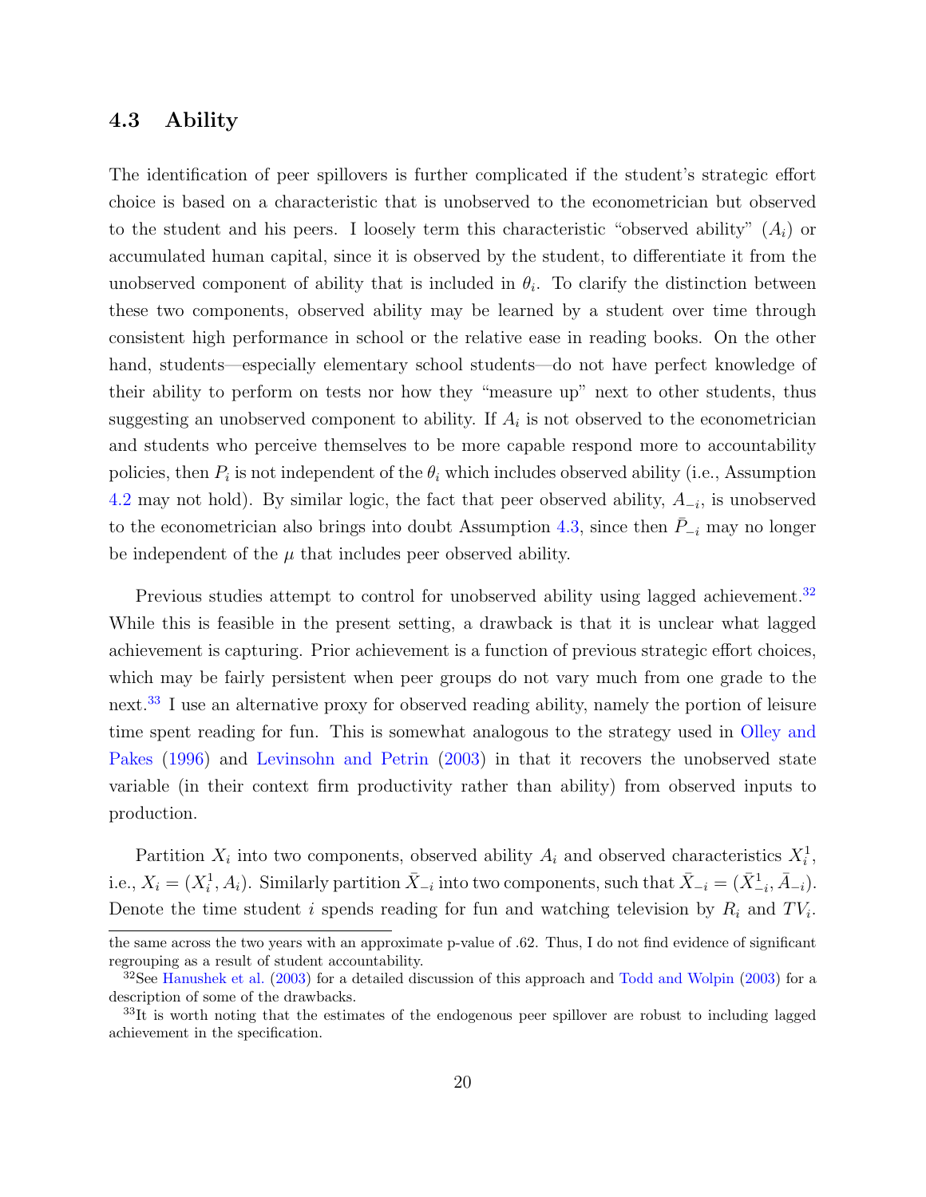### 4.3 Ability

The identification of peer spillovers is further complicated if the student's strategic effort choice is based on a characteristic that is unobserved to the econometrician but observed to the student and his peers. I loosely term this characteristic "observed ability" ($A_i$) or accumulated human capital, since it is observed by the student, to differentiate it from the unobserved component of ability that is included in $\theta_i$. To clarify the distinction between these two components, observed ability may be learned by a student over time through consistent high performance in school or the relative ease in reading books. On the other hand, students—especially elementary school students—do not have perfect knowledge of their ability to perform on tests nor how they "measure up" next to other students, thus suggesting an unobserved component to ability. If $A_i$ is not observed to the econometrician and students who perceive themselves to be more capable respond more to accountability policies, then $P_i$ is not independent of the $\theta_i$ which includes observed ability (i.e., Assumption 4.2 may not hold). By similar logic, the fact that peer observed ability, $A_{-i}$, is unobserved to the econometrician also brings into doubt Assumption 4.3, since then $\bar{P}_{-i}$ may no longer be independent of the $\mu$ that includes peer observed ability.

Previous studies attempt to control for unobserved ability using lagged achievement.[32] While this is feasible in the present setting, a drawback is that it is unclear what lagged achievement is capturing. Prior achievement is a function of previous strategic effort choices, which may be fairly persistent when peer groups do not vary much from one grade to the next.[33] I use an alternative proxy for observed reading ability, namely the portion of leisure time spent reading for fun. This is somewhat analogous to the strategy used in Olley and Pakes (1996) and Levinsohn and Petrin (2003) in that it recovers the unobserved state variable (in their context firm productivity rather than ability) from observed inputs to production.

Partition $X_i$ into two components, observed ability $A_i$ and observed characteristics $X_i^1$, i.e., $X_i = (X_i^1, A_i)$. Similarly partition $\bar{X}_{-i}$ into two components, such that $\bar{X}_{-i} = (\bar{X}_{-i}^1, \bar{A}_{-i})$. Denote the time student $i$ spends reading for fun and watching television by $R_i$ and $TV_i$.

the same across the two years with an approximate p-value of .62. Thus, I do not find evidence of significant regrouping as a result of student accountability.

[32] See Hanushek et al. (2003) for a detailed discussion of this approach and Todd and Wolpin (2003) for a description of some of the drawbacks.

[33] It is worth noting that the estimates of the endogenous peer spillover are robust to including lagged achievement in the specification.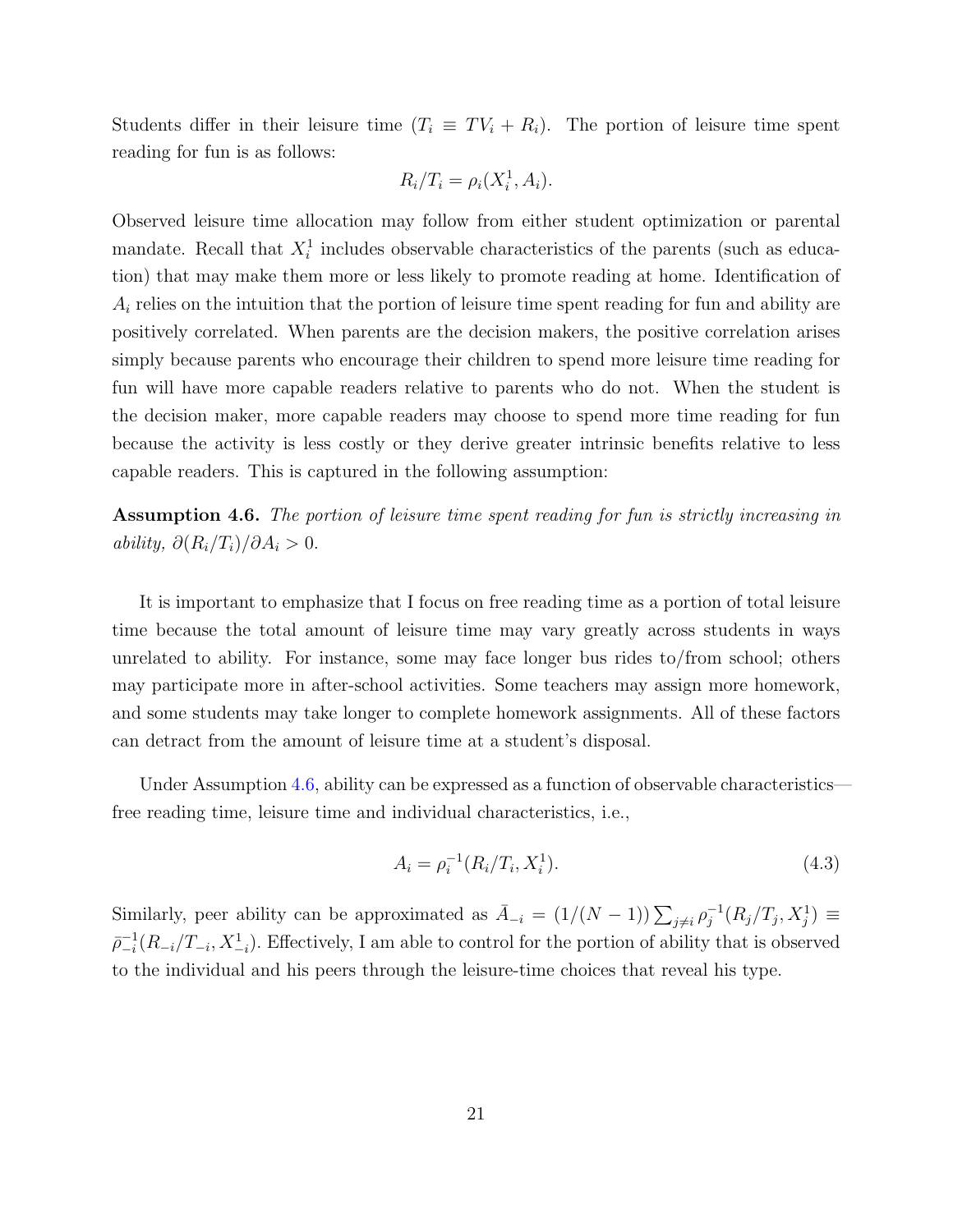Students differ in their leisure time ($T_i \equiv TV_i + R_i$). The portion of leisure time spent reading for fun is as follows:

$$R_i/T_i = \rho_i(X_i^1, A_i).$$

Observed leisure time allocation may follow from either student optimization or parental mandate. Recall that $X_i^1$ includes observable characteristics of the parents (such as education) that may make them more or less likely to promote reading at home. Identification of $A_i$ relies on the intuition that the portion of leisure time spent reading for fun and ability are positively correlated. When parents are the decision makers, the positive correlation arises simply because parents who encourage their children to spend more leisure time reading for fun will have more capable readers relative to parents who do not. When the student is the decision maker, more capable readers may choose to spend more time reading for fun because the activity is less costly or they derive greater intrinsic benefits relative to less capable readers. This is captured in the following assumption:

**Assumption 4.6.** *The portion of leisure time spent reading for fun is strictly increasing in ability,* $\partial(R_i/T_i)/\partial A_i > 0$.

It is important to emphasize that I focus on free reading time as a portion of total leisure time because the total amount of leisure time may vary greatly across students in ways unrelated to ability. For instance, some may face longer bus rides to/from school; others may participate more in after-school activities. Some teachers may assign more homework, and some students may take longer to complete homework assignments. All of these factors can detract from the amount of leisure time at a student's disposal.

Under Assumption 4.6, ability can be expressed as a function of observable characteristics—free reading time, leisure time and individual characteristics, i.e.,

$$A_i = \rho_i^{-1}(R_i/T_i, X_i^1). \tag{4.3}$$

Similarly, peer ability can be approximated as $\bar{A}_{-i} = (1/(N-1)) \sum_{j \neq i} \rho_j^{-1}(R_j/T_j, X_j^1) \equiv \bar{\rho}_{-i}^{-1}(R_{-i}/T_{-i}, X_{-i}^1)$. Effectively, I am able to control for the portion of ability that is observed to the individual and his peers through the leisure-time choices that reveal his type.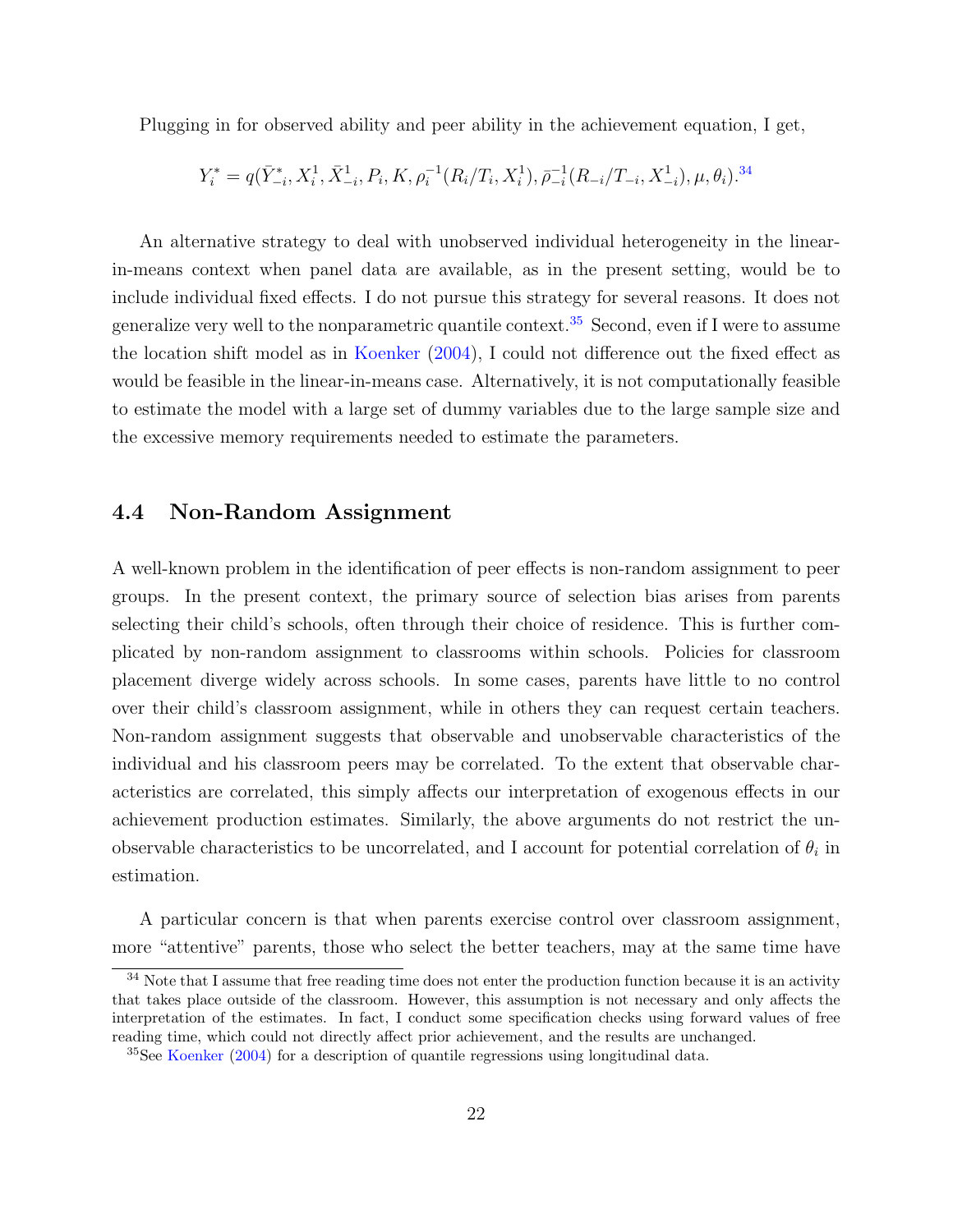Plugging in for observed ability and peer ability in the achievement equation, I get,

$$Y_i^* = q(\bar{Y}_{-i}^*, X_i^1, \bar{X}_{-i}^1, P_i, K, \rho_i^{-1}(R_i/T_i, X_i^1), \bar{\rho}_{-i}^{-1}(R_{-i}/T_{-i}, X_{-i}^1), \mu, \theta_i).$$[34]

An alternative strategy to deal with unobserved individual heterogeneity in the linear-in-means context when panel data are available, as in the present setting, would be to include individual fixed effects. I do not pursue this strategy for several reasons. It does not generalize very well to the nonparametric quantile context.[35] Second, even if I were to assume the location shift model as in Koenker (2004), I could not difference out the fixed effect as would be feasible in the linear-in-means case. Alternatively, it is not computationally feasible to estimate the model with a large set of dummy variables due to the large sample size and the excessive memory requirements needed to estimate the parameters.

## 4.4 Non-Random Assignment

A well-known problem in the identification of peer effects is non-random assignment to peer groups. In the present context, the primary source of selection bias arises from parents selecting their child's schools, often through their choice of residence. This is further complicated by non-random assignment to classrooms within schools. Policies for classroom placement diverge widely across schools. In some cases, parents have little to no control over their child's classroom assignment, while in others they can request certain teachers. Non-random assignment suggests that observable and unobservable characteristics of the individual and his classroom peers may be correlated. To the extent that observable characteristics are correlated, this simply affects our interpretation of exogenous effects in our achievement production estimates. Similarly, the above arguments do not restrict the unobservable characteristics to be uncorrelated, and I account for potential correlation of $\theta_i$ in estimation.

A particular concern is that when parents exercise control over classroom assignment, more "attentive" parents, those who select the better teachers, may at the same time have

[34] Note that I assume that free reading time does not enter the production function because it is an activity that takes place outside of the classroom. However, this assumption is not necessary and only affects the interpretation of the estimates. In fact, I conduct some specification checks using forward values of free reading time, which could not directly affect prior achievement, and the results are unchanged.

[35] See Koenker (2004) for a description of quantile regressions using longitudinal data.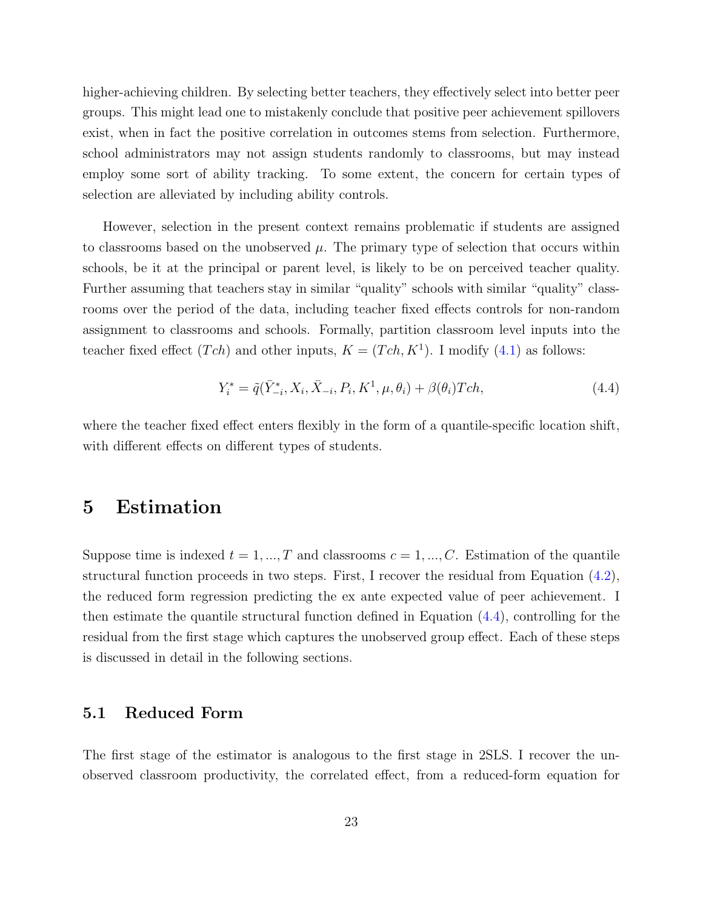higher-achieving children. By selecting better teachers, they effectively select into better peer groups. This might lead one to mistakenly conclude that positive peer achievement spillovers exist, when in fact the positive correlation in outcomes stems from selection. Furthermore, school administrators may not assign students randomly to classrooms, but may instead employ some sort of ability tracking. To some extent, the concern for certain types of selection are alleviated by including ability controls.

However, selection in the present context remains problematic if students are assigned to classrooms based on the unobserved $\mu$. The primary type of selection that occurs within schools, be it at the principal or parent level, is likely to be on perceived teacher quality. Further assuming that teachers stay in similar "quality" schools with similar "quality" classrooms over the period of the data, including teacher fixed effects controls for non-random assignment to classrooms and schools. Formally, partition classroom level inputs into the teacher fixed effect ($Tch$) and other inputs, $K = (Tch, K^1)$. I modify (4.1) as follows:

$$Y_i^* = \tilde{q}(\bar{Y}_{-i}^*, X_i, \bar{X}_{-i}, P_i, K^1, \mu, \theta_i) + \beta(\theta_i)Tch, \tag{4.4}$$

where the teacher fixed effect enters flexibly in the form of a quantile-specific location shift, with different effects on different types of students.

# 5 Estimation

Suppose time is indexed $t = 1, ..., T$ and classrooms $c = 1, ..., C$. Estimation of the quantile structural function proceeds in two steps. First, I recover the residual from Equation (4.2), the reduced form regression predicting the ex ante expected value of peer achievement. I then estimate the quantile structural function defined in Equation (4.4), controlling for the residual from the first stage which captures the unobserved group effect. Each of these steps is discussed in detail in the following sections.

## 5.1 Reduced Form

The first stage of the estimator is analogous to the first stage in 2SLS. I recover the unobserved classroom productivity, the correlated effect, from a reduced-form equation for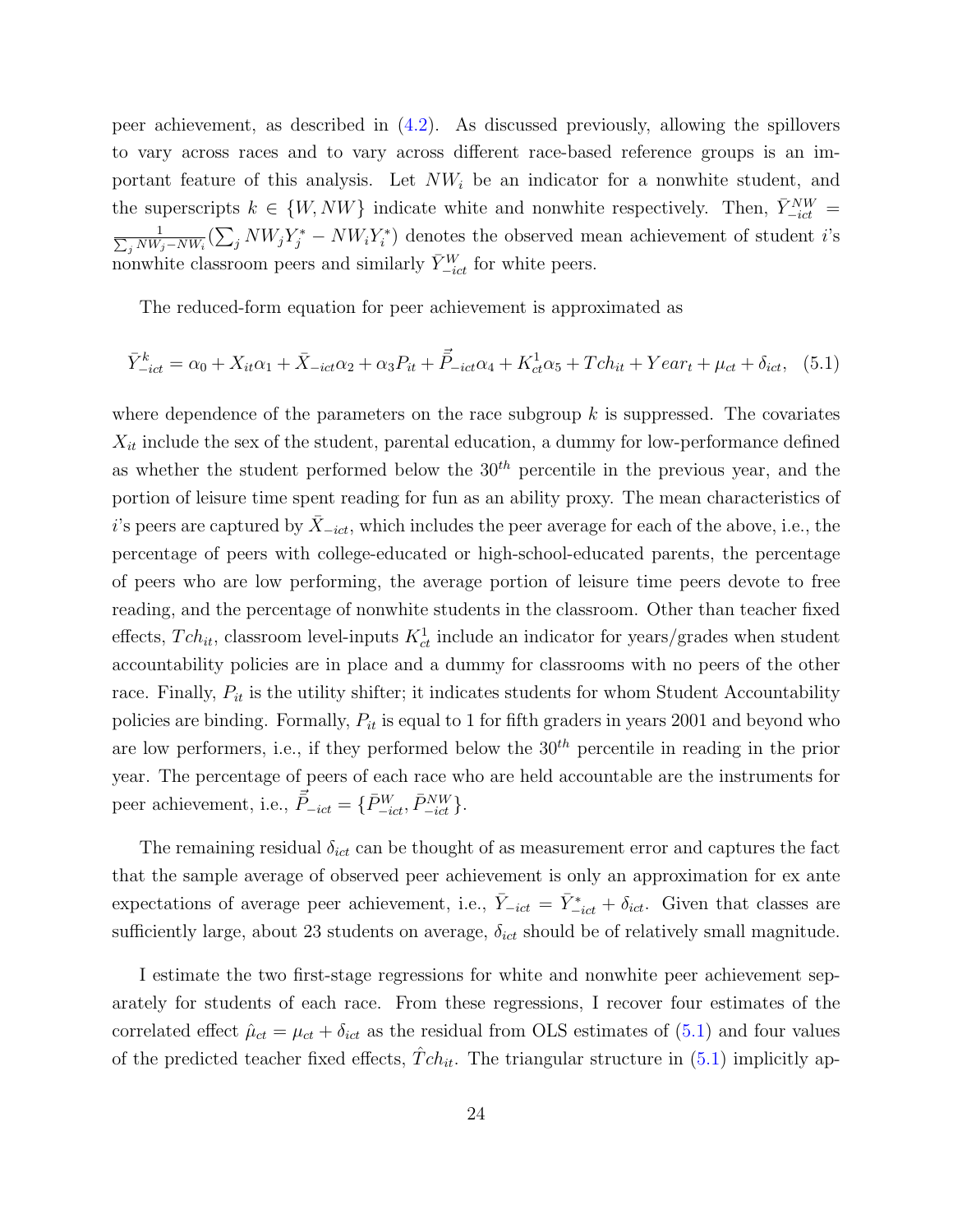peer achievement, as described in (4.2). As discussed previously, allowing the spillovers to vary across races and to vary across different race-based reference groups is an important feature of this analysis. Let $NW_i$ be an indicator for a nonwhite student, and the superscripts $k \in \{W, NW\}$ indicate white and nonwhite respectively. Then, $\bar{Y}^{NW}_{-ict} = \frac{1}{\sum_j NW_j - NW_i}(\sum_j NW_j Y^*_j - NW_i Y^*_i)$ denotes the observed mean achievement of student $i$'s nonwhite classroom peers and similarly $\bar{Y}^{W}_{-ict}$ for white peers.

The reduced-form equation for peer achievement is approximated as

$$\bar{Y}^k_{-ict} = \alpha_0 + X_{it}\alpha_1 + \bar{X}_{-ict}\alpha_2 + \alpha_3 P_{it} + \bar{\vec{P}}_{-ict}\alpha_4 + K^1_{ct}\alpha_5 + Tch_{it} + Year_t + \mu_{ct} + \delta_{ict}, \quad (5.1)$$

where dependence of the parameters on the race subgroup $k$ is suppressed. The covariates $X_{it}$ include the sex of the student, parental education, a dummy for low-performance defined as whether the student performed below the $30^{th}$ percentile in the previous year, and the portion of leisure time spent reading for fun as an ability proxy. The mean characteristics of $i$'s peers are captured by $\bar{X}_{-ict}$, which includes the peer average for each of the above, i.e., the percentage of peers with college-educated or high-school-educated parents, the percentage of peers who are low performing, the average portion of leisure time peers devote to free reading, and the percentage of nonwhite students in the classroom. Other than teacher fixed effects, $Tch_{it}$, classroom level-inputs $K^1_{ct}$ include an indicator for years/grades when student accountability policies are in place and a dummy for classrooms with no peers of the other race. Finally, $P_{it}$ is the utility shifter; it indicates students for whom Student Accountability policies are binding. Formally, $P_{it}$ is equal to 1 for fifth graders in years 2001 and beyond who are low performers, i.e., if they performed below the $30^{th}$ percentile in reading in the prior year. The percentage of peers of each race who are held accountable are the instruments for peer achievement, i.e., $\bar{\vec{P}}_{-ict} = \{\bar{P}^W_{-ict}, \bar{P}^{NW}_{-ict}\}$.

The remaining residual $\delta_{ict}$ can be thought of as measurement error and captures the fact that the sample average of observed peer achievement is only an approximation for ex ante expectations of average peer achievement, i.e., $\bar{Y}_{-ict} = \bar{Y}^*_{-ict} + \delta_{ict}$. Given that classes are sufficiently large, about 23 students on average, $\delta_{ict}$ should be of relatively small magnitude.

I estimate the two first-stage regressions for white and nonwhite peer achievement separately for students of each race. From these regressions, I recover four estimates of the correlated effect $\hat{\mu}_{ct} = \mu_{ct} + \delta_{ict}$ as the residual from OLS estimates of (5.1) and four values of the predicted teacher fixed effects, $\hat{T}ch_{it}$. The triangular structure in (5.1) implicitly ap-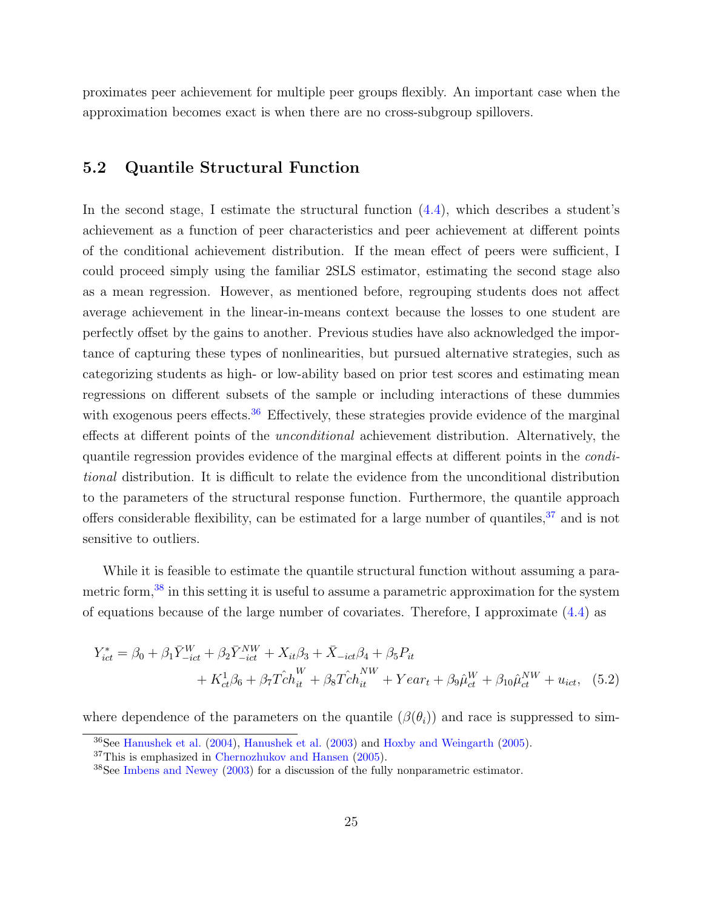proximates peer achievement for multiple peer groups flexibly. An important case when the approximation becomes exact is when there are no cross-subgroup spillovers.

## 5.2 Quantile Structural Function

In the second stage, I estimate the structural function (4.4), which describes a student's achievement as a function of peer characteristics and peer achievement at different points of the conditional achievement distribution. If the mean effect of peers were sufficient, I could proceed simply using the familiar 2SLS estimator, estimating the second stage also as a mean regression. However, as mentioned before, regrouping students does not affect average achievement in the linear-in-means context because the losses to one student are perfectly offset by the gains to another. Previous studies have also acknowledged the importance of capturing these types of nonlinearities, but pursued alternative strategies, such as categorizing students as high- or low-ability based on prior test scores and estimating mean regressions on different subsets of the sample or including interactions of these dummies with exogenous peers effects.[36] Effectively, these strategies provide evidence of the marginal effects at different points of the *unconditional* achievement distribution. Alternatively, the quantile regression provides evidence of the marginal effects at different points in the *conditional* distribution. It is difficult to relate the evidence from the unconditional distribution to the parameters of the structural response function. Furthermore, the quantile approach offers considerable flexibility, can be estimated for a large number of quantiles,[37] and is not sensitive to outliers.

While it is feasible to estimate the quantile structural function without assuming a parametric form,[38] in this setting it is useful to assume a parametric approximation for the system of equations because of the large number of covariates. Therefore, I approximate (4.4) as

$$
\begin{aligned}
Y^*_{ict} = \beta_0 + \beta_1 \bar{Y}^W_{-ict} + \beta_2 \bar{Y}^{NW}_{-ict} + X_{it}\beta_3 + \bar{X}_{-ict}\beta_4 + \beta_5 P_{it} \\
+ K^1_{ct}\beta_6 + \beta_7 \hat{Tch}^W_{it} + \beta_8 \hat{Tch}^{NW}_{it} + Year_t + \beta_9 \hat{\mu}^W_{ct} + \beta_{10}\hat{\mu}^{NW}_{ct} + u_{ict}, \quad (5.2)
\end{aligned}
$$

where dependence of the parameters on the quantile ($\beta(\theta_i)$) and race is suppressed to sim-

[36] See Hanushek et al. (2004), Hanushek et al. (2003) and Hoxby and Weingarth (2005).

[37] This is emphasized in Chernozhukov and Hansen (2005).

[38] See Imbens and Newey (2003) for a discussion of the fully nonparametric estimator.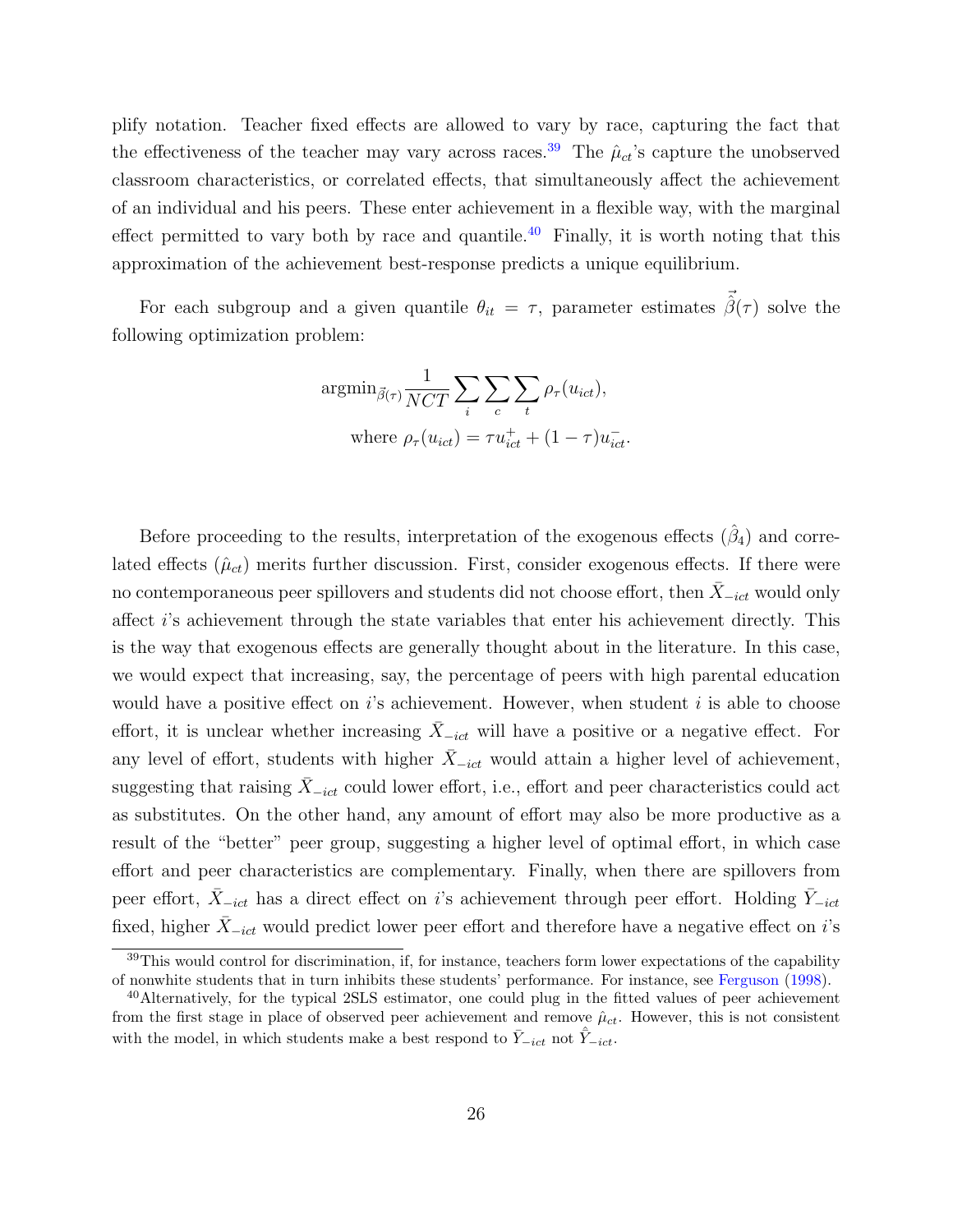plify notation. Teacher fixed effects are allowed to vary by race, capturing the fact that the effectiveness of the teacher may vary across races.[39] The $\hat{\mu}_{ct}$'s capture the unobserved classroom characteristics, or correlated effects, that simultaneously affect the achievement of an individual and his peers. These enter achievement in a flexible way, with the marginal effect permitted to vary both by race and quantile.[40] Finally, it is worth noting that this approximation of the achievement best-response predicts a unique equilibrium.

For each subgroup and a given quantile $\theta_{it} = \tau$, parameter estimates $\hat{\vec{\beta}}(\tau)$ solve the following optimization problem:

$$\text{argmin}_{\vec{\beta}(\tau)} \frac{1}{NCT} \sum_i \sum_c \sum_t \rho_\tau(u_{ict}),$$
$$\text{where } \rho_\tau(u_{ict}) = \tau u_{ict}^{+} + (1-\tau) u_{ict}^{-}.$$

Before proceeding to the results, interpretation of the exogenous effects ($\hat{\beta}_4$) and correlated effects ($\hat{\mu}_{ct}$) merits further discussion. First, consider exogenous effects. If there were no contemporaneous peer spillovers and students did not choose effort, then $\bar{X}_{-ict}$ would only affect $i$'s achievement through the state variables that enter his achievement directly. This is the way that exogenous effects are generally thought about in the literature. In this case, we would expect that increasing, say, the percentage of peers with high parental education would have a positive effect on $i$'s achievement. However, when student $i$ is able to choose effort, it is unclear whether increasing $\bar{X}_{-ict}$ will have a positive or a negative effect. For any level of effort, students with higher $\bar{X}_{-ict}$ would attain a higher level of achievement, suggesting that raising $\bar{X}_{-ict}$ could lower effort, i.e., effort and peer characteristics could act as substitutes. On the other hand, any amount of effort may also be more productive as a result of the "better" peer group, suggesting a higher level of optimal effort, in which case effort and peer characteristics are complementary. Finally, when there are spillovers from peer effort, $\bar{X}_{-ict}$ has a direct effect on $i$'s achievement through peer effort. Holding $\bar{Y}_{-ict}$ fixed, higher $\bar{X}_{-ict}$ would predict lower peer effort and therefore have a negative effect on $i$'s

[39] This would control for discrimination, if, for instance, teachers form lower expectations of the capability of nonwhite students that in turn inhibits these students' performance. For instance, see Ferguson (1998).

[40] Alternatively, for the typical 2SLS estimator, one could plug in the fitted values of peer achievement from the first stage in place of observed peer achievement and remove $\hat{\mu}_{ct}$. However, this is not consistent with the model, in which students make a best respond to $\bar{Y}_{-ict}$ not $\hat{\bar{Y}}_{-ict}$.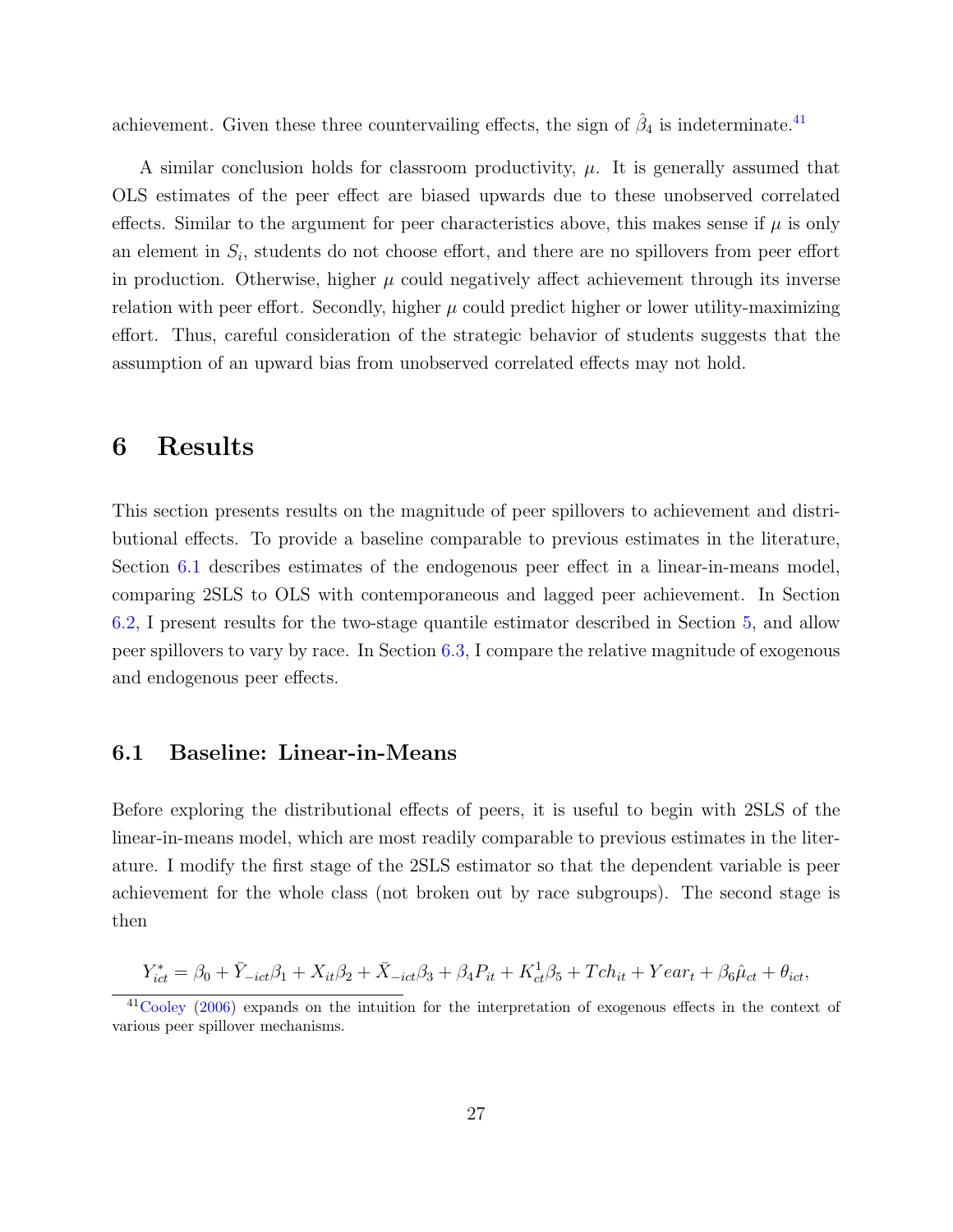achievement. Given these three countervailing effects, the sign of $\hat{\beta}_4$ is indeterminate.[41]

A similar conclusion holds for classroom productivity, $\mu$. It is generally assumed that OLS estimates of the peer effect are biased upwards due to these unobserved correlated effects. Similar to the argument for peer characteristics above, this makes sense if $\mu$ is only an element in $S_i$, students do not choose effort, and there are no spillovers from peer effort in production. Otherwise, higher $\mu$ could negatively affect achievement through its inverse relation with peer effort. Secondly, higher $\mu$ could predict higher or lower utility-maximizing effort. Thus, careful consideration of the strategic behavior of students suggests that the assumption of an upward bias from unobserved correlated effects may not hold.

# 6 Results

This section presents results on the magnitude of peer spillovers to achievement and distributional effects. To provide a baseline comparable to previous estimates in the literature, Section 6.1 describes estimates of the endogenous peer effect in a linear-in-means model, comparing 2SLS to OLS with contemporaneous and lagged peer achievement. In Section 6.2, I present results for the two-stage quantile estimator described in Section 5, and allow peer spillovers to vary by race. In Section 6.3, I compare the relative magnitude of exogenous and endogenous peer effects.

## 6.1 Baseline: Linear-in-Means

Before exploring the distributional effects of peers, it is useful to begin with 2SLS of the linear-in-means model, which are most readily comparable to previous estimates in the literature. I modify the first stage of the 2SLS estimator so that the dependent variable is peer achievement for the whole class (not broken out by race subgroups). The second stage is then

$$Y^*_{ict} = \beta_0 + \bar{Y}_{-ict}\beta_1 + X_{it}\beta_2 + \bar{X}_{-ict}\beta_3 + \beta_4 P_{it} + K^1_{ct}\beta_5 + Tch_{it} + Year_t + \beta_6\hat{\mu}_{ct} + \theta_{ict},$$

[41] Cooley (2006) expands on the intuition for the interpretation of exogenous effects in the context of various peer spillover mechanisms.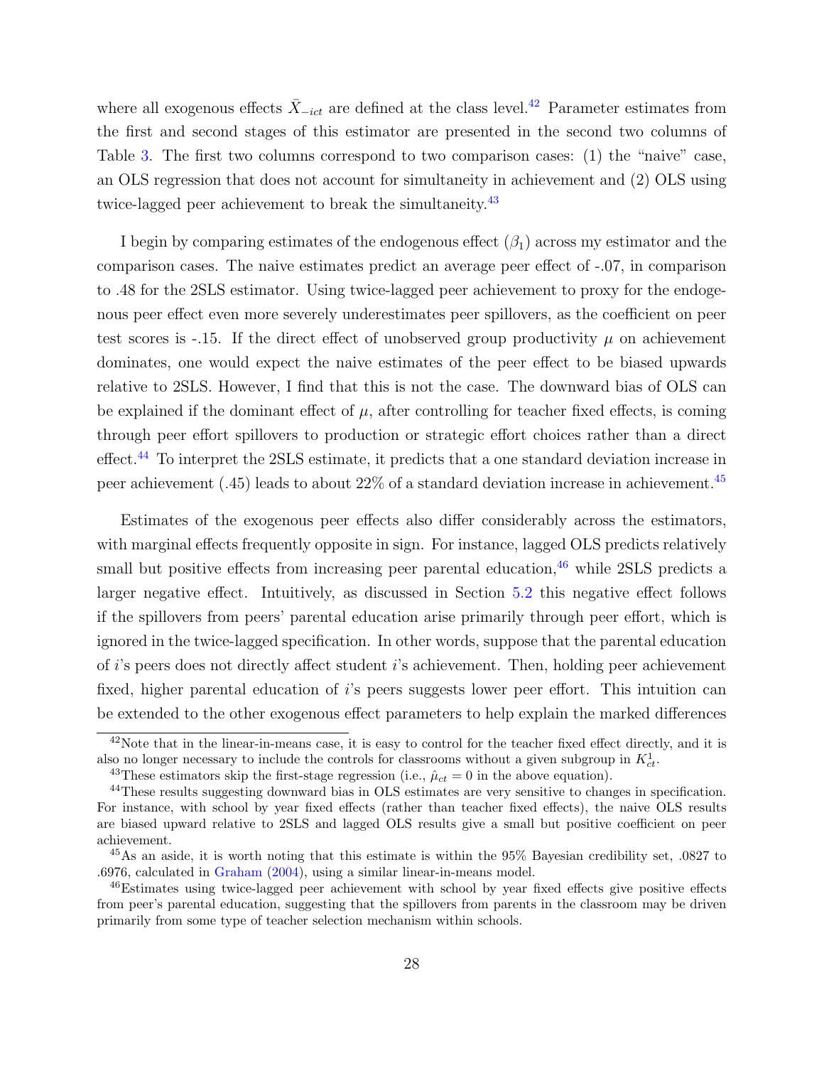where all exogenous effects $\bar{X}_{-ict}$ are defined at the class level.[42] Parameter estimates from the first and second stages of this estimator are presented in the second two columns of Table 3. The first two columns correspond to two comparison cases: (1) the "naive" case, an OLS regression that does not account for simultaneity in achievement and (2) OLS using twice-lagged peer achievement to break the simultaneity.[43]

I begin by comparing estimates of the endogenous effect ($\beta_1$) across my estimator and the comparison cases. The naive estimates predict an average peer effect of -.07, in comparison to .48 for the 2SLS estimator. Using twice-lagged peer achievement to proxy for the endogenous peer effect even more severely underestimates peer spillovers, as the coefficient on peer test scores is -.15. If the direct effect of unobserved group productivity $\mu$ on achievement dominates, one would expect the naive estimates of the peer effect to be biased upwards relative to 2SLS. However, I find that this is not the case. The downward bias of OLS can be explained if the dominant effect of $\mu$, after controlling for teacher fixed effects, is coming through peer effort spillovers to production or strategic effort choices rather than a direct effect.[44] To interpret the 2SLS estimate, it predicts that a one standard deviation increase in peer achievement (.45) leads to about 22% of a standard deviation increase in achievement.[45]

Estimates of the exogenous peer effects also differ considerably across the estimators, with marginal effects frequently opposite in sign. For instance, lagged OLS predicts relatively small but positive effects from increasing peer parental education,[46] while 2SLS predicts a larger negative effect. Intuitively, as discussed in Section 5.2 this negative effect follows if the spillovers from peers' parental education arise primarily through peer effort, which is ignored in the twice-lagged specification. In other words, suppose that the parental education of $i$'s peers does not directly affect student $i$'s achievement. Then, holding peer achievement fixed, higher parental education of $i$'s peers suggests lower peer effort. This intuition can be extended to the other exogenous effect parameters to help explain the marked differences

---

[42] Note that in the linear-in-means case, it is easy to control for the teacher fixed effect directly, and it is also no longer necessary to include the controls for classrooms without a given subgroup in $K^1_{ct}$.

[43] These estimators skip the first-stage regression (i.e., $\hat{\mu}_{ct} = 0$ in the above equation).

[44] These results suggesting downward bias in OLS estimates are very sensitive to changes in specification. For instance, with school by year fixed effects (rather than teacher fixed effects), the naive OLS results are biased upward relative to 2SLS and lagged OLS results give a small but positive coefficient on peer achievement.

[45] As an aside, it is worth noting that this estimate is within the 95% Bayesian credibility set, .0827 to .6976, calculated in Graham (2004), using a similar linear-in-means model.

[46] Estimates using twice-lagged peer achievement with school by year fixed effects give positive effects from peer's parental education, suggesting that the spillovers from parents in the classroom may be driven primarily from some type of teacher selection mechanism within schools.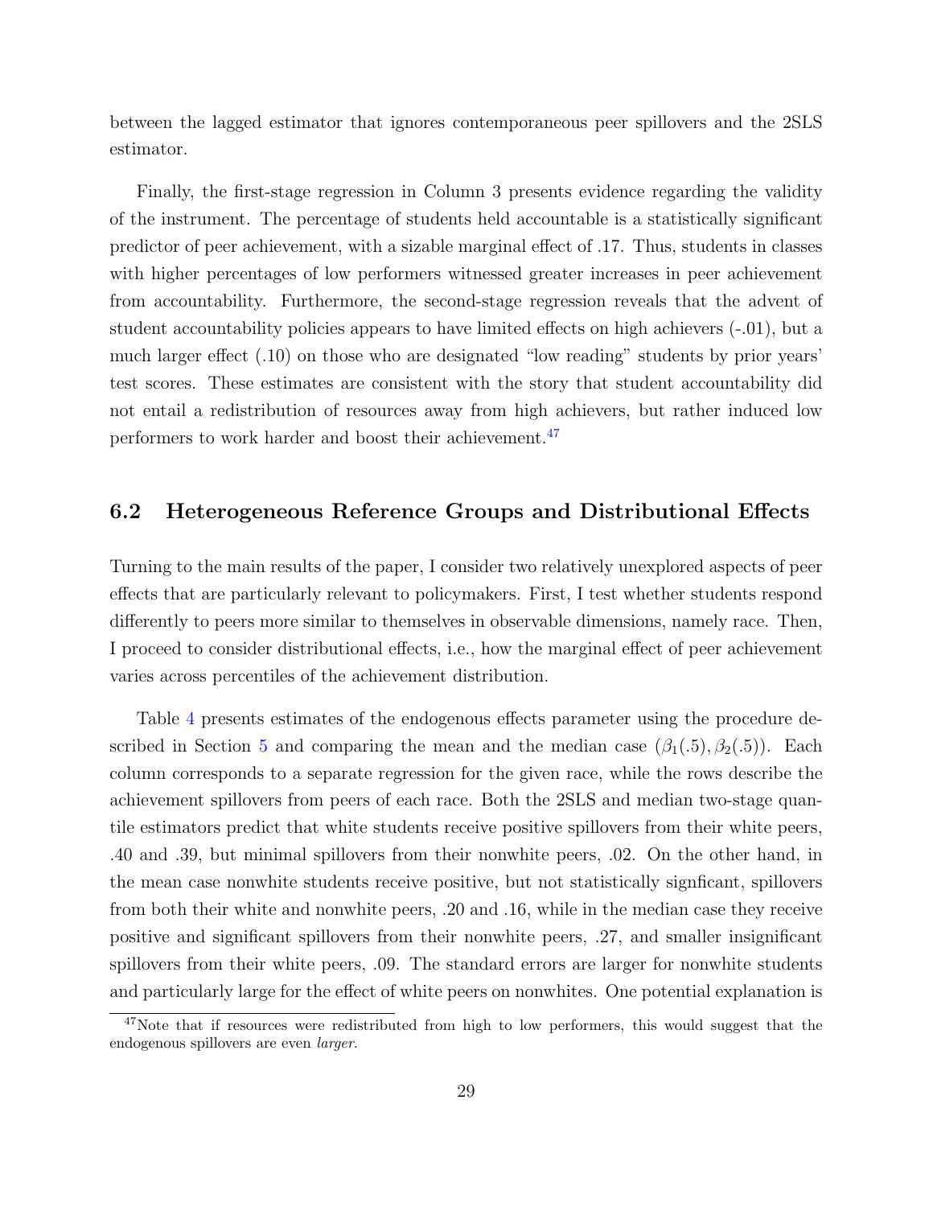between the lagged estimator that ignores contemporaneous peer spillovers and the 2SLS estimator.

Finally, the first-stage regression in Column 3 presents evidence regarding the validity of the instrument. The percentage of students held accountable is a statistically significant predictor of peer achievement, with a sizable marginal effect of .17. Thus, students in classes with higher percentages of low performers witnessed greater increases in peer achievement from accountability. Furthermore, the second-stage regression reveals that the advent of student accountability policies appears to have limited effects on high achievers (-.01), but a much larger effect (.10) on those who are designated "low reading" students by prior years' test scores. These estimates are consistent with the story that student accountability did not entail a redistribution of resources away from high achievers, but rather induced low performers to work harder and boost their achievement.[47]

## 6.2 Heterogeneous Reference Groups and Distributional Effects

Turning to the main results of the paper, I consider two relatively unexplored aspects of peer effects that are particularly relevant to policymakers. First, I test whether students respond differently to peers more similar to themselves in observable dimensions, namely race. Then, I proceed to consider distributional effects, i.e., how the marginal effect of peer achievement varies across percentiles of the achievement distribution.

Table 4 presents estimates of the endogenous effects parameter using the procedure described in Section 5 and comparing the mean and the median case $(\beta_1(.5), \beta_2(.5))$. Each column corresponds to a separate regression for the given race, while the rows describe the achievement spillovers from peers of each race. Both the 2SLS and median two-stage quantile estimators predict that white students receive positive spillovers from their white peers, .40 and .39, but minimal spillovers from their nonwhite peers, .02. On the other hand, in the mean case nonwhite students receive positive, but not statistically signficant, spillovers from both their white and nonwhite peers, .20 and .16, while in the median case they receive positive and significant spillovers from their nonwhite peers, .27, and smaller insignificant spillovers from their white peers, .09. The standard errors are larger for nonwhite students and particularly large for the effect of white peers on nonwhites. One potential explanation is

[47] Note that if resources were redistributed from high to low performers, this would suggest that the endogenous spillovers are even *larger*.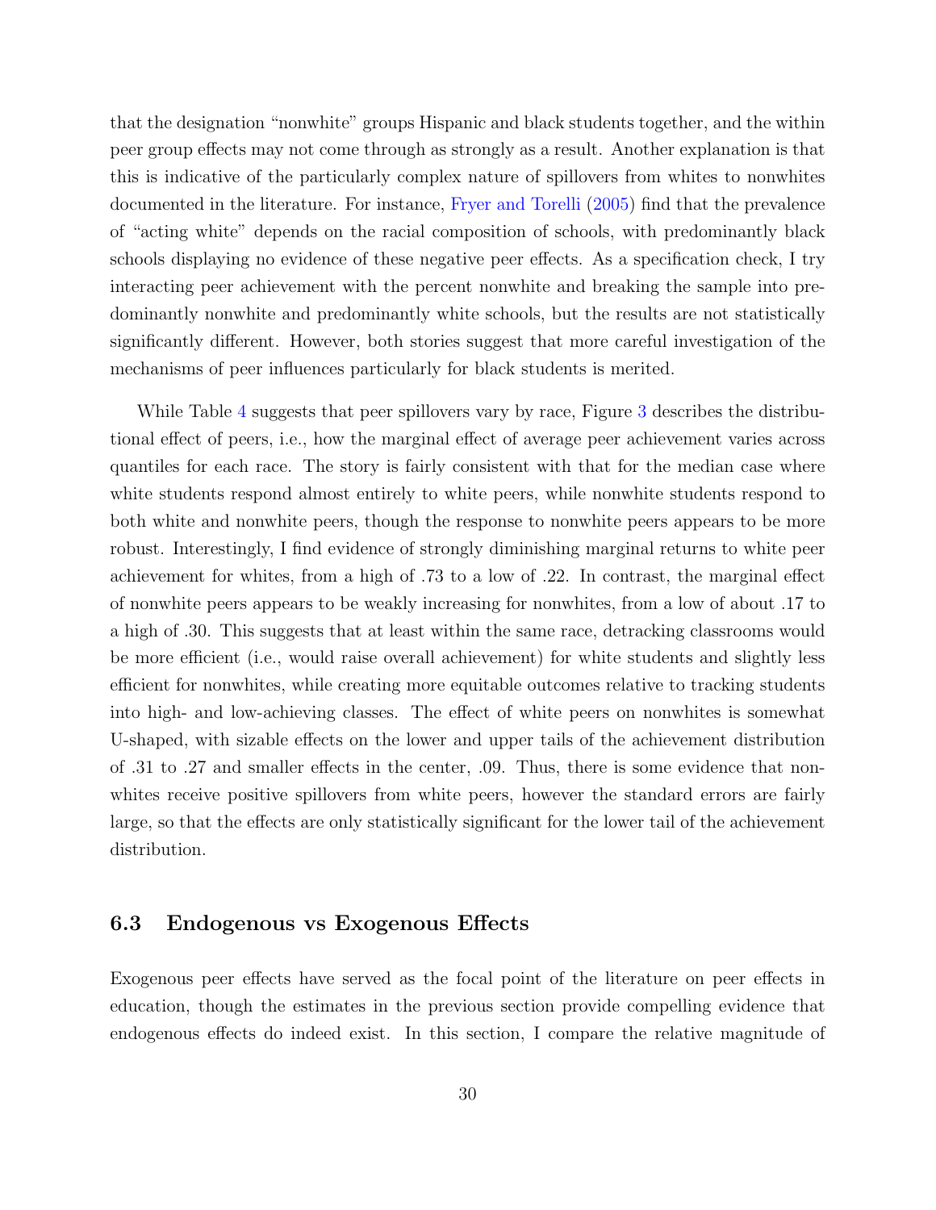that the designation "nonwhite" groups Hispanic and black students together, and the within peer group effects may not come through as strongly as a result. Another explanation is that this is indicative of the particularly complex nature of spillovers from whites to nonwhites documented in the literature. For instance, Fryer and Torelli (2005) find that the prevalence of "acting white" depends on the racial composition of schools, with predominantly black schools displaying no evidence of these negative peer effects. As a specification check, I try interacting peer achievement with the percent nonwhite and breaking the sample into predominantly nonwhite and predominantly white schools, but the results are not statistically significantly different. However, both stories suggest that more careful investigation of the mechanisms of peer influences particularly for black students is merited.

While Table 4 suggests that peer spillovers vary by race, Figure 3 describes the distributional effect of peers, i.e., how the marginal effect of average peer achievement varies across quantiles for each race. The story is fairly consistent with that for the median case where white students respond almost entirely to white peers, while nonwhite students respond to both white and nonwhite peers, though the response to nonwhite peers appears to be more robust. Interestingly, I find evidence of strongly diminishing marginal returns to white peer achievement for whites, from a high of .73 to a low of .22. In contrast, the marginal effect of nonwhite peers appears to be weakly increasing for nonwhites, from a low of about .17 to a high of .30. This suggests that at least within the same race, detracking classrooms would be more efficient (i.e., would raise overall achievement) for white students and slightly less efficient for nonwhites, while creating more equitable outcomes relative to tracking students into high- and low-achieving classes. The effect of white peers on nonwhites is somewhat U-shaped, with sizable effects on the lower and upper tails of the achievement distribution of .31 to .27 and smaller effects in the center, .09. Thus, there is some evidence that nonwhites receive positive spillovers from white peers, however the standard errors are fairly large, so that the effects are only statistically significant for the lower tail of the achievement distribution.

### 6.3 Endogenous vs Exogenous Effects

Exogenous peer effects have served as the focal point of the literature on peer effects in education, though the estimates in the previous section provide compelling evidence that endogenous effects do indeed exist. In this section, I compare the relative magnitude of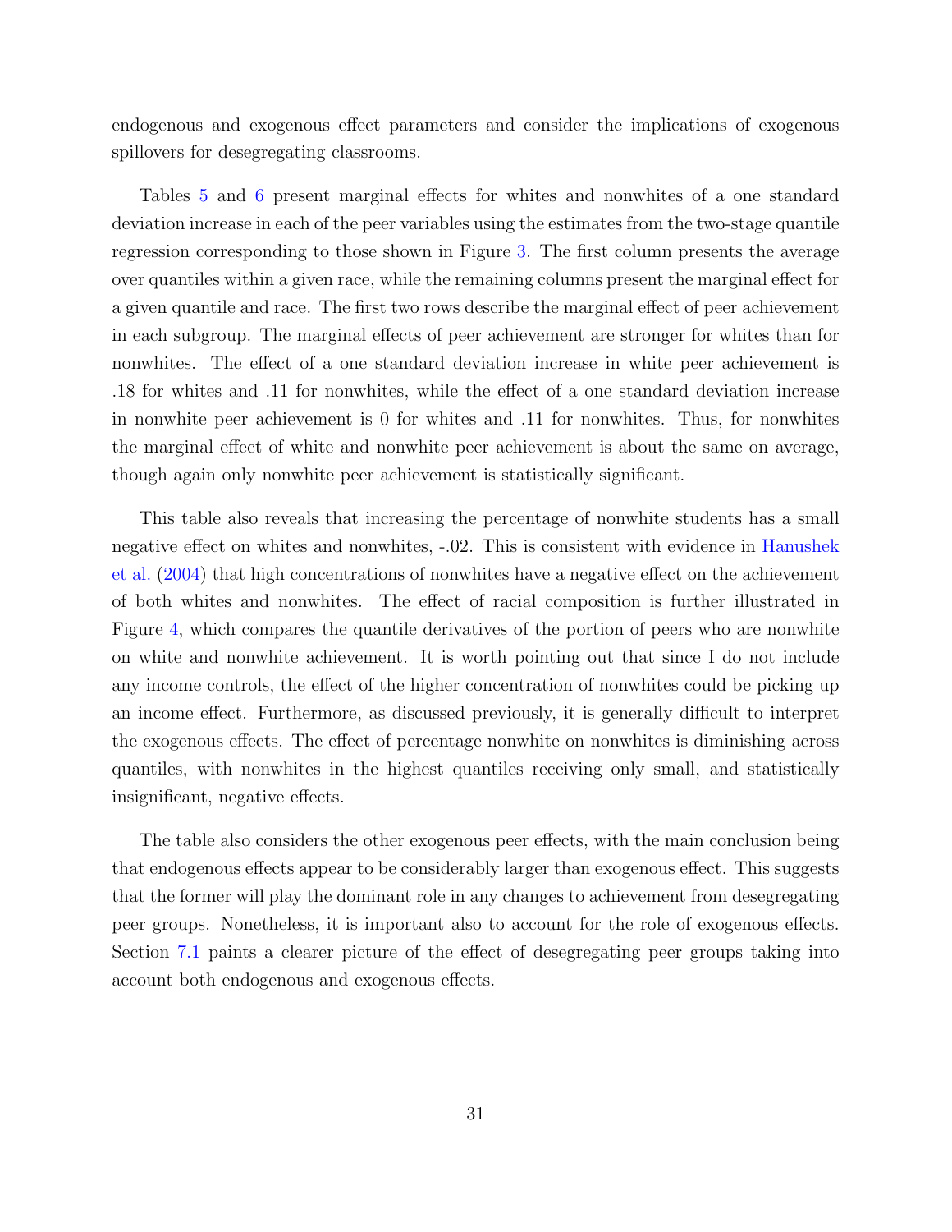endogenous and exogenous effect parameters and consider the implications of exogenous spillovers for desegregating classrooms.

Tables 5 and 6 present marginal effects for whites and nonwhites of a one standard deviation increase in each of the peer variables using the estimates from the two-stage quantile regression corresponding to those shown in Figure 3. The first column presents the average over quantiles within a given race, while the remaining columns present the marginal effect for a given quantile and race. The first two rows describe the marginal effect of peer achievement in each subgroup. The marginal effects of peer achievement are stronger for whites than for nonwhites. The effect of a one standard deviation increase in white peer achievement is .18 for whites and .11 for nonwhites, while the effect of a one standard deviation increase in nonwhite peer achievement is 0 for whites and .11 for nonwhites. Thus, for nonwhites the marginal effect of white and nonwhite peer achievement is about the same on average, though again only nonwhite peer achievement is statistically significant.

This table also reveals that increasing the percentage of nonwhite students has a small negative effect on whites and nonwhites, -.02. This is consistent with evidence in Hanushek et al. (2004) that high concentrations of nonwhites have a negative effect on the achievement of both whites and nonwhites. The effect of racial composition is further illustrated in Figure 4, which compares the quantile derivatives of the portion of peers who are nonwhite on white and nonwhite achievement. It is worth pointing out that since I do not include any income controls, the effect of the higher concentration of nonwhites could be picking up an income effect. Furthermore, as discussed previously, it is generally difficult to interpret the exogenous effects. The effect of percentage nonwhite on nonwhites is diminishing across quantiles, with nonwhites in the highest quantiles receiving only small, and statistically insignificant, negative effects.

The table also considers the other exogenous peer effects, with the main conclusion being that endogenous effects appear to be considerably larger than exogenous effect. This suggests that the former will play the dominant role in any changes to achievement from desegregating peer groups. Nonetheless, it is important also to account for the role of exogenous effects. Section 7.1 paints a clearer picture of the effect of desegregating peer groups taking into account both endogenous and exogenous effects.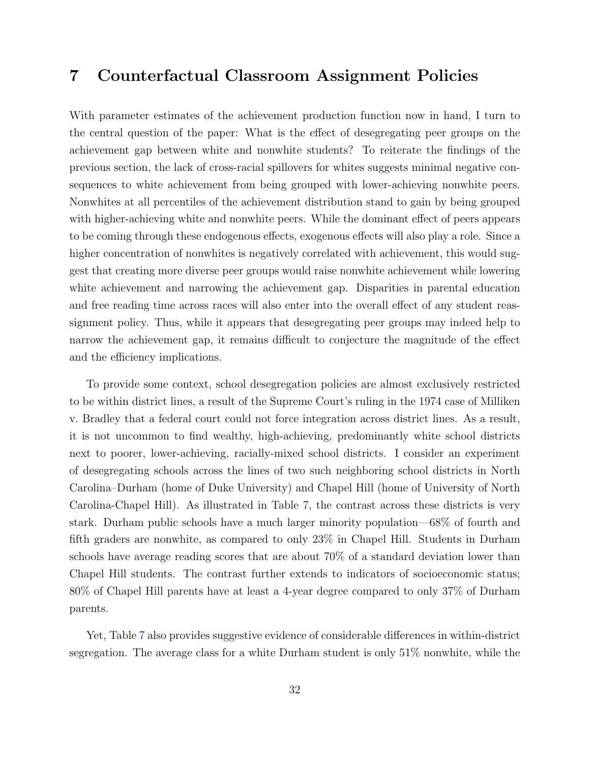# 7 Counterfactual Classroom Assignment Policies

With parameter estimates of the achievement production function now in hand, I turn to the central question of the paper: What is the effect of desegregating peer groups on the achievement gap between white and nonwhite students? To reiterate the findings of the previous section, the lack of cross-racial spillovers for whites suggests minimal negative consequences to white achievement from being grouped with lower-achieving nonwhite peers. Nonwhites at all percentiles of the achievement distribution stand to gain by being grouped with higher-achieving white and nonwhite peers. While the dominant effect of peers appears to be coming through these endogenous effects, exogenous effects will also play a role. Since a higher concentration of nonwhites is negatively correlated with achievement, this would suggest that creating more diverse peer groups would raise nonwhite achievement while lowering white achievement and narrowing the achievement gap. Disparities in parental education and free reading time across races will also enter into the overall effect of any student reassignment policy. Thus, while it appears that desegregating peer groups may indeed help to narrow the achievement gap, it remains difficult to conjecture the magnitude of the effect and the efficiency implications.

To provide some context, school desegregation policies are almost exclusively restricted to be within district lines, a result of the Supreme Court's ruling in the 1974 case of Milliken v. Bradley that a federal court could not force integration across district lines. As a result, it is not uncommon to find wealthy, high-achieving, predominantly white school districts next to poorer, lower-achieving, racially-mixed school districts. I consider an experiment of desegregating schools across the lines of two such neighboring school districts in North Carolina–Durham (home of Duke University) and Chapel Hill (home of University of North Carolina-Chapel Hill). As illustrated in Table 7, the contrast across these districts is very stark. Durham public schools have a much larger minority population—68% of fourth and fifth graders are nonwhite, as compared to only 23% in Chapel Hill. Students in Durham schools have average reading scores that are about 70% of a standard deviation lower than Chapel Hill students. The contrast further extends to indicators of socioeconomic status; 80% of Chapel Hill parents have at least a 4-year degree compared to only 37% of Durham parents.

Yet, Table 7 also provides suggestive evidence of considerable differences in within-district segregation. The average class for a white Durham student is only 51% nonwhite, while the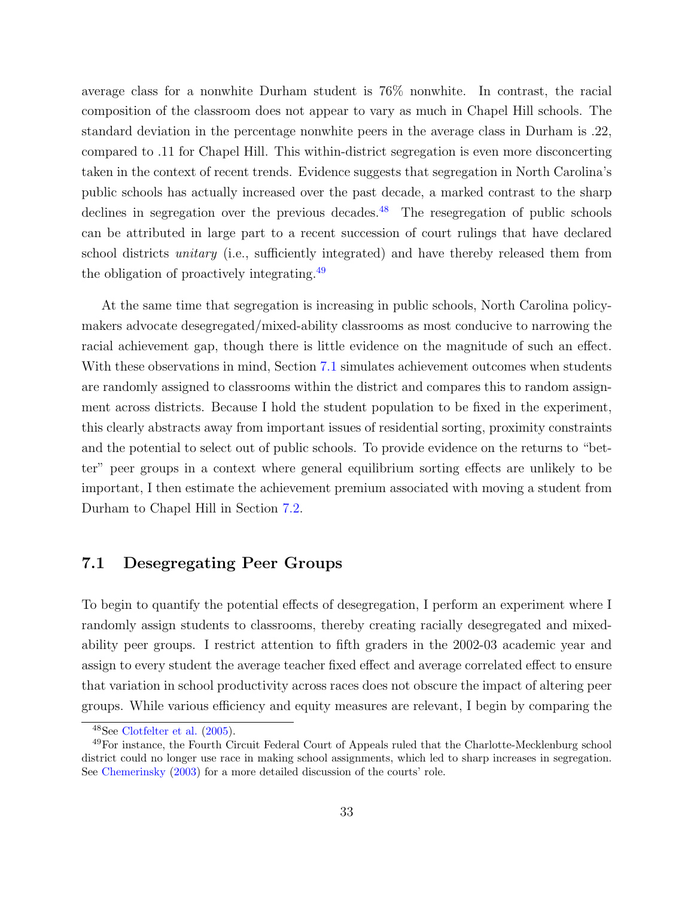average class for a nonwhite Durham student is 76% nonwhite. In contrast, the racial composition of the classroom does not appear to vary as much in Chapel Hill schools. The standard deviation in the percentage nonwhite peers in the average class in Durham is .22, compared to .11 for Chapel Hill. This within-district segregation is even more disconcerting taken in the context of recent trends. Evidence suggests that segregation in North Carolina's public schools has actually increased over the past decade, a marked contrast to the sharp declines in segregation over the previous decades.[48] The resegregation of public schools can be attributed in large part to a recent succession of court rulings that have declared school districts *unitary* (i.e., sufficiently integrated) and have thereby released them from the obligation of proactively integrating.[49]

At the same time that segregation is increasing in public schools, North Carolina policymakers advocate desegregated/mixed-ability classrooms as most conducive to narrowing the racial achievement gap, though there is little evidence on the magnitude of such an effect. With these observations in mind, Section 7.1 simulates achievement outcomes when students are randomly assigned to classrooms within the district and compares this to random assignment across districts. Because I hold the student population to be fixed in the experiment, this clearly abstracts away from important issues of residential sorting, proximity constraints and the potential to select out of public schools. To provide evidence on the returns to "better" peer groups in a context where general equilibrium sorting effects are unlikely to be important, I then estimate the achievement premium associated with moving a student from Durham to Chapel Hill in Section 7.2.

## 7.1 Desegregating Peer Groups

To begin to quantify the potential effects of desegregation, I perform an experiment where I randomly assign students to classrooms, thereby creating racially desegregated and mixed-ability peer groups. I restrict attention to fifth graders in the 2002-03 academic year and assign to every student the average teacher fixed effect and average correlated effect to ensure that variation in school productivity across races does not obscure the impact of altering peer groups. While various efficiency and equity measures are relevant, I begin by comparing the

[48] See Clotfelter et al. (2005).

[49] For instance, the Fourth Circuit Federal Court of Appeals ruled that the Charlotte-Mecklenburg school district could no longer use race in making school assignments, which led to sharp increases in segregation. See Chemerinsky (2003) for a more detailed discussion of the courts' role.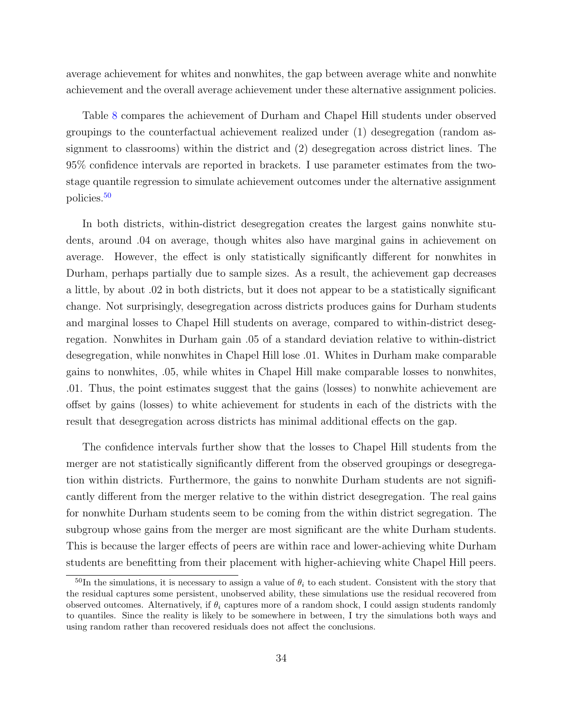average achievement for whites and nonwhites, the gap between average white and nonwhite achievement and the overall average achievement under these alternative assignment policies.

Table 8 compares the achievement of Durham and Chapel Hill students under observed groupings to the counterfactual achievement realized under (1) desegregation (random assignment to classrooms) within the district and (2) desegregation across district lines. The 95% confidence intervals are reported in brackets. I use parameter estimates from the two-stage quantile regression to simulate achievement outcomes under the alternative assignment policies.[50]

In both districts, within-district desegregation creates the largest gains nonwhite students, around .04 on average, though whites also have marginal gains in achievement on average. However, the effect is only statistically significantly different for nonwhites in Durham, perhaps partially due to sample sizes. As a result, the achievement gap decreases a little, by about .02 in both districts, but it does not appear to be a statistically significant change. Not surprisingly, desegregation across districts produces gains for Durham students and marginal losses to Chapel Hill students on average, compared to within-district desegregation. Nonwhites in Durham gain .05 of a standard deviation relative to within-district desegregation, while nonwhites in Chapel Hill lose .01. Whites in Durham make comparable gains to nonwhites, .05, while whites in Chapel Hill make comparable losses to nonwhites, .01. Thus, the point estimates suggest that the gains (losses) to nonwhite achievement are offset by gains (losses) to white achievement for students in each of the districts with the result that desegregation across districts has minimal additional effects on the gap.

The confidence intervals further show that the losses to Chapel Hill students from the merger are not statistically significantly different from the observed groupings or desegregation within districts. Furthermore, the gains to nonwhite Durham students are not significantly different from the merger relative to the within district desegregation. The real gains for nonwhite Durham students seem to be coming from the within district segregation. The subgroup whose gains from the merger are most significant are the white Durham students. This is because the larger effects of peers are within race and lower-achieving white Durham students are benefitting from their placement with higher-achieving white Chapel Hill peers.

[50] In the simulations, it is necessary to assign a value of $\theta_i$ to each student. Consistent with the story that the residual captures some persistent, unobserved ability, these simulations use the residual recovered from observed outcomes. Alternatively, if $\theta_i$ captures more of a random shock, I could assign students randomly to quantiles. Since the reality is likely to be somewhere in between, I try the simulations both ways and using random rather than recovered residuals does not affect the conclusions.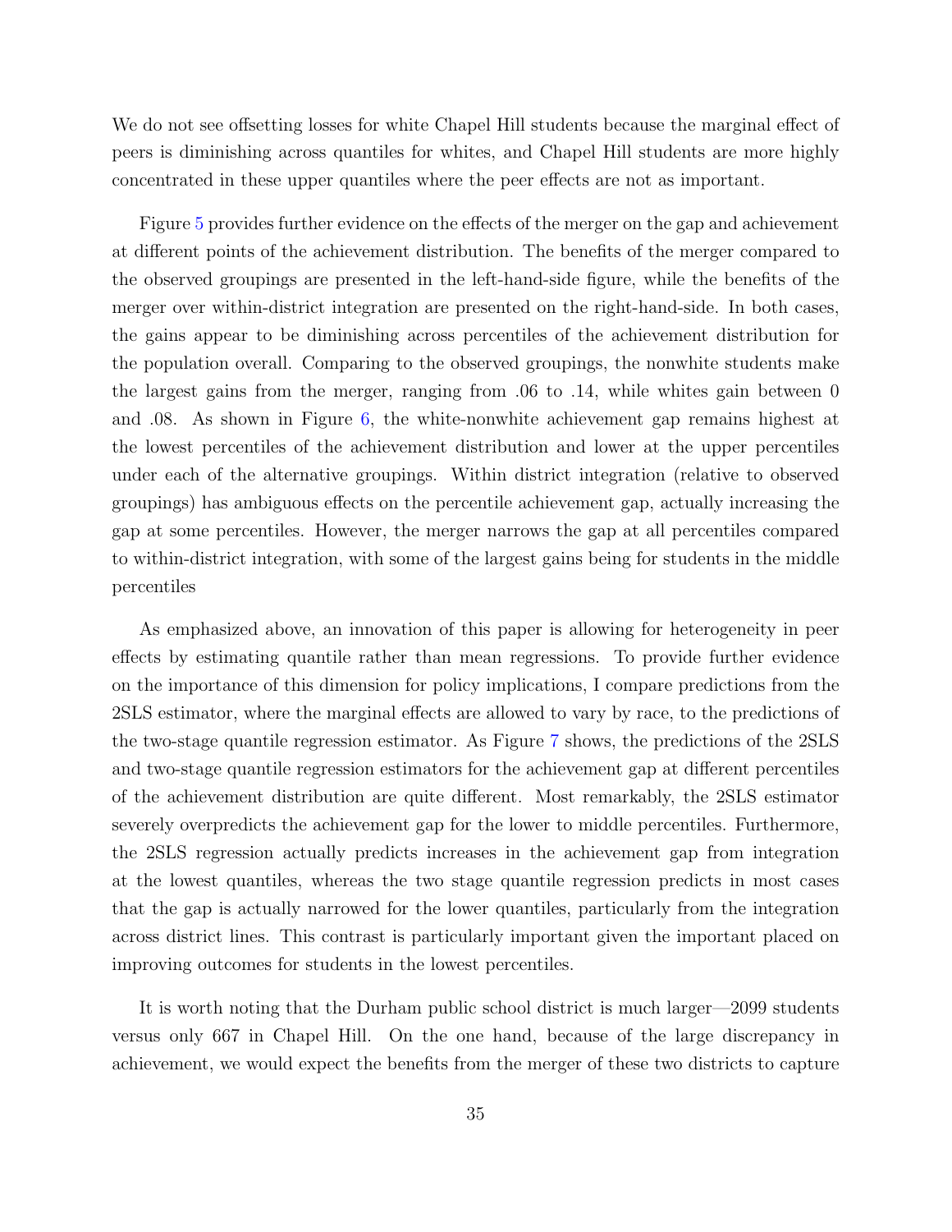We do not see offsetting losses for white Chapel Hill students because the marginal effect of peers is diminishing across quantiles for whites, and Chapel Hill students are more highly concentrated in these upper quantiles where the peer effects are not as important.

Figure 5 provides further evidence on the effects of the merger on the gap and achievement at different points of the achievement distribution. The benefits of the merger compared to the observed groupings are presented in the left-hand-side figure, while the benefits of the merger over within-district integration are presented on the right-hand-side. In both cases, the gains appear to be diminishing across percentiles of the achievement distribution for the population overall. Comparing to the observed groupings, the nonwhite students make the largest gains from the merger, ranging from .06 to .14, while whites gain between 0 and .08. As shown in Figure 6, the white-nonwhite achievement gap remains highest at the lowest percentiles of the achievement distribution and lower at the upper percentiles under each of the alternative groupings. Within district integration (relative to observed groupings) has ambiguous effects on the percentile achievement gap, actually increasing the gap at some percentiles. However, the merger narrows the gap at all percentiles compared to within-district integration, with some of the largest gains being for students in the middle percentiles

As emphasized above, an innovation of this paper is allowing for heterogeneity in peer effects by estimating quantile rather than mean regressions. To provide further evidence on the importance of this dimension for policy implications, I compare predictions from the 2SLS estimator, where the marginal effects are allowed to vary by race, to the predictions of the two-stage quantile regression estimator. As Figure 7 shows, the predictions of the 2SLS and two-stage quantile regression estimators for the achievement gap at different percentiles of the achievement distribution are quite different. Most remarkably, the 2SLS estimator severely overpredicts the achievement gap for the lower to middle percentiles. Furthermore, the 2SLS regression actually predicts increases in the achievement gap from integration at the lowest quantiles, whereas the two stage quantile regression predicts in most cases that the gap is actually narrowed for the lower quantiles, particularly from the integration across district lines. This contrast is particularly important given the important placed on improving outcomes for students in the lowest percentiles.

It is worth noting that the Durham public school district is much larger—2099 students versus only 667 in Chapel Hill. On the one hand, because of the large discrepancy in achievement, we would expect the benefits from the merger of these two districts to capture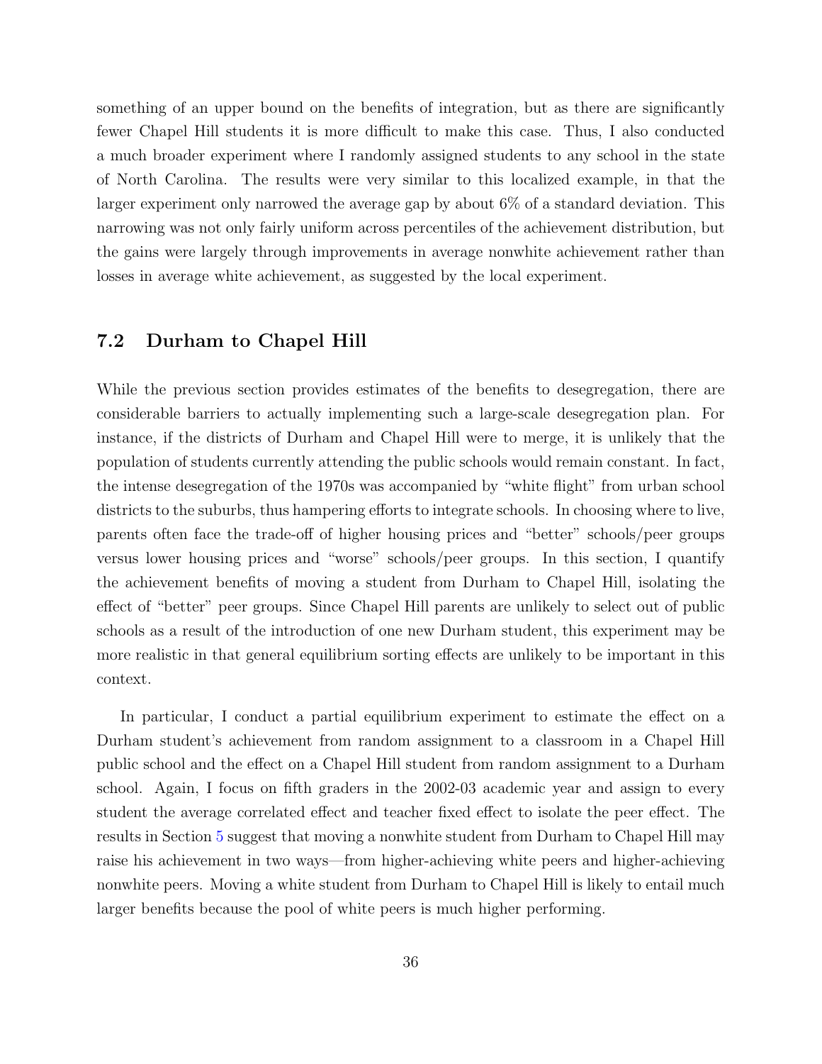something of an upper bound on the benefits of integration, but as there are significantly fewer Chapel Hill students it is more difficult to make this case. Thus, I also conducted a much broader experiment where I randomly assigned students to any school in the state of North Carolina. The results were very similar to this localized example, in that the larger experiment only narrowed the average gap by about 6% of a standard deviation. This narrowing was not only fairly uniform across percentiles of the achievement distribution, but the gains were largely through improvements in average nonwhite achievement rather than losses in average white achievement, as suggested by the local experiment.

### 7.2 Durham to Chapel Hill

While the previous section provides estimates of the benefits to desegregation, there are considerable barriers to actually implementing such a large-scale desegregation plan. For instance, if the districts of Durham and Chapel Hill were to merge, it is unlikely that the population of students currently attending the public schools would remain constant. In fact, the intense desegregation of the 1970s was accompanied by "white flight" from urban school districts to the suburbs, thus hampering efforts to integrate schools. In choosing where to live, parents often face the trade-off of higher housing prices and "better" schools/peer groups versus lower housing prices and "worse" schools/peer groups. In this section, I quantify the achievement benefits of moving a student from Durham to Chapel Hill, isolating the effect of "better" peer groups. Since Chapel Hill parents are unlikely to select out of public schools as a result of the introduction of one new Durham student, this experiment may be more realistic in that general equilibrium sorting effects are unlikely to be important in this context.

In particular, I conduct a partial equilibrium experiment to estimate the effect on a Durham student's achievement from random assignment to a classroom in a Chapel Hill public school and the effect on a Chapel Hill student from random assignment to a Durham school. Again, I focus on fifth graders in the 2002-03 academic year and assign to every student the average correlated effect and teacher fixed effect to isolate the peer effect. The results in Section 5 suggest that moving a nonwhite student from Durham to Chapel Hill may raise his achievement in two ways—from higher-achieving white peers and higher-achieving nonwhite peers. Moving a white student from Durham to Chapel Hill is likely to entail much larger benefits because the pool of white peers is much higher performing.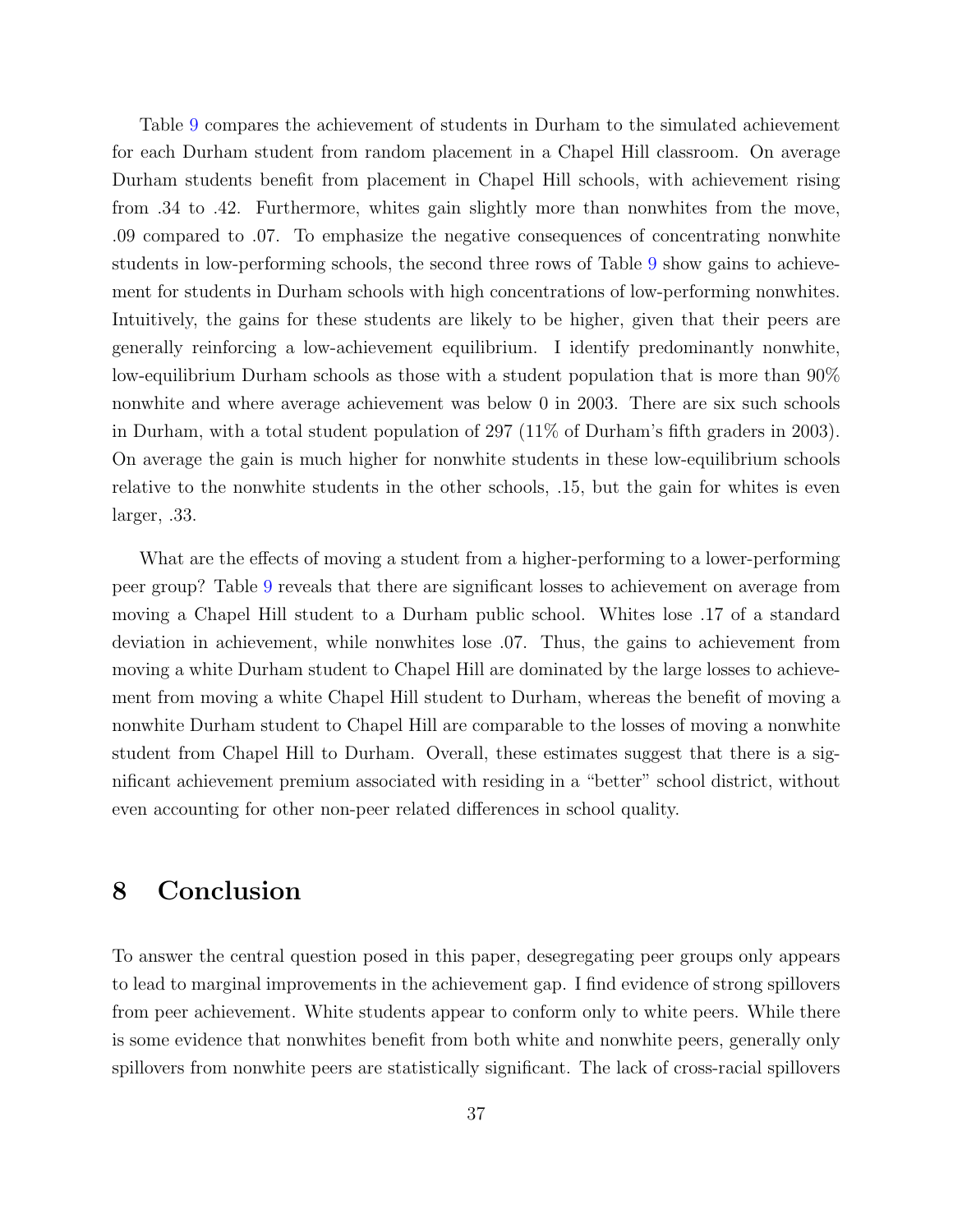Table 9 compares the achievement of students in Durham to the simulated achievement for each Durham student from random placement in a Chapel Hill classroom. On average Durham students benefit from placement in Chapel Hill schools, with achievement rising from .34 to .42. Furthermore, whites gain slightly more than nonwhites from the move, .09 compared to .07. To emphasize the negative consequences of concentrating nonwhite students in low-performing schools, the second three rows of Table 9 show gains to achievement for students in Durham schools with high concentrations of low-performing nonwhites. Intuitively, the gains for these students are likely to be higher, given that their peers are generally reinforcing a low-achievement equilibrium. I identify predominantly nonwhite, low-equilibrium Durham schools as those with a student population that is more than 90% nonwhite and where average achievement was below 0 in 2003. There are six such schools in Durham, with a total student population of 297 (11% of Durham's fifth graders in 2003). On average the gain is much higher for nonwhite students in these low-equilibrium schools relative to the nonwhite students in the other schools, .15, but the gain for whites is even larger, .33.

What are the effects of moving a student from a higher-performing to a lower-performing peer group? Table 9 reveals that there are significant losses to achievement on average from moving a Chapel Hill student to a Durham public school. Whites lose .17 of a standard deviation in achievement, while nonwhites lose .07. Thus, the gains to achievement from moving a white Durham student to Chapel Hill are dominated by the large losses to achievement from moving a white Chapel Hill student to Durham, whereas the benefit of moving a nonwhite Durham student to Chapel Hill are comparable to the losses of moving a nonwhite student from Chapel Hill to Durham. Overall, these estimates suggest that there is a significant achievement premium associated with residing in a "better" school district, without even accounting for other non-peer related differences in school quality.

# 8 Conclusion

To answer the central question posed in this paper, desegregating peer groups only appears to lead to marginal improvements in the achievement gap. I find evidence of strong spillovers from peer achievement. White students appear to conform only to white peers. While there is some evidence that nonwhites benefit from both white and nonwhite peers, generally only spillovers from nonwhite peers are statistically significant. The lack of cross-racial spillovers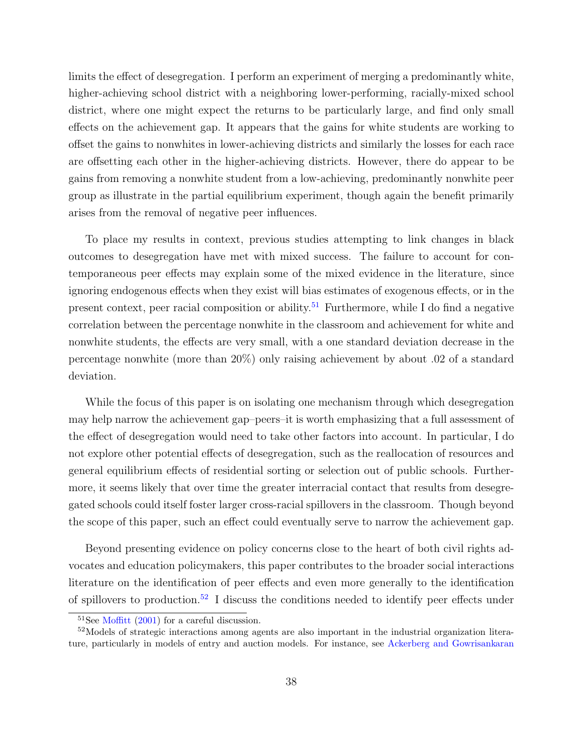limits the effect of desegregation. I perform an experiment of merging a predominantly white, higher-achieving school district with a neighboring lower-performing, racially-mixed school district, where one might expect the returns to be particularly large, and find only small effects on the achievement gap. It appears that the gains for white students are working to offset the gains to nonwhites in lower-achieving districts and similarly the losses for each race are offsetting each other in the higher-achieving districts. However, there do appear to be gains from removing a nonwhite student from a low-achieving, predominantly nonwhite peer group as illustrate in the partial equilibrium experiment, though again the benefit primarily arises from the removal of negative peer influences.

To place my results in context, previous studies attempting to link changes in black outcomes to desegregation have met with mixed success. The failure to account for contemporaneous peer effects may explain some of the mixed evidence in the literature, since ignoring endogenous effects when they exist will bias estimates of exogenous effects, or in the present context, peer racial composition or ability.[51] Furthermore, while I do find a negative correlation between the percentage nonwhite in the classroom and achievement for white and nonwhite students, the effects are very small, with a one standard deviation decrease in the percentage nonwhite (more than 20%) only raising achievement by about .02 of a standard deviation.

While the focus of this paper is on isolating one mechanism through which desegregation may help narrow the achievement gap–peers–it is worth emphasizing that a full assessment of the effect of desegregation would need to take other factors into account. In particular, I do not explore other potential effects of desegregation, such as the reallocation of resources and general equilibrium effects of residential sorting or selection out of public schools. Furthermore, it seems likely that over time the greater interracial contact that results from desegregated schools could itself foster larger cross-racial spillovers in the classroom. Though beyond the scope of this paper, such an effect could eventually serve to narrow the achievement gap.

Beyond presenting evidence on policy concerns close to the heart of both civil rights advocates and education policymakers, this paper contributes to the broader social interactions literature on the identification of peer effects and even more generally to the identification of spillovers to production.[52] I discuss the conditions needed to identify peer effects under

[51] See Moffitt (2001) for a careful discussion.

[52] Models of strategic interactions among agents are also important in the industrial organization literature, particularly in models of entry and auction models. For instance, see Ackerberg and Gowrisankaran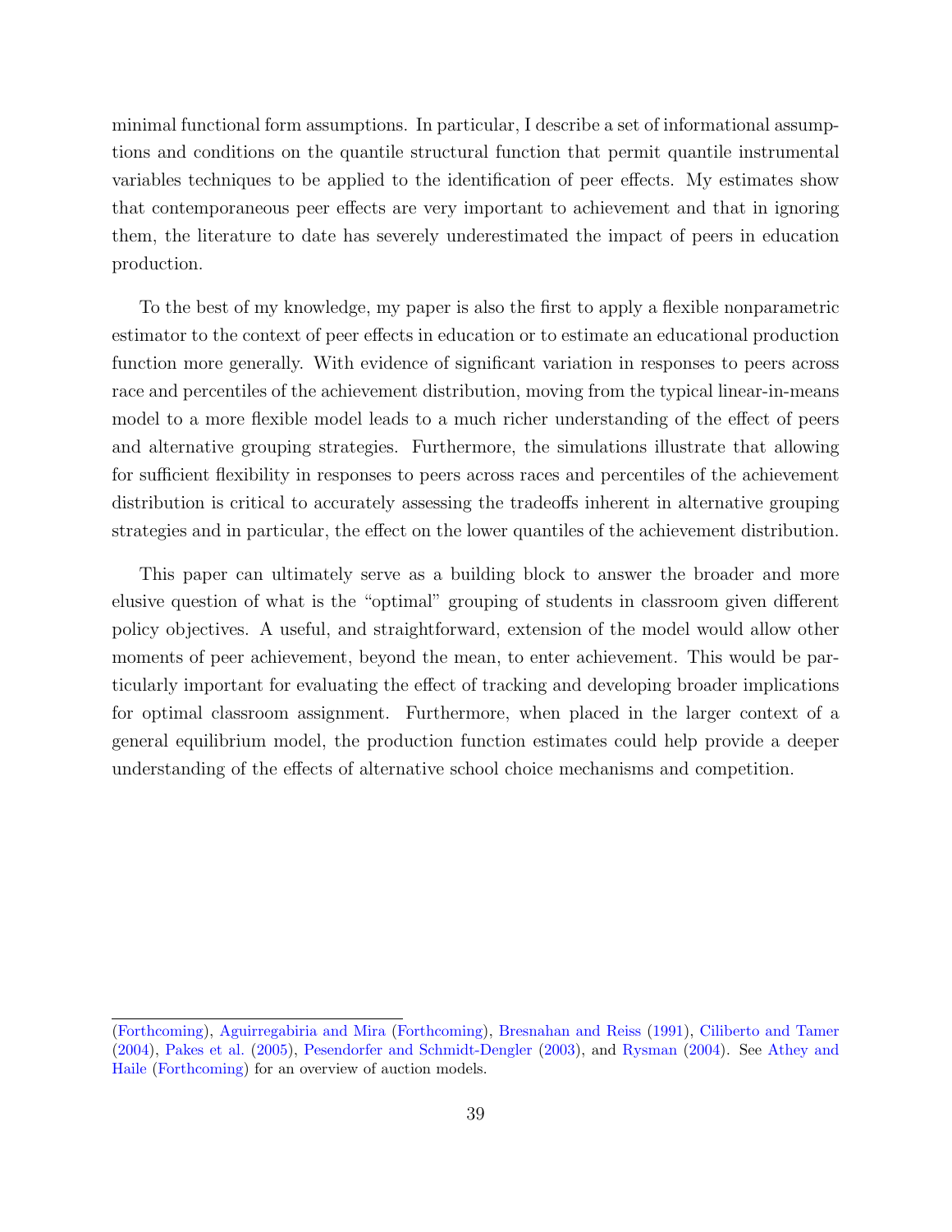minimal functional form assumptions. In particular, I describe a set of informational assumptions and conditions on the quantile structural function that permit quantile instrumental variables techniques to be applied to the identification of peer effects. My estimates show that contemporaneous peer effects are very important to achievement and that in ignoring them, the literature to date has severely underestimated the impact of peers in education production.

To the best of my knowledge, my paper is also the first to apply a flexible nonparametric estimator to the context of peer effects in education or to estimate an educational production function more generally. With evidence of significant variation in responses to peers across race and percentiles of the achievement distribution, moving from the typical linear-in-means model to a more flexible model leads to a much richer understanding of the effect of peers and alternative grouping strategies. Furthermore, the simulations illustrate that allowing for sufficient flexibility in responses to peers across races and percentiles of the achievement distribution is critical to accurately assessing the tradeoffs inherent in alternative grouping strategies and in particular, the effect on the lower quantiles of the achievement distribution.

This paper can ultimately serve as a building block to answer the broader and more elusive question of what is the "optimal" grouping of students in classroom given different policy objectives. A useful, and straightforward, extension of the model would allow other moments of peer achievement, beyond the mean, to enter achievement. This would be particularly important for evaluating the effect of tracking and developing broader implications for optimal classroom assignment. Furthermore, when placed in the larger context of a general equilibrium model, the production function estimates could help provide a deeper understanding of the effects of alternative school choice mechanisms and competition.

---

(Forthcoming), Aguirregabiria and Mira (Forthcoming), Bresnahan and Reiss (1991), Ciliberto and Tamer (2004), Pakes et al. (2005), Pesendorfer and Schmidt-Dengler (2003), and Rysman (2004). See Athey and Haile (Forthcoming) for an overview of auction models.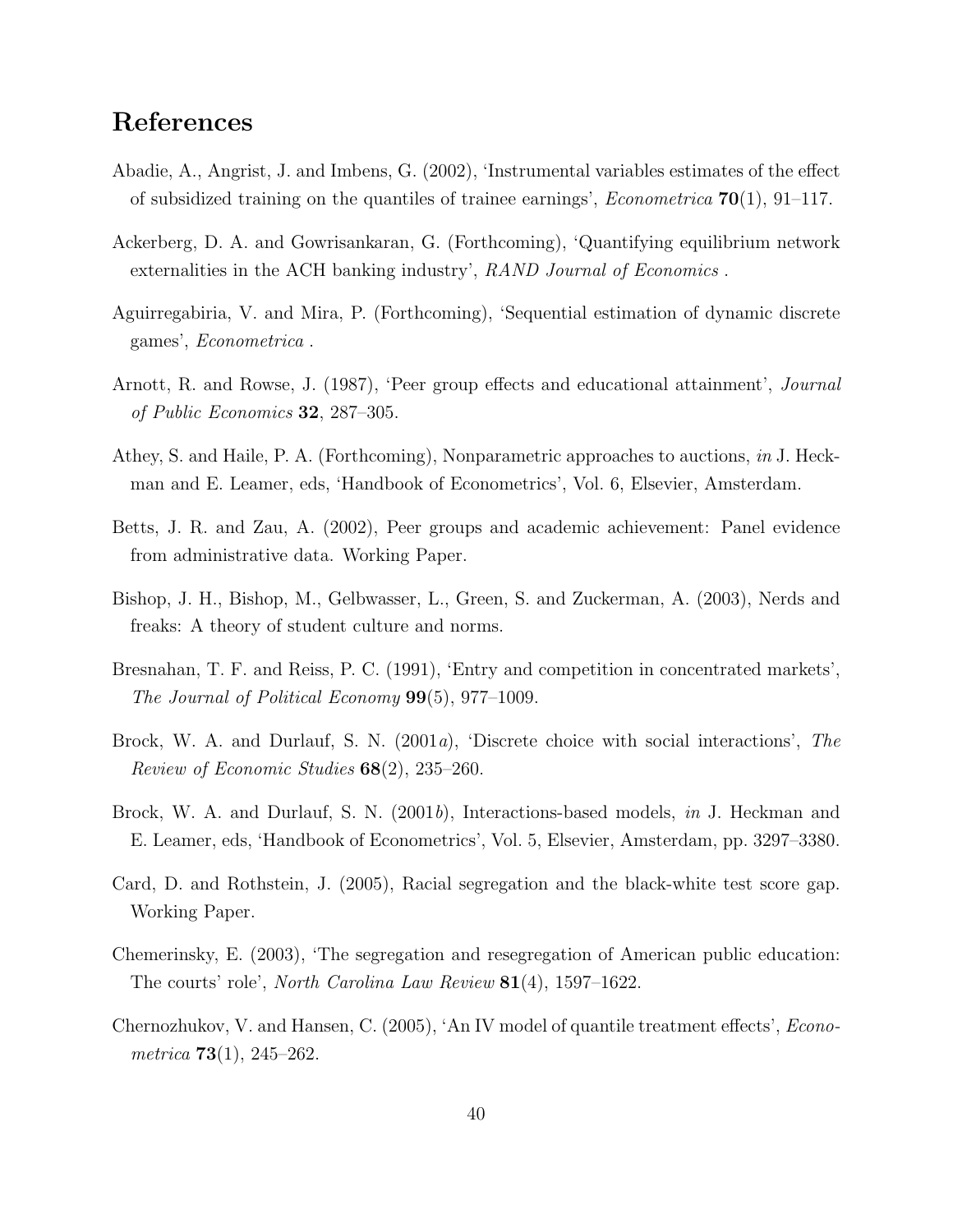## References

Abadie, A., Angrist, J. and Imbens, G. (2002), 'Instrumental variables estimates of the effect of subsidized training on the quantiles of trainee earnings', *Econometrica* **70**(1), 91–117.

Ackerberg, D. A. and Gowrisankaran, G. (Forthcoming), 'Quantifying equilibrium network externalities in the ACH banking industry', *RAND Journal of Economics* .

Aguirregabiria, V. and Mira, P. (Forthcoming), 'Sequential estimation of dynamic discrete games', *Econometrica* .

Arnott, R. and Rowse, J. (1987), 'Peer group effects and educational attainment', *Journal of Public Economics* **32**, 287–305.

Athey, S. and Haile, P. A. (Forthcoming), Nonparametric approaches to auctions, *in* J. Heckman and E. Leamer, eds, 'Handbook of Econometrics', Vol. 6, Elsevier, Amsterdam.

Betts, J. R. and Zau, A. (2002), Peer groups and academic achievement: Panel evidence from administrative data. Working Paper.

Bishop, J. H., Bishop, M., Gelbwasser, L., Green, S. and Zuckerman, A. (2003), Nerds and freaks: A theory of student culture and norms.

Bresnahan, T. F. and Reiss, P. C. (1991), 'Entry and competition in concentrated markets', *The Journal of Political Economy* **99**(5), 977–1009.

Brock, W. A. and Durlauf, S. N. (2001*a*), 'Discrete choice with social interactions', *The Review of Economic Studies* **68**(2), 235–260.

Brock, W. A. and Durlauf, S. N. (2001*b*), Interactions-based models, *in* J. Heckman and E. Leamer, eds, 'Handbook of Econometrics', Vol. 5, Elsevier, Amsterdam, pp. 3297–3380.

Card, D. and Rothstein, J. (2005), Racial segregation and the black-white test score gap. Working Paper.

Chemerinsky, E. (2003), 'The segregation and resegregation of American public education: The courts' role', *North Carolina Law Review* **81**(4), 1597–1622.

Chernozhukov, V. and Hansen, C. (2005), 'An IV model of quantile treatment effects', *Econometrica* **73**(1), 245–262.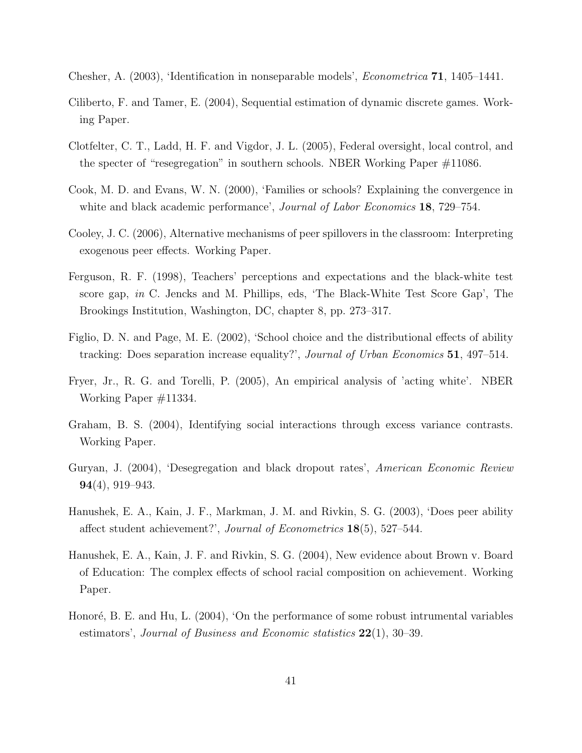Chesher, A. (2003), 'Identification in nonseparable models', *Econometrica* **71**, 1405–1441.

Ciliberto, F. and Tamer, E. (2004), Sequential estimation of dynamic discrete games. Working Paper.

Clotfelter, C. T., Ladd, H. F. and Vigdor, J. L. (2005), Federal oversight, local control, and the specter of "resegregation" in southern schools. NBER Working Paper #11086.

Cook, M. D. and Evans, W. N. (2000), 'Families or schools? Explaining the convergence in white and black academic performance', *Journal of Labor Economics* **18**, 729–754.

Cooley, J. C. (2006), Alternative mechanisms of peer spillovers in the classroom: Interpreting exogenous peer effects. Working Paper.

Ferguson, R. F. (1998), Teachers' perceptions and expectations and the black-white test score gap, *in* C. Jencks and M. Phillips, eds, 'The Black-White Test Score Gap', The Brookings Institution, Washington, DC, chapter 8, pp. 273–317.

Figlio, D. N. and Page, M. E. (2002), 'School choice and the distributional effects of ability tracking: Does separation increase equality?', *Journal of Urban Economics* **51**, 497–514.

Fryer, Jr., R. G. and Torelli, P. (2005), An empirical analysis of 'acting white'. NBER Working Paper #11334.

Graham, B. S. (2004), Identifying social interactions through excess variance contrasts. Working Paper.

Guryan, J. (2004), 'Desegregation and black dropout rates', *American Economic Review* **94**(4), 919–943.

Hanushek, E. A., Kain, J. F., Markman, J. M. and Rivkin, S. G. (2003), 'Does peer ability affect student achievement?', *Journal of Econometrics* **18**(5), 527–544.

Hanushek, E. A., Kain, J. F. and Rivkin, S. G. (2004), New evidence about Brown v. Board of Education: The complex effects of school racial composition on achievement. Working Paper.

Honoré, B. E. and Hu, L. (2004), 'On the performance of some robust intrumental variables estimators', *Journal of Business and Economic statistics* **22**(1), 30–39.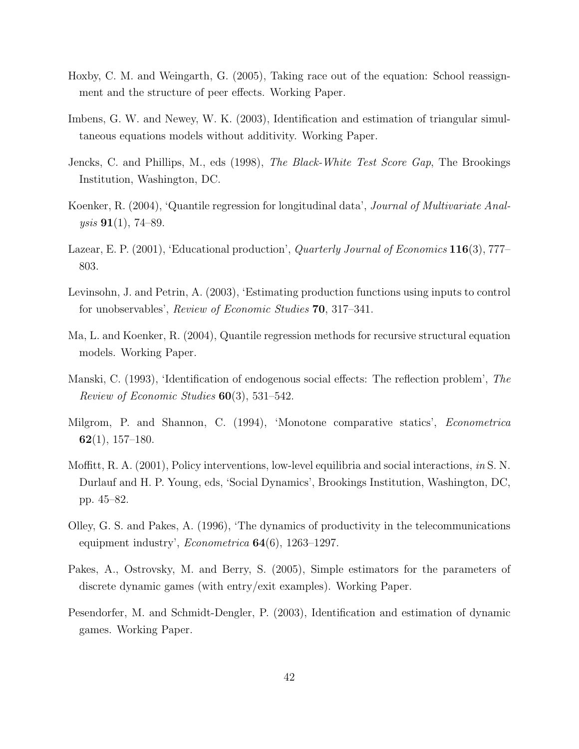Hoxby, C. M. and Weingarth, G. (2005), Taking race out of the equation: School reassignment and the structure of peer effects. Working Paper.

Imbens, G. W. and Newey, W. K. (2003), Identification and estimation of triangular simultaneous equations models without additivity. Working Paper.

Jencks, C. and Phillips, M., eds (1998), *The Black-White Test Score Gap*, The Brookings Institution, Washington, DC.

Koenker, R. (2004), 'Quantile regression for longitudinal data', *Journal of Multivariate Analysis* **91**(1), 74–89.

Lazear, E. P. (2001), 'Educational production', *Quarterly Journal of Economics* **116**(3), 777–803.

Levinsohn, J. and Petrin, A. (2003), 'Estimating production functions using inputs to control for unobservables', *Review of Economic Studies* **70**, 317–341.

Ma, L. and Koenker, R. (2004), Quantile regression methods for recursive structural equation models. Working Paper.

Manski, C. (1993), 'Identification of endogenous social effects: The reflection problem', *The Review of Economic Studies* **60**(3), 531–542.

Milgrom, P. and Shannon, C. (1994), 'Monotone comparative statics', *Econometrica* **62**(1), 157–180.

Moffitt, R. A. (2001), Policy interventions, low-level equilibria and social interactions, *in* S. N. Durlauf and H. P. Young, eds, 'Social Dynamics', Brookings Institution, Washington, DC, pp. 45–82.

Olley, G. S. and Pakes, A. (1996), 'The dynamics of productivity in the telecommunications equipment industry', *Econometrica* **64**(6), 1263–1297.

Pakes, A., Ostrovsky, M. and Berry, S. (2005), Simple estimators for the parameters of discrete dynamic games (with entry/exit examples). Working Paper.

Pesendorfer, M. and Schmidt-Dengler, P. (2003), Identification and estimation of dynamic games. Working Paper.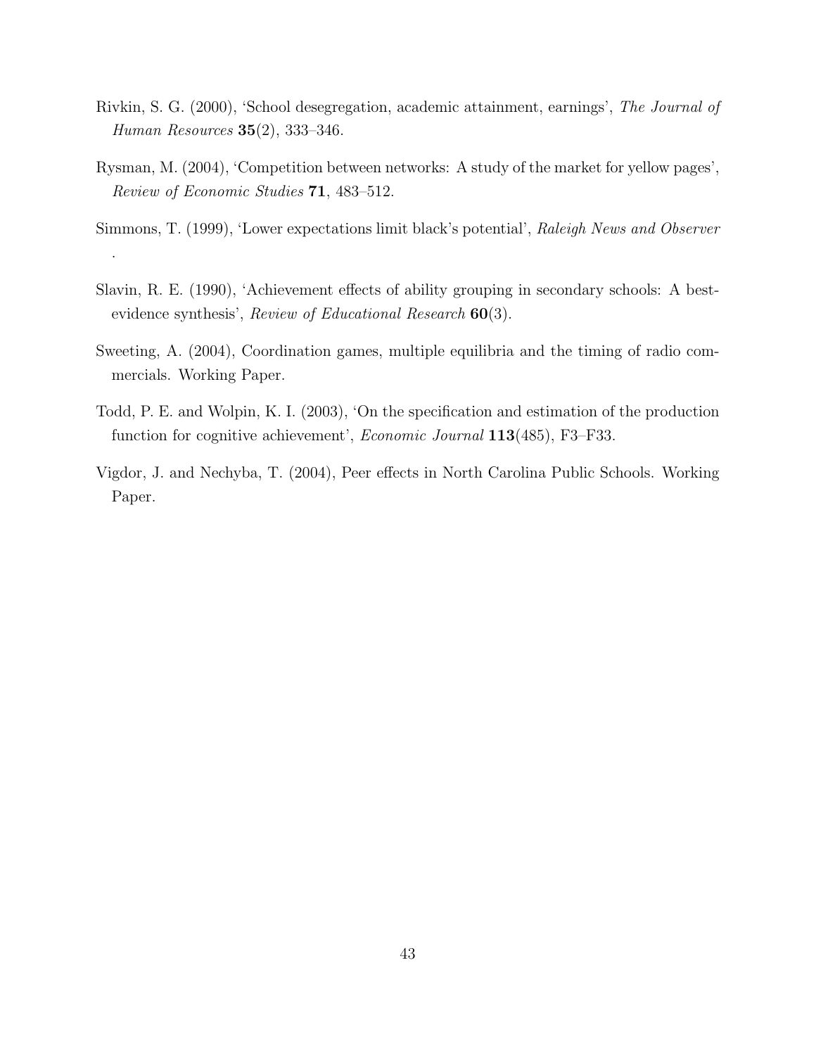Rivkin, S. G. (2000), 'School desegregation, academic attainment, earnings', *The Journal of Human Resources* **35**(2), 333–346.

Rysman, M. (2004), 'Competition between networks: A study of the market for yellow pages', *Review of Economic Studies* **71**, 483–512.

Simmons, T. (1999), 'Lower expectations limit black's potential', *Raleigh News and Observer* .

Slavin, R. E. (1990), 'Achievement effects of ability grouping in secondary schools: A best-evidence synthesis', *Review of Educational Research* **60**(3).

Sweeting, A. (2004), Coordination games, multiple equilibria and the timing of radio commercials. Working Paper.

Todd, P. E. and Wolpin, K. I. (2003), 'On the specification and estimation of the production function for cognitive achievement', *Economic Journal* **113**(485), F3–F33.

Vigdor, J. and Nechyba, T. (2004), Peer effects in North Carolina Public Schools. Working Paper.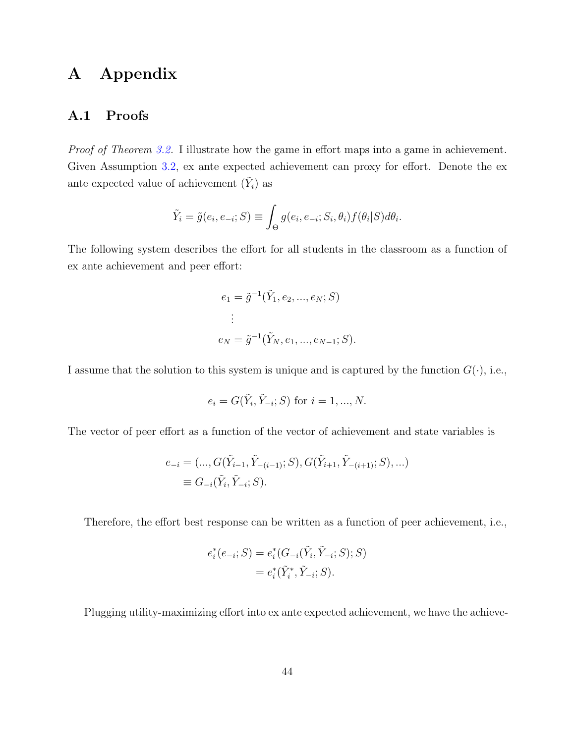# A Appendix

## A.1 Proofs

*Proof of Theorem 3.2.* I illustrate how the game in effort maps into a game in achievement. Given Assumption 3.2, ex ante expected achievement can proxy for effort. Denote the ex ante expected value of achievement ($\tilde{Y}_i$) as

$$\tilde{Y}_i = \tilde{g}(e_i, e_{-i}; S) \equiv \int_{\Theta} g(e_i, e_{-i}; S_i, \theta_i) f(\theta_i|S) d\theta_i.$$

The following system describes the effort for all students in the classroom as a function of ex ante achievement and peer effort:

$$\begin{aligned} e_1 &= \tilde{g}^{-1}(\tilde{Y}_1, e_2, ..., e_N; S) \\ &\vdots \\ e_N &= \tilde{g}^{-1}(\tilde{Y}_N, e_1, ..., e_{N-1}; S). \end{aligned}$$

I assume that the solution to this system is unique and is captured by the function $G(\cdot)$, i.e.,

$$e_i = G(\tilde{Y}_i, \tilde{Y}_{-i}; S) \text{ for } i = 1, ..., N.$$

The vector of peer effort as a function of the vector of achievement and state variables is

$$\begin{aligned} e_{-i} &= (..., G(\tilde{Y}_{i-1}, \tilde{Y}_{-(i-1)}; S), G(\tilde{Y}_{i+1}, \tilde{Y}_{-(i+1)}; S), ...) \\ &\equiv G_{-i}(\tilde{Y}_i, \tilde{Y}_{-i}; S). \end{aligned}$$

Therefore, the effort best response can be written as a function of peer achievement, i.e.,

$$\begin{aligned} e_i^*(e_{-i}; S) &= e_i^*(G_{-i}(\tilde{Y}_i, \tilde{Y}_{-i}; S); S) \\ &= e_i^*(\tilde{Y}_i^*, \tilde{Y}_{-i}; S). \end{aligned}$$

Plugging utility-maximizing effort into ex ante expected achievement, we have the achieve-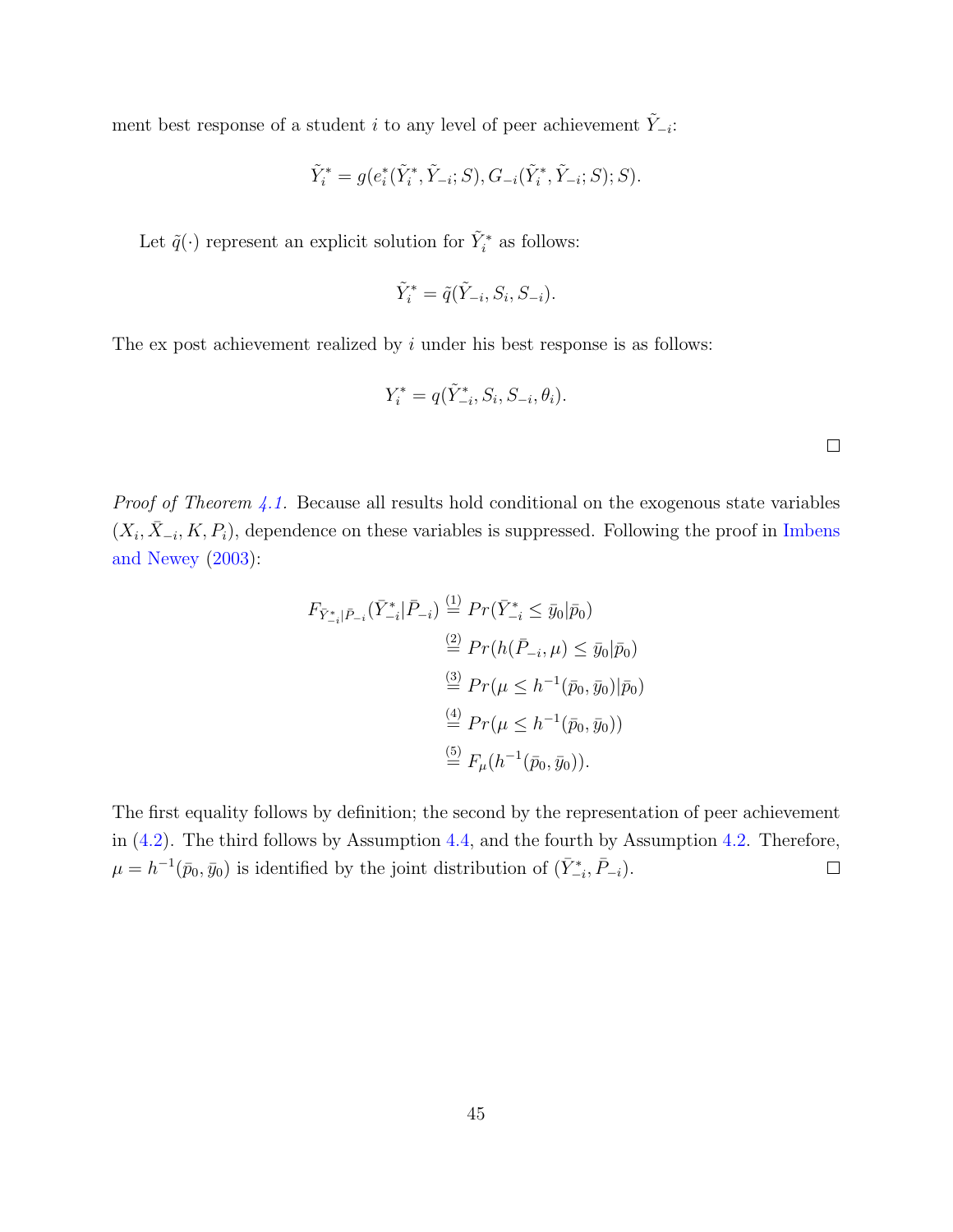ment best response of a student $i$ to any level of peer achievement $\tilde{Y}_{-i}$:

$$\tilde{Y}_i^* = g(e_i^*(\tilde{Y}_i^*, \tilde{Y}_{-i}; S), G_{-i}(\tilde{Y}_i^*, \tilde{Y}_{-i}; S); S).$$

Let $\tilde{q}(\cdot)$ represent an explicit solution for $\tilde{Y}_i^*$ as follows:

$$\tilde{Y}_i^* = \tilde{q}(\tilde{Y}_{-i}, S_i, S_{-i}).$$

The ex post achievement realized by $i$ under his best response is as follows:

$$Y_i^* = q(\tilde{Y}_{-i}^*, S_i, S_{-i}, \theta_i).$$

□

*Proof of Theorem 4.1.* Because all results hold conditional on the exogenous state variables $(X_i, \bar{X}_{-i}, K, P_i)$, dependence on these variables is suppressed. Following the proof in Imbens and Newey (2003):

$$\begin{aligned}
F_{\bar{Y}_{-i}^*|\bar{P}_{-i}}(\bar{Y}_{-i}^*|\bar{P}_{-i}) &\overset{(1)}{=} Pr(\bar{Y}_{-i}^* \leq \bar{y}_0|\bar{p}_0) \\
&\overset{(2)}{=} Pr(h(\bar{P}_{-i}, \mu) \leq \bar{y}_0|\bar{p}_0) \\
&\overset{(3)}{=} Pr(\mu \leq h^{-1}(\bar{p}_0, \bar{y}_0)|\bar{p}_0) \\
&\overset{(4)}{=} Pr(\mu \leq h^{-1}(\bar{p}_0, \bar{y}_0)) \\
&\overset{(5)}{=} F_\mu(h^{-1}(\bar{p}_0, \bar{y}_0)).
\end{aligned}$$

The first equality follows by definition; the second by the representation of peer achievement in (4.2). The third follows by Assumption 4.4, and the fourth by Assumption 4.2. Therefore, $\mu = h^{-1}(\bar{p}_0, \bar{y}_0)$ is identified by the joint distribution of $(\bar{Y}_{-i}^*, \bar{P}_{-i})$. □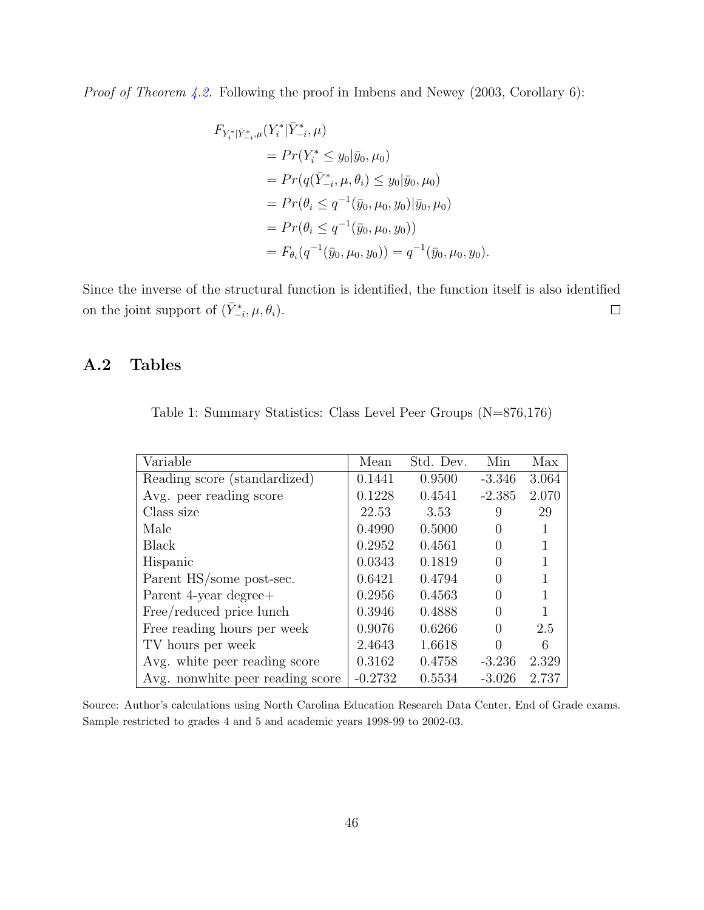*Proof of Theorem 4.2.* Following the proof in Imbens and Newey (2003, Corollary 6):

$$
\begin{aligned}
&F_{Y_i^*|\bar{Y}_{-i}^*,\mu}(Y_i^*|\bar{Y}_{-i}^*,\mu) \\
&\quad = Pr(Y_i^* \leq y_0|\bar{y}_0,\mu_0) \\
&\quad = Pr(q(\bar{Y}_{-i}^*,\mu,\theta_i) \leq y_0|\bar{y}_0,\mu_0) \\
&\quad = Pr(\theta_i \leq q^{-1}(\bar{y}_0,\mu_0,y_0)|\bar{y}_0,\mu_0) \\
&\quad = Pr(\theta_i \leq q^{-1}(\bar{y}_0,\mu_0,y_0)) \\
&\quad = F_{\theta_i}(q^{-1}(\bar{y}_0,\mu_0,y_0)) = q^{-1}(\bar{y}_0,\mu_0,y_0).
\end{aligned}
$$

Since the inverse of the structural function is identified, the function itself is also identified on the joint support of $(\bar{Y}_{-i}^*,\mu,\theta_i)$. □

## A.2 Tables

Table 1: Summary Statistics: Class Level Peer Groups (N=876,176)

| Variable | Mean | Std. Dev. | Min | Max |
|---|---|---|---|---|
| Reading score (standardized) | 0.1441 | 0.9500 | -3.346 | 3.064 |
| Avg. peer reading score | 0.1228 | 0.4541 | -2.385 | 2.070 |
| Class size | 22.53 | 3.53 | 9 | 29 |
| Male | 0.4990 | 0.5000 | 0 | 1 |
| Black | 0.2952 | 0.4561 | 0 | 1 |
| Hispanic | 0.0343 | 0.1819 | 0 | 1 |
| Parent HS/some post-sec. | 0.6421 | 0.4794 | 0 | 1 |
| Parent 4-year degree+ | 0.2956 | 0.4563 | 0 | 1 |
| Free/reduced price lunch | 0.3946 | 0.4888 | 0 | 1 |
| Free reading hours per week | 0.9076 | 0.6266 | 0 | 2.5 |
| TV hours per week | 2.4643 | 1.6618 | 0 | 6 |
| Avg. white peer reading score | 0.3162 | 0.4758 | -3.236 | 2.329 |
| Avg. nonwhite peer reading score | -0.2732 | 0.5534 | -3.026 | 2.737 |

Source: Author's calculations using North Carolina Education Research Data Center, End of Grade exams. Sample restricted to grades 4 and 5 and academic years 1998-99 to 2002-03.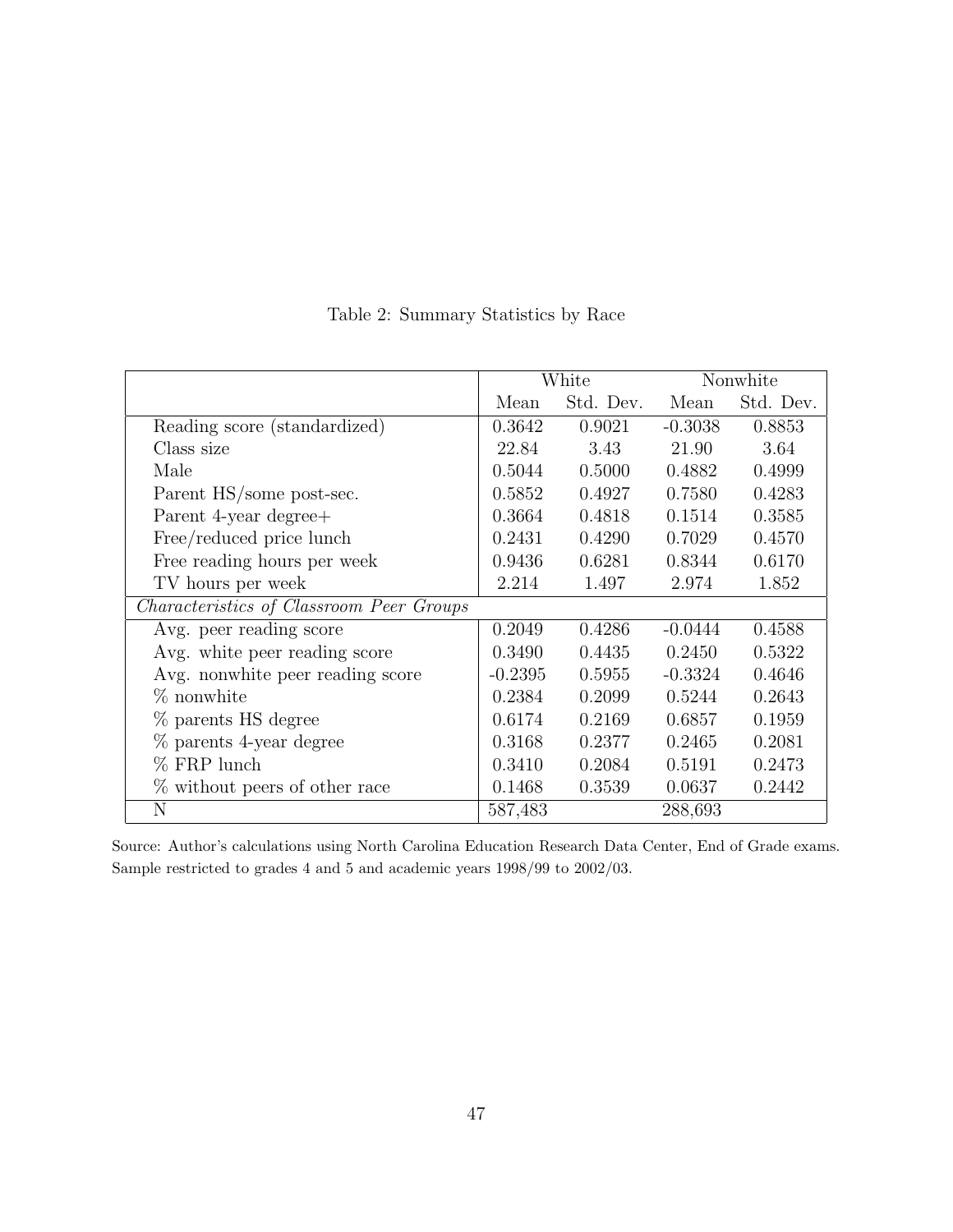Table 2: Summary Statistics by Race

| | White | | Nonwhite | |
|---|---|---|---|---|
| | Mean | Std. Dev. | Mean | Std. Dev. |
| Reading score (standardized) | 0.3642 | 0.9021 | -0.3038 | 0.8853 |
| Class size | 22.84 | 3.43 | 21.90 | 3.64 |
| Male | 0.5044 | 0.5000 | 0.4882 | 0.4999 |
| Parent HS/some post-sec. | 0.5852 | 0.4927 | 0.7580 | 0.4283 |
| Parent 4-year degree+ | 0.3664 | 0.4818 | 0.1514 | 0.3585 |
| Free/reduced price lunch | 0.2431 | 0.4290 | 0.7029 | 0.4570 |
| Free reading hours per week | 0.9436 | 0.6281 | 0.8344 | 0.6170 |
| TV hours per week | 2.214 | 1.497 | 2.974 | 1.852 |
| *Characteristics of Classroom Peer Groups* | | | | |
| Avg. peer reading score | 0.2049 | 0.4286 | -0.0444 | 0.4588 |
| Avg. white peer reading score | 0.3490 | 0.4435 | 0.2450 | 0.5322 |
| Avg. nonwhite peer reading score | -0.2395 | 0.5955 | -0.3324 | 0.4646 |
| % nonwhite | 0.2384 | 0.2099 | 0.5244 | 0.2643 |
| % parents HS degree | 0.6174 | 0.2169 | 0.6857 | 0.1959 |
| % parents 4-year degree | 0.3168 | 0.2377 | 0.2465 | 0.2081 |
| % FRP lunch | 0.3410 | 0.2084 | 0.5191 | 0.2473 |
| % without peers of other race | 0.1468 | 0.3539 | 0.0637 | 0.2442 |
| N | 587,483 | | 288,693 | |

Source: Author's calculations using North Carolina Education Research Data Center, End of Grade exams. Sample restricted to grades 4 and 5 and academic years 1998/99 to 2002/03.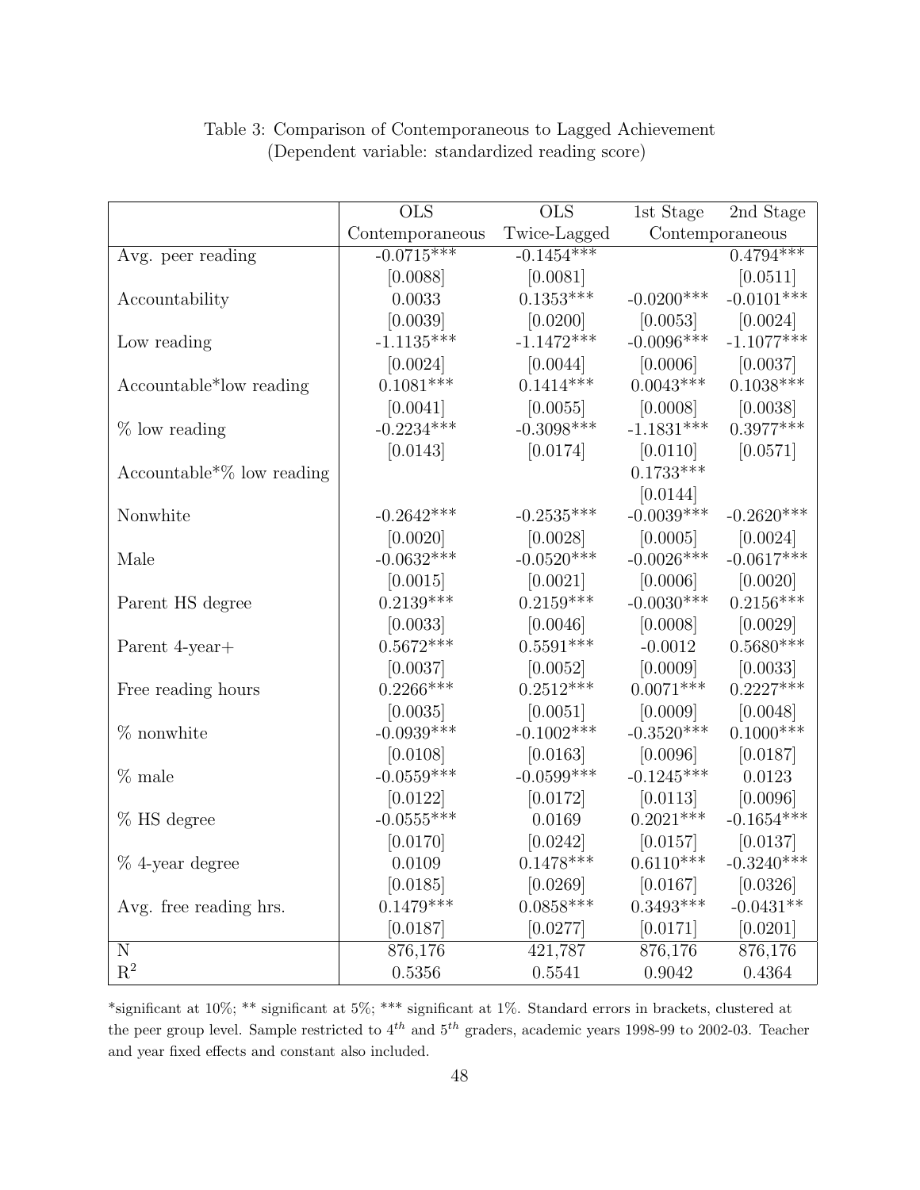Table 3: Comparison of Contemporaneous to Lagged Achievement
(Dependent variable: standardized reading score)

| | OLS | OLS | 1st Stage | 2nd Stage |
|---|---|---|---|---|
| | Contemporaneous | Twice-Lagged | Contemporaneous | |
| Avg. peer reading | -0.0715*** | -0.1454*** | | 0.4794*** |
| | [0.0088] | [0.0081] | | [0.0511] |
| Accountability | 0.0033 | 0.1353*** | -0.0200*** | -0.0101*** |
| | [0.0039] | [0.0200] | [0.0053] | [0.0024] |
| Low reading | -1.1135*** | -1.1472*** | -0.0096*** | -1.1077*** |
| | [0.0024] | [0.0044] | [0.0006] | [0.0037] |
| Accountable*low reading | 0.1081*** | 0.1414*** | 0.0043*** | 0.1038*** |
| | [0.0041] | [0.0055] | [0.0008] | [0.0038] |
| % low reading | -0.2234*** | -0.3098*** | -1.1831*** | 0.3977*** |
| | [0.0143] | [0.0174] | [0.0110] | [0.0571] |
| Accountable*% low reading | | | 0.1733*** | |
| | | | [0.0144] | |
| Nonwhite | -0.2642*** | -0.2535*** | -0.0039*** | -0.2620*** |
| | [0.0020] | [0.0028] | [0.0005] | [0.0024] |
| Male | -0.0632*** | -0.0520*** | -0.0026*** | -0.0617*** |
| | [0.0015] | [0.0021] | [0.0006] | [0.0020] |
| Parent HS degree | 0.2139*** | 0.2159*** | -0.0030*** | 0.2156*** |
| | [0.0033] | [0.0046] | [0.0008] | [0.0029] |
| Parent 4-year+ | 0.5672*** | 0.5591*** | -0.0012 | 0.5680*** |
| | [0.0037] | [0.0052] | [0.0009] | [0.0033] |
| Free reading hours | 0.2266*** | 0.2512*** | 0.0071*** | 0.2227*** |
| | [0.0035] | [0.0051] | [0.0009] | [0.0048] |
| % nonwhite | -0.0939*** | -0.1002*** | -0.3520*** | 0.1000*** |
| | [0.0108] | [0.0163] | [0.0096] | [0.0187] |
| % male | -0.0559*** | -0.0599*** | -0.1245*** | 0.0123 |
| | [0.0122] | [0.0172] | [0.0113] | [0.0096] |
| % HS degree | -0.0555*** | 0.0169 | 0.2021*** | -0.1654*** |
| | [0.0170] | [0.0242] | [0.0157] | [0.0137] |
| % 4-year degree | 0.0109 | 0.1478*** | 0.6110*** | -0.3240*** |
| | [0.0185] | [0.0269] | [0.0167] | [0.0326] |
| Avg. free reading hrs. | 0.1479*** | 0.0858*** | 0.3493*** | -0.0431** |
| | [0.0187] | [0.0277] | [0.0171] | [0.0201] |
| N | 876,176 | 421,787 | 876,176 | 876,176 |
| $R^2$ | 0.5356 | 0.5541 | 0.9042 | 0.4364 |

*significant at 10%; ** significant at 5%; *** significant at 1%. Standard errors in brackets, clustered at the peer group level. Sample restricted to $4^{th}$ and $5^{th}$ graders, academic years 1998-99 to 2002-03. Teacher and year fixed effects and constant also included.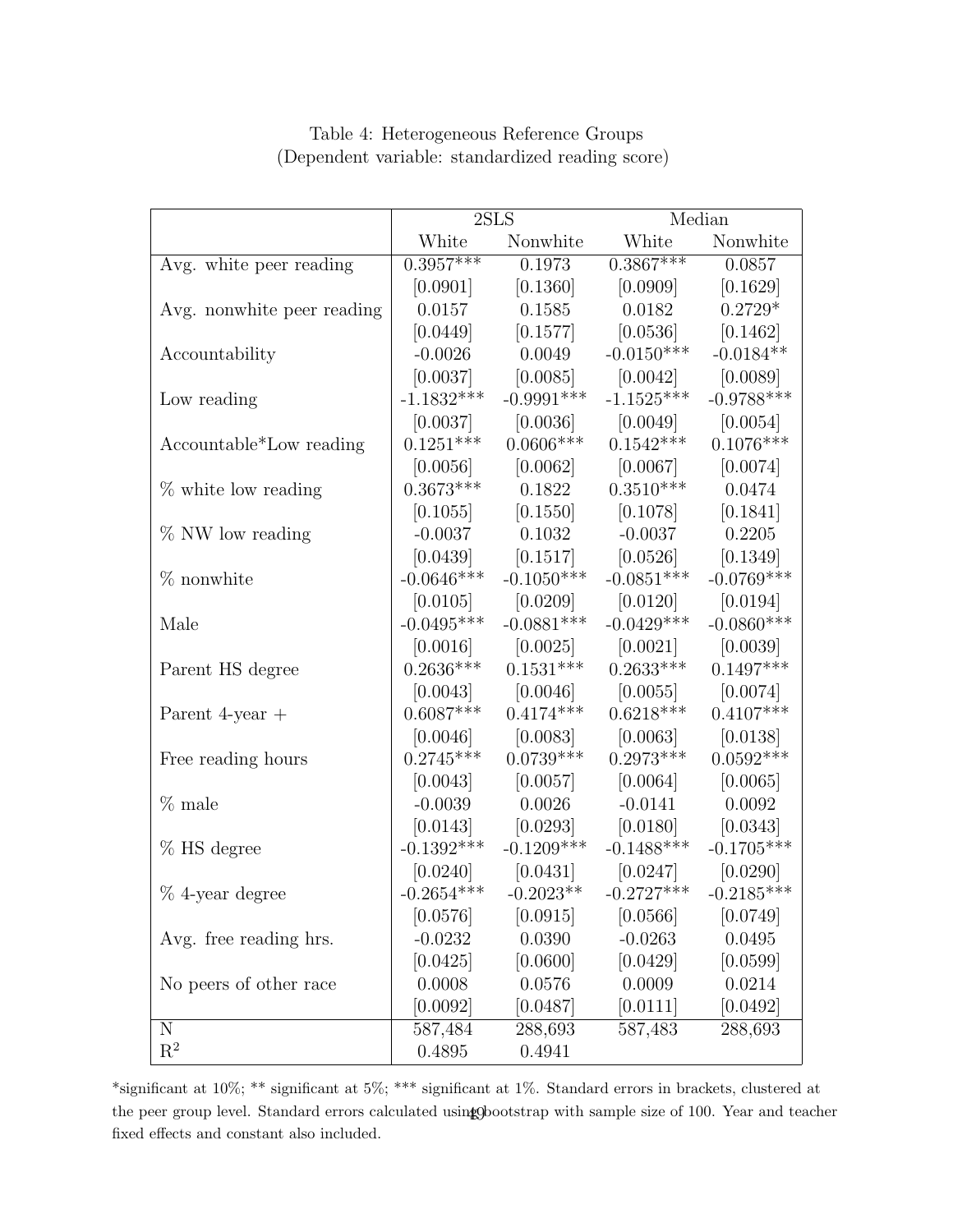Table 4: Heterogeneous Reference Groups
(Dependent variable: standardized reading score)

| | 2SLS | | Median | |
|---|---|---|---|---|
| | White | Nonwhite | White | Nonwhite |
| Avg. white peer reading | 0.3957*** | 0.1973 | 0.3867*** | 0.0857 |
| | [0.0901] | [0.1360] | [0.0909] | [0.1629] |
| Avg. nonwhite peer reading | 0.0157 | 0.1585 | 0.0182 | 0.2729* |
| | [0.0449] | [0.1577] | [0.0536] | [0.1462] |
| Accountability | -0.0026 | 0.0049 | -0.0150*** | -0.0184** |
| | [0.0037] | [0.0085] | [0.0042] | [0.0089] |
| Low reading | -1.1832*** | -0.9991*** | -1.1525*** | -0.9788*** |
| | [0.0037] | [0.0036] | [0.0049] | [0.0054] |
| Accountable*Low reading | 0.1251*** | 0.0606*** | 0.1542*** | 0.1076*** |
| | [0.0056] | [0.0062] | [0.0067] | [0.0074] |
| % white low reading | 0.3673*** | 0.1822 | 0.3510*** | 0.0474 |
| | [0.1055] | [0.1550] | [0.1078] | [0.1841] |
| % NW low reading | -0.0037 | 0.1032 | -0.0037 | 0.2205 |
| | [0.0439] | [0.1517] | [0.0526] | [0.1349] |
| % nonwhite | -0.0646*** | -0.1050*** | -0.0851*** | -0.0769*** |
| | [0.0105] | [0.0209] | [0.0120] | [0.0194] |
| Male | -0.0495*** | -0.0881*** | -0.0429*** | -0.0860*** |
| | [0.0016] | [0.0025] | [0.0021] | [0.0039] |
| Parent HS degree | 0.2636*** | 0.1531*** | 0.2633*** | 0.1497*** |
| | [0.0043] | [0.0046] | [0.0055] | [0.0074] |
| Parent 4-year + | 0.6087*** | 0.4174*** | 0.6218*** | 0.4107*** |
| | [0.0046] | [0.0083] | [0.0063] | [0.0138] |
| Free reading hours | 0.2745*** | 0.0739*** | 0.2973*** | 0.0592*** |
| | [0.0043] | [0.0057] | [0.0064] | [0.0065] |
| % male | -0.0039 | 0.0026 | -0.0141 | 0.0092 |
| | [0.0143] | [0.0293] | [0.0180] | [0.0343] |
| % HS degree | -0.1392*** | -0.1209*** | -0.1488*** | -0.1705*** |
| | [0.0240] | [0.0431] | [0.0247] | [0.0290] |
| % 4-year degree | -0.2654*** | -0.2023** | -0.2727*** | -0.2185*** |
| | [0.0576] | [0.0915] | [0.0566] | [0.0749] |
| Avg. free reading hrs. | -0.0232 | 0.0390 | -0.0263 | 0.0495 |
| | [0.0425] | [0.0600] | [0.0429] | [0.0599] |
| No peers of other race | 0.0008 | 0.0576 | 0.0009 | 0.0214 |
| | [0.0092] | [0.0487] | [0.0111] | [0.0492] |
| N | 587,484 | 288,693 | 587,483 | 288,693 |
| $R^2$ | 0.4895 | 0.4941 | | |

*significant at 10%; ** significant at 5%; *** significant at 1%. Standard errors in brackets, clustered at the peer group level. Standard errors calculated using bootstrap with sample size of 100. Year and teacher fixed effects and constant also included.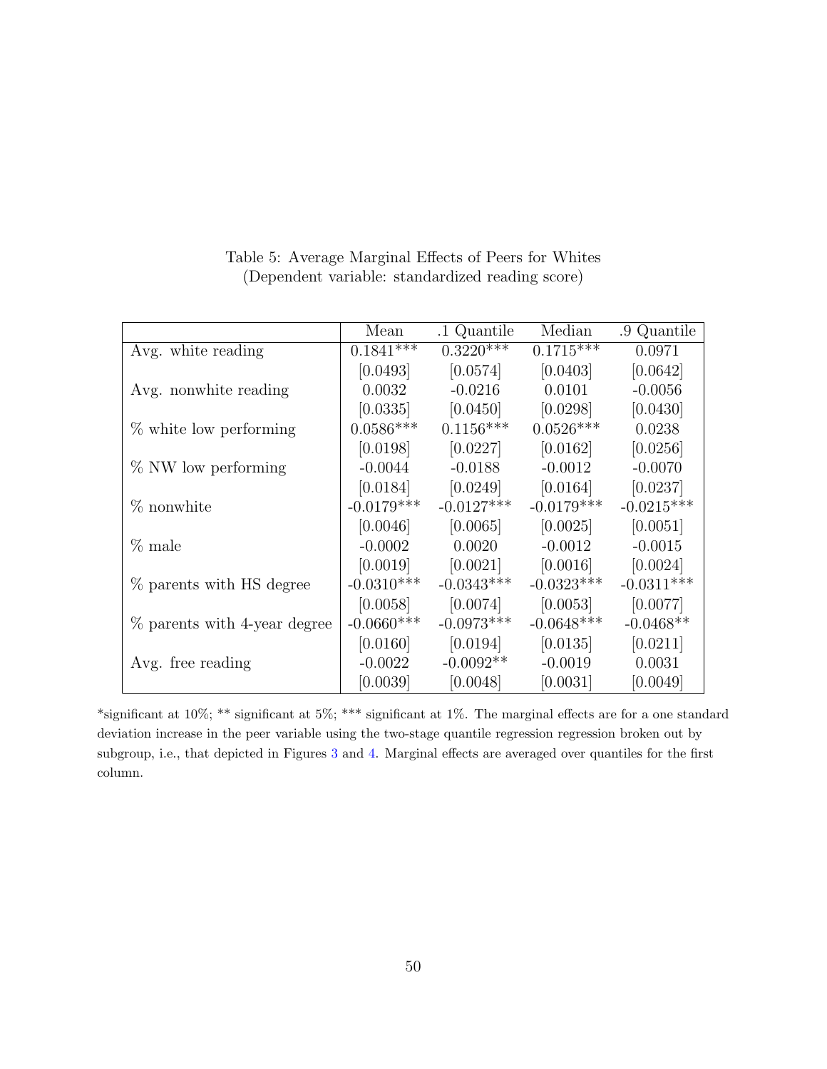Table 5: Average Marginal Effects of Peers for Whites
(Dependent variable: standardized reading score)

| | Mean | .1 Quantile | Median | .9 Quantile |
|---|---|---|---|---|
| Avg. white reading | 0.1841*** | 0.3220*** | 0.1715*** | 0.0971 |
| | [0.0493] | [0.0574] | [0.0403] | [0.0642] |
| Avg. nonwhite reading | 0.0032 | -0.0216 | 0.0101 | -0.0056 |
| | [0.0335] | [0.0450] | [0.0298] | [0.0430] |
| % white low performing | 0.0586*** | 0.1156*** | 0.0526*** | 0.0238 |
| | [0.0198] | [0.0227] | [0.0162] | [0.0256] |
| % NW low performing | -0.0044 | -0.0188 | -0.0012 | -0.0070 |
| | [0.0184] | [0.0249] | [0.0164] | [0.0237] |
| % nonwhite | -0.0179*** | -0.0127*** | -0.0179*** | -0.0215*** |
| | [0.0046] | [0.0065] | [0.0025] | [0.0051] |
| % male | -0.0002 | 0.0020 | -0.0012 | -0.0015 |
| | [0.0019] | [0.0021] | [0.0016] | [0.0024] |
| % parents with HS degree | -0.0310*** | -0.0343*** | -0.0323*** | -0.0311*** |
| | [0.0058] | [0.0074] | [0.0053] | [0.0077] |
| % parents with 4-year degree | -0.0660*** | -0.0973*** | -0.0648*** | -0.0468** |
| | [0.0160] | [0.0194] | [0.0135] | [0.0211] |
| Avg. free reading | -0.0022 | -0.0092** | -0.0019 | 0.0031 |
| | [0.0039] | [0.0048] | [0.0031] | [0.0049] |

*significant at 10%; ** significant at 5%; *** significant at 1%. The marginal effects are for a one standard deviation increase in the peer variable using the two-stage quantile regression regression broken out by subgroup, i.e., that depicted in Figures 3 and 4. Marginal effects are averaged over quantiles for the first column.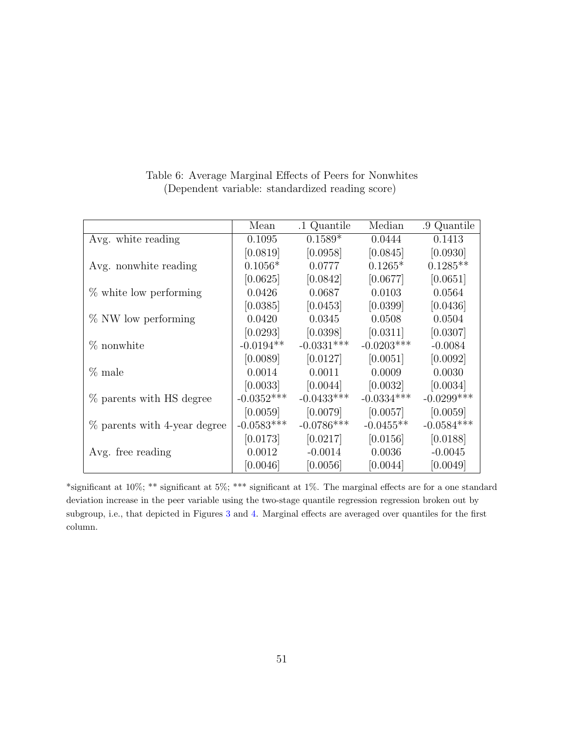Table 6: Average Marginal Effects of Peers for Nonwhites
(Dependent variable: standardized reading score)

| | Mean | .1 Quantile | Median | .9 Quantile |
|---|---|---|---|---|
| Avg. white reading | 0.1095 | 0.1589* | 0.0444 | 0.1413 |
| | [0.0819] | [0.0958] | [0.0845] | [0.0930] |
| Avg. nonwhite reading | 0.1056* | 0.0777 | 0.1265* | 0.1285** |
| | [0.0625] | [0.0842] | [0.0677] | [0.0651] |
| % white low performing | 0.0426 | 0.0687 | 0.0103 | 0.0564 |
| | [0.0385] | [0.0453] | [0.0399] | [0.0436] |
| % NW low performing | 0.0420 | 0.0345 | 0.0508 | 0.0504 |
| | [0.0293] | [0.0398] | [0.0311] | [0.0307] |
| % nonwhite | -0.0194** | -0.0331*** | -0.0203*** | -0.0084 |
| | [0.0089] | [0.0127] | [0.0051] | [0.0092] |
| % male | 0.0014 | 0.0011 | 0.0009 | 0.0030 |
| | [0.0033] | [0.0044] | [0.0032] | [0.0034] |
| % parents with HS degree | -0.0352*** | -0.0433*** | -0.0334*** | -0.0299*** |
| | [0.0059] | [0.0079] | [0.0057] | [0.0059] |
| % parents with 4-year degree | -0.0583*** | -0.0786*** | -0.0455** | -0.0584*** |
| | [0.0173] | [0.0217] | [0.0156] | [0.0188] |
| Avg. free reading | 0.0012 | -0.0014 | 0.0036 | -0.0045 |
| | [0.0046] | [0.0056] | [0.0044] | [0.0049] |

*significant at 10%; ** significant at 5%; *** significant at 1%. The marginal effects are for a one standard deviation increase in the peer variable using the two-stage quantile regression regression broken out by subgroup, i.e., that depicted in Figures 3 and 4. Marginal effects are averaged over quantiles for the first column.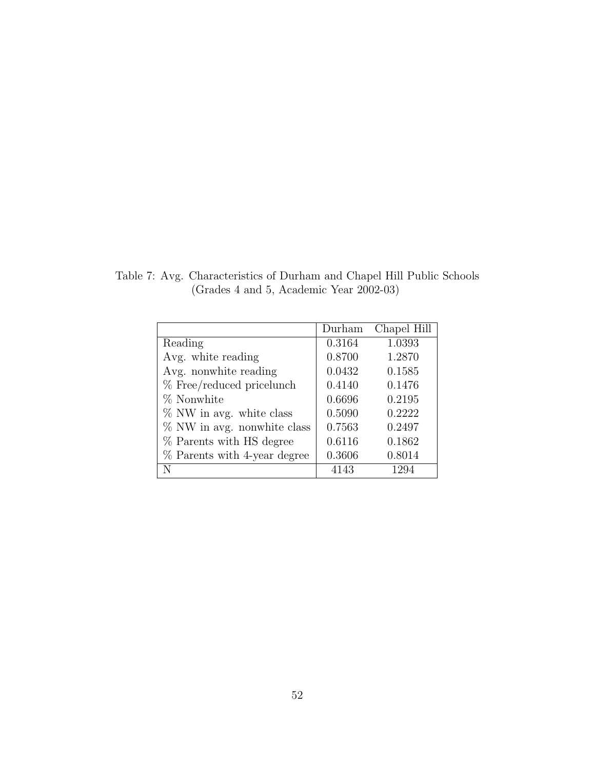Table 7: Avg. Characteristics of Durham and Chapel Hill Public Schools (Grades 4 and 5, Academic Year 2002-03)

| | Durham | Chapel Hill |
|---|---|---|
| Reading | 0.3164 | 1.0393 |
| Avg. white reading | 0.8700 | 1.2870 |
| Avg. nonwhite reading | 0.0432 | 0.1585 |
| % Free/reduced pricelunch | 0.4140 | 0.1476 |
| % Nonwhite | 0.6696 | 0.2195 |
| % NW in avg. white class | 0.5090 | 0.2222 |
| % NW in avg. nonwhite class | 0.7563 | 0.2497 |
| % Parents with HS degree | 0.6116 | 0.1862 |
| % Parents with 4-year degree | 0.3606 | 0.8014 |
| N | 4143 | 1294 |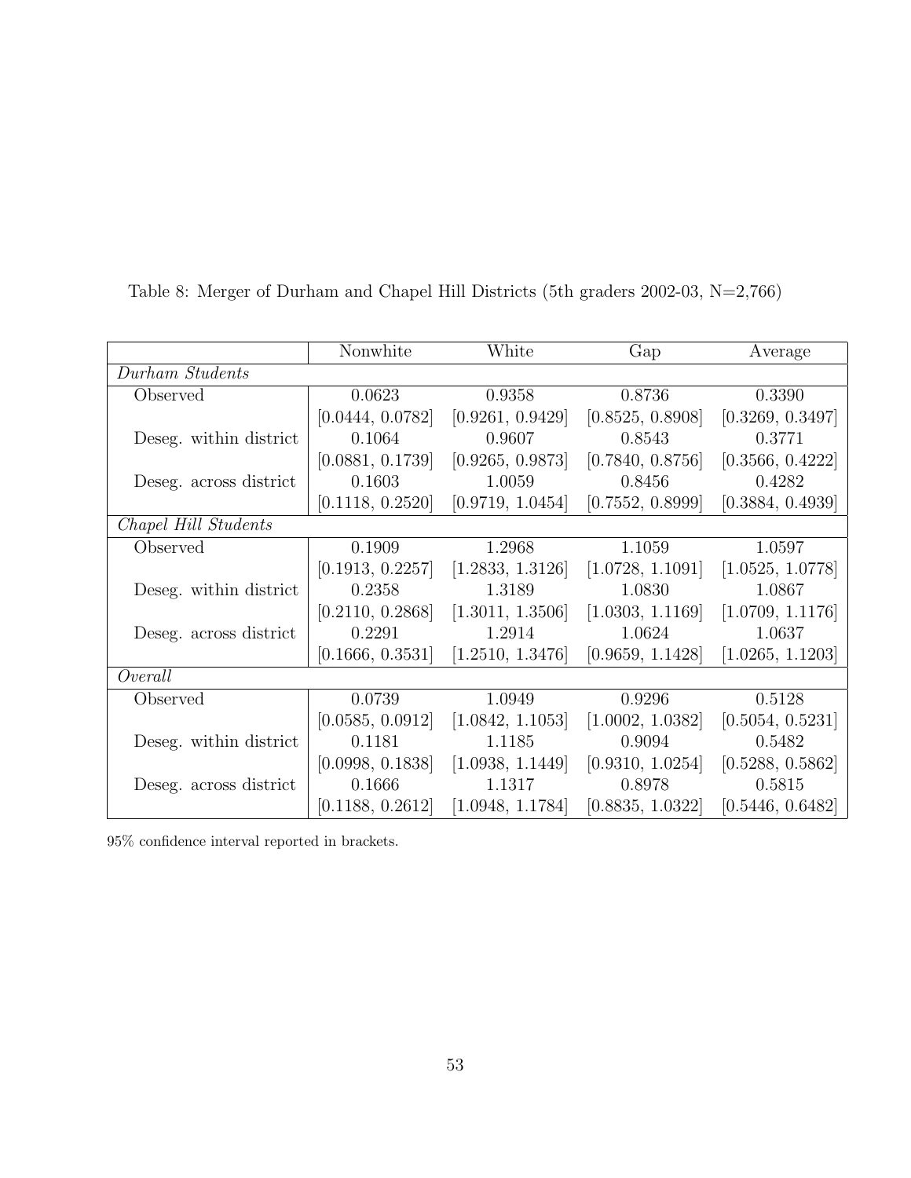Table 8: Merger of Durham and Chapel Hill Districts (5th graders 2002-03, N=2,766)

| | Nonwhite | White | Gap | Average |
|---|---|---|---|---|
| *Durham Students* | | | | |
| Observed | 0.0623 | 0.9358 | 0.8736 | 0.3390 |
| | [0.0444, 0.0782] | [0.9261, 0.9429] | [0.8525, 0.8908] | [0.3269, 0.3497] |
| Deseg. within district | 0.1064 | 0.9607 | 0.8543 | 0.3771 |
| | [0.0881, 0.1739] | [0.9265, 0.9873] | [0.7840, 0.8756] | [0.3566, 0.4222] |
| Deseg. across district | 0.1603 | 1.0059 | 0.8456 | 0.4282 |
| | [0.1118, 0.2520] | [0.9719, 1.0454] | [0.7552, 0.8999] | [0.3884, 0.4939] |
| *Chapel Hill Students* | | | | |
| Observed | 0.1909 | 1.2968 | 1.1059 | 1.0597 |
| | [0.1913, 0.2257] | [1.2833, 1.3126] | [1.0728, 1.1091] | [1.0525, 1.0778] |
| Deseg. within district | 0.2358 | 1.3189 | 1.0830 | 1.0867 |
| | [0.2110, 0.2868] | [1.3011, 1.3506] | [1.0303, 1.1169] | [1.0709, 1.1176] |
| Deseg. across district | 0.2291 | 1.2914 | 1.0624 | 1.0637 |
| | [0.1666, 0.3531] | [1.2510, 1.3476] | [0.9659, 1.1428] | [1.0265, 1.1203] |
| *Overall* | | | | |
| Observed | 0.0739 | 1.0949 | 0.9296 | 0.5128 |
| | [0.0585, 0.0912] | [1.0842, 1.1053] | [1.0002, 1.0382] | [0.5054, 0.5231] |
| Deseg. within district | 0.1181 | 1.1185 | 0.9094 | 0.5482 |
| | [0.0998, 0.1838] | [1.0938, 1.1449] | [0.9310, 1.0254] | [0.5288, 0.5862] |
| Deseg. across district | 0.1666 | 1.1317 | 0.8978 | 0.5815 |
| | [0.1188, 0.2612] | [1.0948, 1.1784] | [0.8835, 1.0322] | [0.5446, 0.6482] |

95% confidence interval reported in brackets.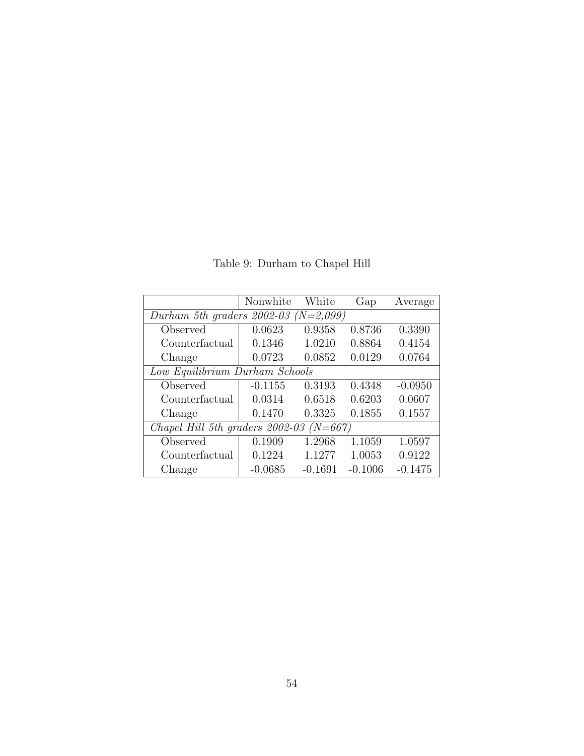Table 9: Durham to Chapel Hill

| | Nonwhite | White | Gap | Average |
|---|---|---|---|---|
| *Durham 5th graders 2002-03 (N=2,099)* | | | | |
| Observed | 0.0623 | 0.9358 | 0.8736 | 0.3390 |
| Counterfactual | 0.1346 | 1.0210 | 0.8864 | 0.4154 |
| Change | 0.0723 | 0.0852 | 0.0129 | 0.0764 |
| *Low Equilibrium Durham Schools* | | | | |
| Observed | -0.1155 | 0.3193 | 0.4348 | -0.0950 |
| Counterfactual | 0.0314 | 0.6518 | 0.6203 | 0.0607 |
| Change | 0.1470 | 0.3325 | 0.1855 | 0.1557 |
| *Chapel Hill 5th graders 2002-03 (N=667)* | | | | |
| Observed | 0.1909 | 1.2968 | 1.1059 | 1.0597 |
| Counterfactual | 0.1224 | 1.1277 | 1.0053 | 0.9122 |
| Change | -0.0685 | -0.1691 | -0.1006 | -0.1475 |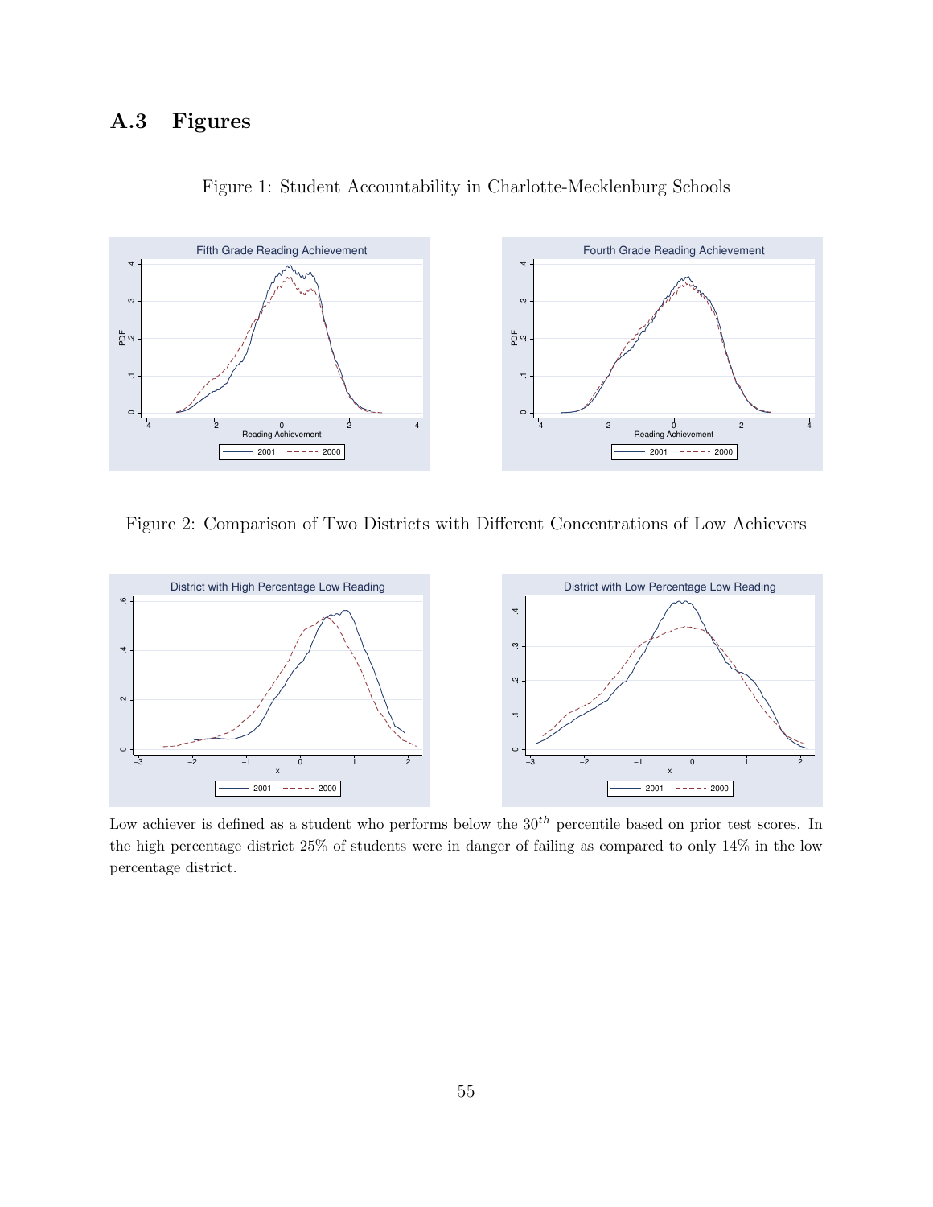## A.3 Figures

Figure 1: Student Accountability in Charlotte-Mecklenburg Schools

Figure 2: Comparison of Two Districts with Different Concentrations of Low Achievers

Low achiever is defined as a student who performs below the $30^{th}$ percentile based on prior test scores. In the high percentage district 25% of students were in danger of failing as compared to only 14% in the low percentage district.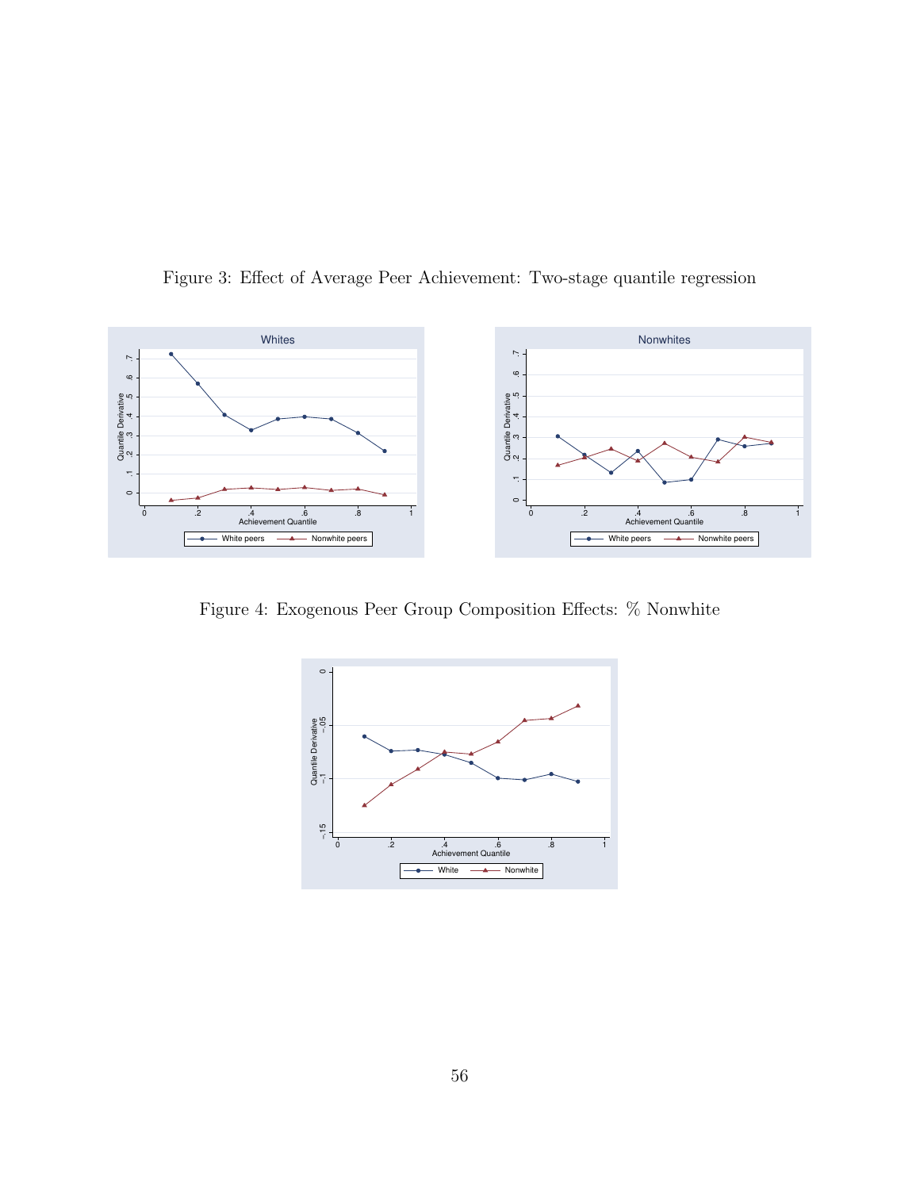Figure 3: Effect of Average Peer Achievement: Two-stage quantile regression

Figure 4: Exogenous Peer Group Composition Effects: % Nonwhite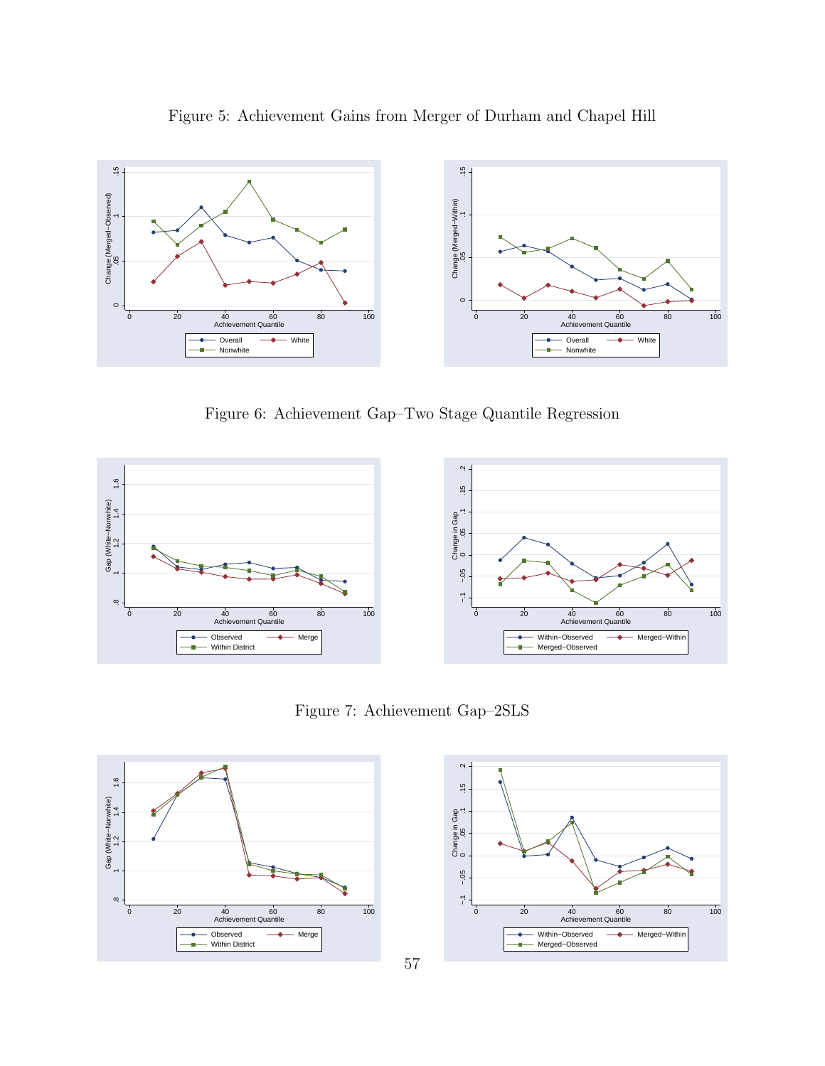Figure 5: Achievement Gains from Merger of Durham and Chapel Hill

Change (Merged−Observed)
0
.05
.1
.15
0
20
40
60
80
100
Achievement Quantile
Overall
White
Nonwhite

Change (Merged−Within)
0
.05
.1
.15
0
20
40
60
80
100
Achievement Quantile
Overall
White
Nonwhite

Figure 6: Achievement Gap–Two Stage Quantile Regression

Gap (White−Nonwhite)
.8
1
1.2
1.4
1.6
0
20
40
60
80
100
Achievement Quantile
Observed
Merge
Within District

Change in Gap
−.1
−.05
0
.05
.1
.15
.2
0
20
40
60
80
100
Achievement Quantile
Within−Observed
Merged−Within
Merged−Observed

Figure 7: Achievement Gap–2SLS

Gap (White−Nonwhite)
.8
1
1.2
1.4
1.6
0
20
40
60
80
100
Achievement Quantile
Observed
Merge
Within District

Change in Gap
−.1
−.05
0
.05
.1
.15
.2
0
20
40
60
80
100
Achievement Quantile
Within−Observed
Merged−Within
Merged−Observed